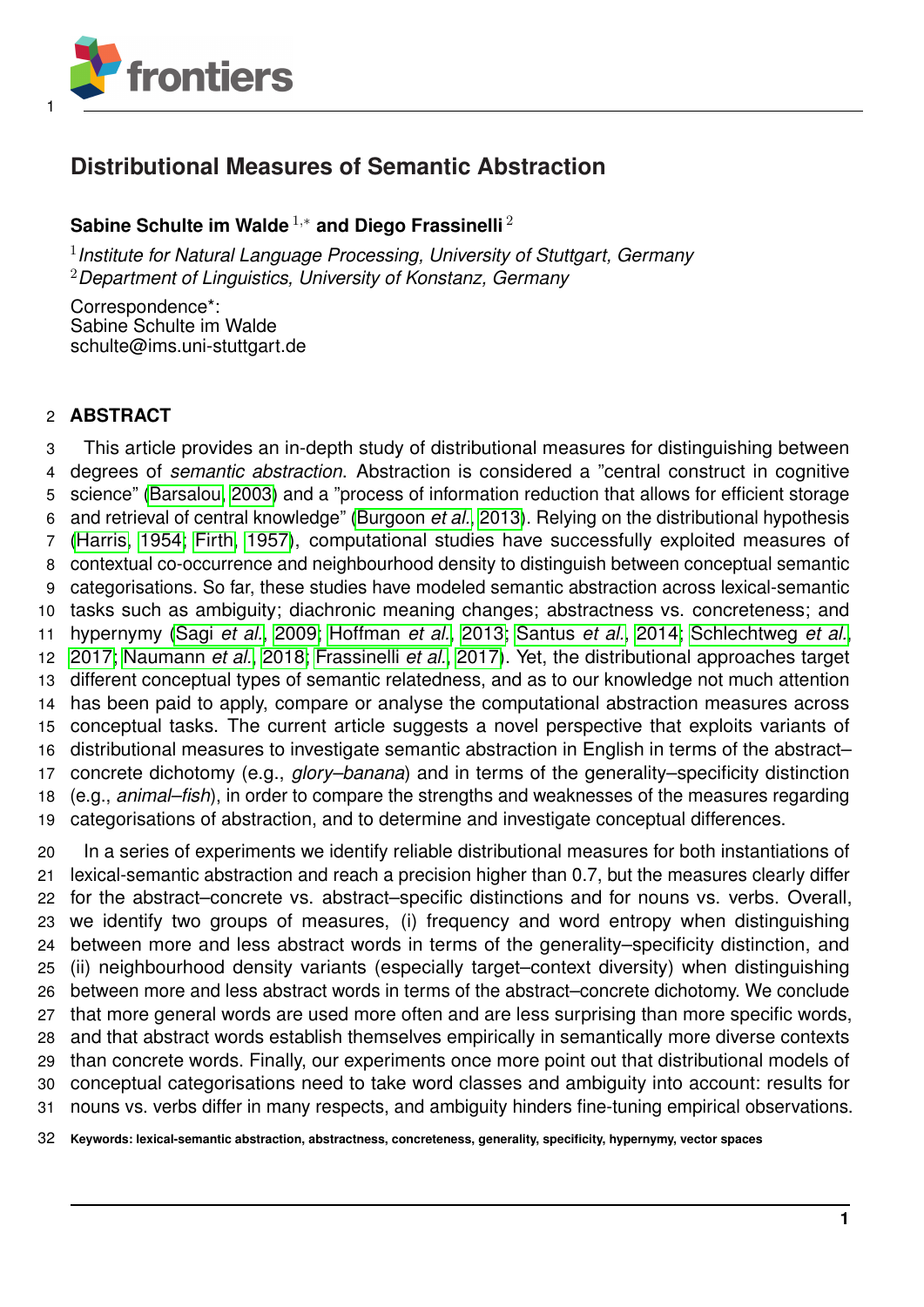# Distributional Measures of Semantic Abstraction

**Sabine Schulte im Walde [1,*] and Diego Frassinelli [2]**

[1] *Institute for Natural Language Processing, University of Stuttgart, Germany*
[2] *Department of Linguistics, University of Konstanz, Germany*

Correspondence*:
Sabine Schulte im Walde
schulte@ims.uni-stuttgart.de

## ABSTRACT

This article provides an in-depth study of distributional measures for distinguishing between degrees of *semantic abstraction*. Abstraction is considered a "central construct in cognitive science" (Barsalou, 2003) and a "process of information reduction that allows for efficient storage and retrieval of central knowledge" (Burgoon *et al.*, 2013). Relying on the distributional hypothesis (Harris, 1954; Firth, 1957), computational studies have successfully exploited measures of contextual co-occurrence and neighbourhood density to distinguish between conceptual semantic categorisations. So far, these studies have modeled semantic abstraction across lexical-semantic tasks such as ambiguity; diachronic meaning changes; abstractness vs. concreteness; and hypernymy (Sagi *et al.*, 2009; Hoffman *et al.*, 2013; Santus *et al.*, 2014; Schlechtweg *et al.*, 2017; Naumann *et al.*, 2018; Frassinelli *et al.*, 2017). Yet, the distributional approaches target different conceptual types of semantic relatedness, and as to our knowledge not much attention has been paid to apply, compare or analyse the computational abstraction measures across conceptual tasks. The current article suggests a novel perspective that exploits variants of distributional measures to investigate semantic abstraction in English in terms of the abstract–concrete dichotomy (e.g., *glory–banana*) and in terms of the generality–specificity distinction (e.g., *animal–fish*), in order to compare the strengths and weaknesses of the measures regarding categorisations of abstraction, and to determine and investigate conceptual differences.

In a series of experiments we identify reliable distributional measures for both instantiations of lexical-semantic abstraction and reach a precision higher than 0.7, but the measures clearly differ for the abstract–concrete vs. abstract–specific distinctions and for nouns vs. verbs. Overall, we identify two groups of measures, (i) frequency and word entropy when distinguishing between more and less abstract words in terms of the generality–specificity distinction, and (ii) neighbourhood density variants (especially target–context diversity) when distinguishing between more and less abstract words in terms of the abstract–concrete dichotomy. We conclude that more general words are used more often and are less surprising than more specific words, and that abstract words establish themselves empirically in semantically more diverse contexts than concrete words. Finally, our experiments once more point out that distributional models of conceptual categorisations need to take word classes and ambiguity into account: results for nouns vs. verbs differ in many respects, and ambiguity hinders fine-tuning empirical observations.

**Keywords: lexical-semantic abstraction, abstractness, concreteness, generality, specificity, hypernymy, vector spaces**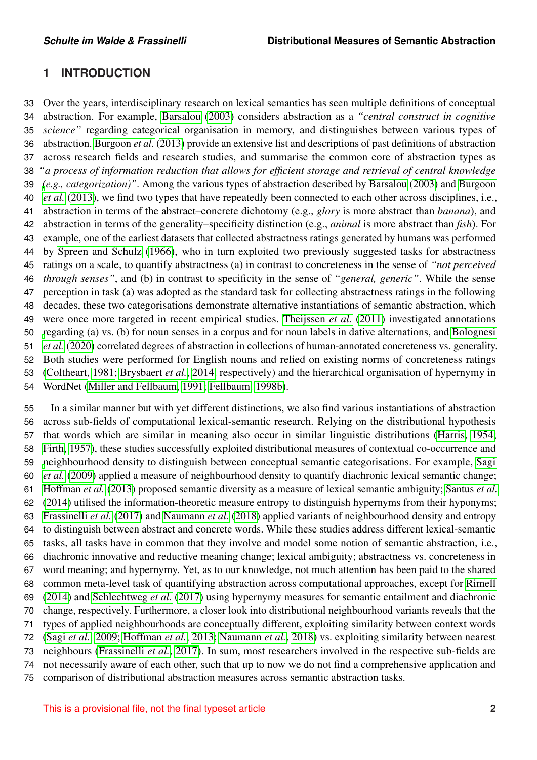## 1 INTRODUCTION

Over the years, interdisciplinary research on lexical semantics has seen multiple definitions of conceptual abstraction. For example, Barsalou (2003) considers abstraction as a *"central construct in cognitive science"* regarding categorical organisation in memory, and distinguishes between various types of abstraction. Burgoon *et al.* (2013) provide an extensive list and descriptions of past definitions of abstraction across research fields and research studies, and summarise the common core of abstraction types as *"a process of information reduction that allows for efficient storage and retrieval of central knowledge (e.g., categorization)"*. Among the various types of abstraction described by Barsalou (2003) and Burgoon *et al.* (2013), we find two types that have repeatedly been connected to each other across disciplines, i.e., abstraction in terms of the abstract–concrete dichotomy (e.g., *glory* is more abstract than *banana*), and abstraction in terms of the generality–specificity distinction (e.g., *animal* is more abstract than *fish*). For example, one of the earliest datasets that collected abstractness ratings generated by humans was performed by Spreen and Schulz (1966), who in turn exploited two previously suggested tasks for abstractness ratings on a scale, to quantify abstractness (a) in contrast to concreteness in the sense of *"not perceived through senses"*, and (b) in contrast to specificity in the sense of *"general, generic"*. While the sense perception in task (a) was adopted as the standard task for collecting abstractness ratings in the following decades, these two categorisations demonstrate alternative instantiations of semantic abstraction, which were once more targeted in recent empirical studies. Theijssen *et al.* (2011) investigated annotations regarding (a) vs. (b) for noun senses in a corpus and for noun labels in dative alternations, and Bolognesi *et al.* (2020) correlated degrees of abstraction in collections of human-annotated concreteness vs. generality. Both studies were performed for English nouns and relied on existing norms of concreteness ratings (Coltheart, 1981; Brysbaert *et al.*, 2014, respectively) and the hierarchical organisation of hypernymy in WordNet (Miller and Fellbaum, 1991; Fellbaum, 1998b).

In a similar manner but with yet different distinctions, we also find various instantiations of abstraction across sub-fields of computational lexical-semantic research. Relying on the distributional hypothesis that words which are similar in meaning also occur in similar linguistic distributions (Harris, 1954; Firth, 1957), these studies successfully exploited distributional measures of contextual co-occurrence and neighbourhood density to distinguish between conceptual semantic categorisations. For example, Sagi *et al.* (2009) applied a measure of neighbourhood density to quantify diachronic lexical semantic change; Hoffman *et al.* (2013) proposed semantic diversity as a measure of lexical semantic ambiguity; Santus *et al.* (2014) utilised the information-theoretic measure entropy to distinguish hypernyms from their hyponyms; Frassinelli *et al.* (2017) and Naumann *et al.* (2018) applied variants of neighbourhood density and entropy to distinguish between abstract and concrete words. While these studies address different lexical-semantic tasks, all tasks have in common that they involve and model some notion of semantic abstraction, i.e., diachronic innovative and reductive meaning change; lexical ambiguity; abstractness vs. concreteness in word meaning; and hypernymy. Yet, as to our knowledge, not much attention has been paid to the shared common meta-level task of quantifying abstraction across computational approaches, except for Rimell (2014) and Schlechtweg *et al.* (2017) using hypernymy measures for semantic entailment and diachronic change, respectively. Furthermore, a closer look into distributional neighbourhood variants reveals that the types of applied neighbourhoods are conceptually different, exploiting similarity between context words (Sagi *et al.*, 2009; Hoffman *et al.*, 2013; Naumann *et al.*, 2018) vs. exploiting similarity between nearest neighbours (Frassinelli *et al.*, 2017). In sum, most researchers involved in the respective sub-fields are not necessarily aware of each other, such that up to now we do not find a comprehensive application and comparison of distributional abstraction measures across semantic abstraction tasks.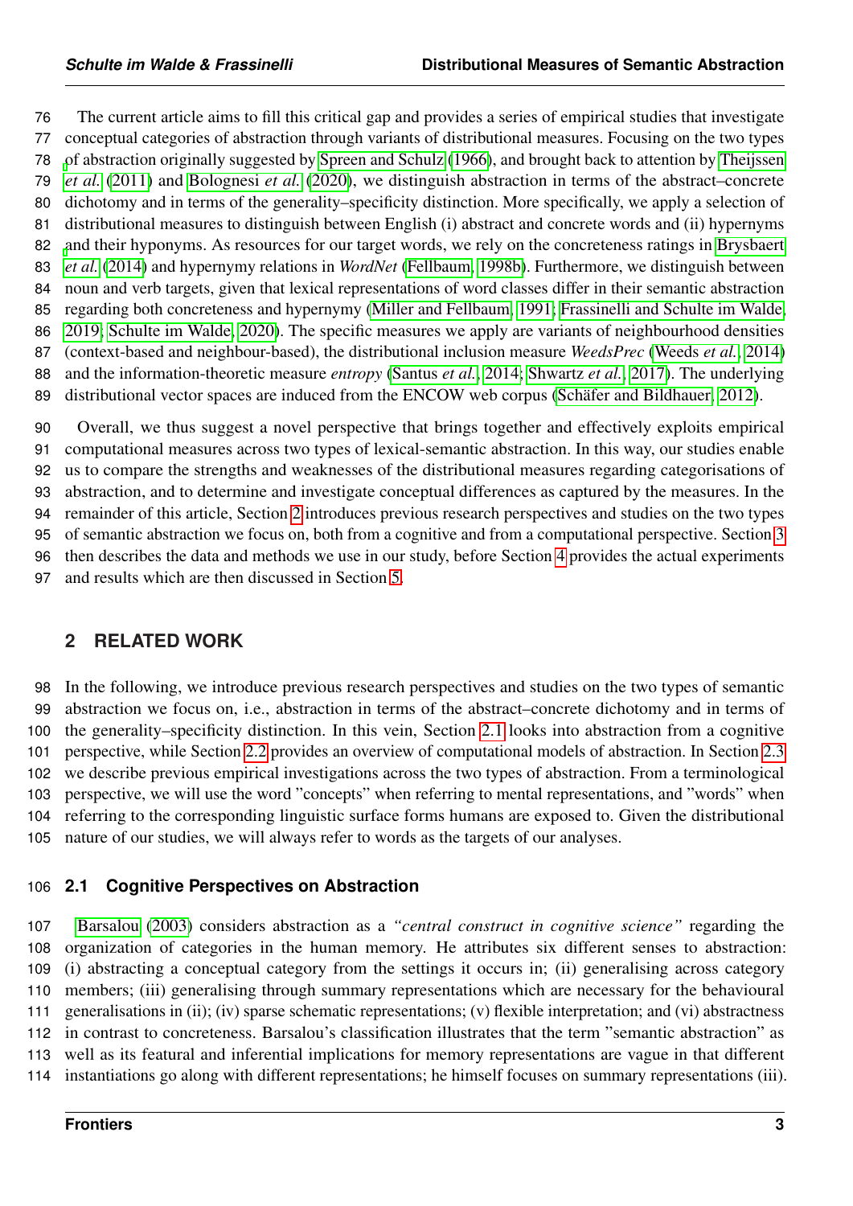The current article aims to fill this critical gap and provides a series of empirical studies that investigate conceptual categories of abstraction through variants of distributional measures. Focusing on the two types of abstraction originally suggested by Spreen and Schulz (1966), and brought back to attention by Theijssen *et al.* (2011) and Bolognesi *et al.* (2020), we distinguish abstraction in terms of the abstract–concrete dichotomy and in terms of the generality–specificity distinction. More specifically, we apply a selection of distributional measures to distinguish between English (i) abstract and concrete words and (ii) hypernyms and their hyponyms. As resources for our target words, we rely on the concreteness ratings in Brysbaert *et al.* (2014) and hypernymy relations in *WordNet* (Fellbaum, 1998b). Furthermore, we distinguish between noun and verb targets, given that lexical representations of word classes differ in their semantic abstraction regarding both concreteness and hypernymy (Miller and Fellbaum, 1991; Frassinelli and Schulte im Walde, 2019; Schulte im Walde, 2020). The specific measures we apply are variants of neighbourhood densities (context-based and neighbour-based), the distributional inclusion measure *WeedsPrec* (Weeds *et al.*, 2014) and the information-theoretic measure *entropy* (Santus *et al.*, 2014; Shwartz *et al.*, 2017). The underlying distributional vector spaces are induced from the ENCOW web corpus (Schäfer and Bildhauer, 2012).

Overall, we thus suggest a novel perspective that brings together and effectively exploits empirical computational measures across two types of lexical-semantic abstraction. In this way, our studies enable us to compare the strengths and weaknesses of the distributional measures regarding categorisations of abstraction, and to determine and investigate conceptual differences as captured by the measures. In the remainder of this article, Section 2 introduces previous research perspectives and studies on the two types of semantic abstraction we focus on, both from a cognitive and from a computational perspective. Section 3 then describes the data and methods we use in our study, before Section 4 provides the actual experiments and results which are then discussed in Section 5.

## 2 RELATED WORK

In the following, we introduce previous research perspectives and studies on the two types of semantic abstraction we focus on, i.e., abstraction in terms of the abstract–concrete dichotomy and in terms of the generality–specificity distinction. In this vein, Section 2.1 looks into abstraction from a cognitive perspective, while Section 2.2 provides an overview of computational models of abstraction. In Section 2.3 we describe previous empirical investigations across the two types of abstraction. From a terminological perspective, we will use the word "concepts" when referring to mental representations, and "words" when referring to the corresponding linguistic surface forms humans are exposed to. Given the distributional nature of our studies, we will always refer to words as the targets of our analyses.

### 2.1 Cognitive Perspectives on Abstraction

Barsalou (2003) considers abstraction as a *"central construct in cognitive science"* regarding the organization of categories in the human memory. He attributes six different senses to abstraction: (i) abstracting a conceptual category from the settings it occurs in; (ii) generalising across category members; (iii) generalising through summary representations which are necessary for the behavioural generalisations in (ii); (iv) sparse schematic representations; (v) flexible interpretation; and (vi) abstractness in contrast to concreteness. Barsalou's classification illustrates that the term "semantic abstraction" as well as its featural and inferential implications for memory representations are vague in that different instantiations go along with different representations; he himself focuses on summary representations (iii).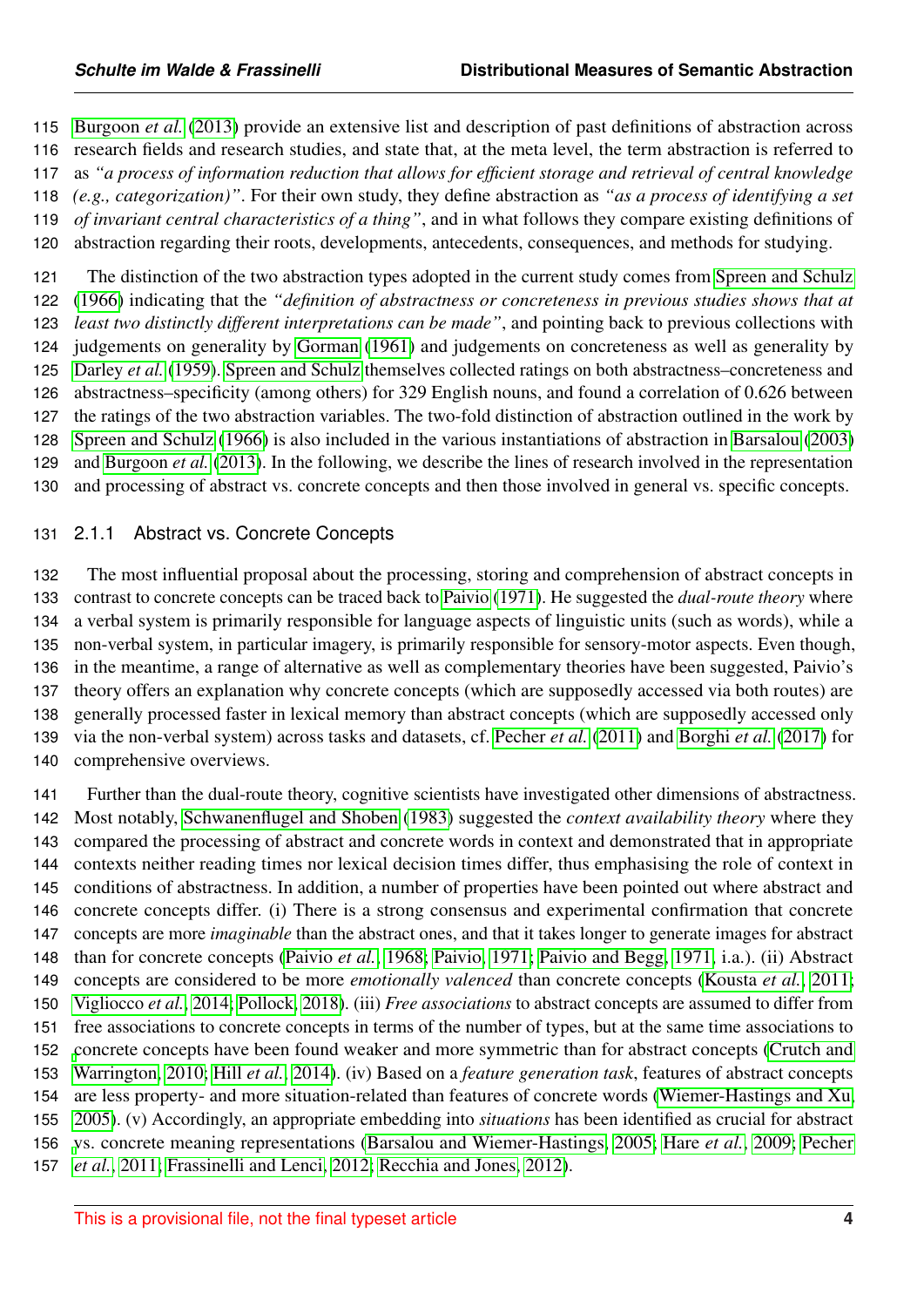Burgoon *et al.* (2013) provide an extensive list and description of past definitions of abstraction across research fields and research studies, and state that, at the meta level, the term abstraction is referred to as *"a process of information reduction that allows for efficient storage and retrieval of central knowledge (e.g., categorization)"*. For their own study, they define abstraction as *"as a process of identifying a set of invariant central characteristics of a thing"*, and in what follows they compare existing definitions of abstraction regarding their roots, developments, antecedents, consequences, and methods for studying.

The distinction of the two abstraction types adopted in the current study comes from Spreen and Schulz (1966) indicating that the *"definition of abstractness or concreteness in previous studies shows that at least two distinctly different interpretations can be made"*, and pointing back to previous collections with judgements on generality by Gorman (1961) and judgements on concreteness as well as generality by Darley *et al.* (1959). Spreen and Schulz themselves collected ratings on both abstractness–concreteness and abstractness–specificity (among others) for 329 English nouns, and found a correlation of 0.626 between the ratings of the two abstraction variables. The two-fold distinction of abstraction outlined in the work by Spreen and Schulz (1966) is also included in the various instantiations of abstraction in Barsalou (2003) and Burgoon *et al.* (2013). In the following, we describe the lines of research involved in the representation and processing of abstract vs. concrete concepts and then those involved in general vs. specific concepts.

### 2.1.1 Abstract vs. Concrete Concepts

The most influential proposal about the processing, storing and comprehension of abstract concepts in contrast to concrete concepts can be traced back to Paivio (1971). He suggested the *dual-route theory* where a verbal system is primarily responsible for language aspects of linguistic units (such as words), while a non-verbal system, in particular imagery, is primarily responsible for sensory-motor aspects. Even though, in the meantime, a range of alternative as well as complementary theories have been suggested, Paivio's theory offers an explanation why concrete concepts (which are supposedly accessed via both routes) are generally processed faster in lexical memory than abstract concepts (which are supposedly accessed only via the non-verbal system) across tasks and datasets, cf. Pecher *et al.* (2011) and Borghi *et al.* (2017) for comprehensive overviews.

Further than the dual-route theory, cognitive scientists have investigated other dimensions of abstractness. Most notably, Schwanenflugel and Shoben (1983) suggested the *context availability theory* where they compared the processing of abstract and concrete words in context and demonstrated that in appropriate contexts neither reading times nor lexical decision times differ, thus emphasising the role of context in conditions of abstractness. In addition, a number of properties have been pointed out where abstract and concrete concepts differ. (i) There is a strong consensus and experimental confirmation that concrete concepts are more *imaginable* than the abstract ones, and that it takes longer to generate images for abstract than for concrete concepts (Paivio *et al.*, 1968; Paivio, 1971; Paivio and Begg, 1971, i.a.). (ii) Abstract concepts are considered to be more *emotionally valenced* than concrete concepts (Kousta *et al.*, 2011; Vigliocco *et al.*, 2014; Pollock, 2018). (iii) *Free associations* to abstract concepts are assumed to differ from free associations to concrete concepts in terms of the number of types, but at the same time associations to concrete concepts have been found weaker and more symmetric than for abstract concepts (Crutch and Warrington, 2010; Hill *et al.*, 2014). (iv) Based on a *feature generation task*, features of abstract concepts are less property- and more situation-related than features of concrete words (Wiemer-Hastings and Xu, 2005). (v) Accordingly, an appropriate embedding into *situations* has been identified as crucial for abstract vs. concrete meaning representations (Barsalou and Wiemer-Hastings, 2005; Hare *et al.*, 2009; Pecher *et al.*, 2011; Frassinelli and Lenci, 2012; Recchia and Jones, 2012).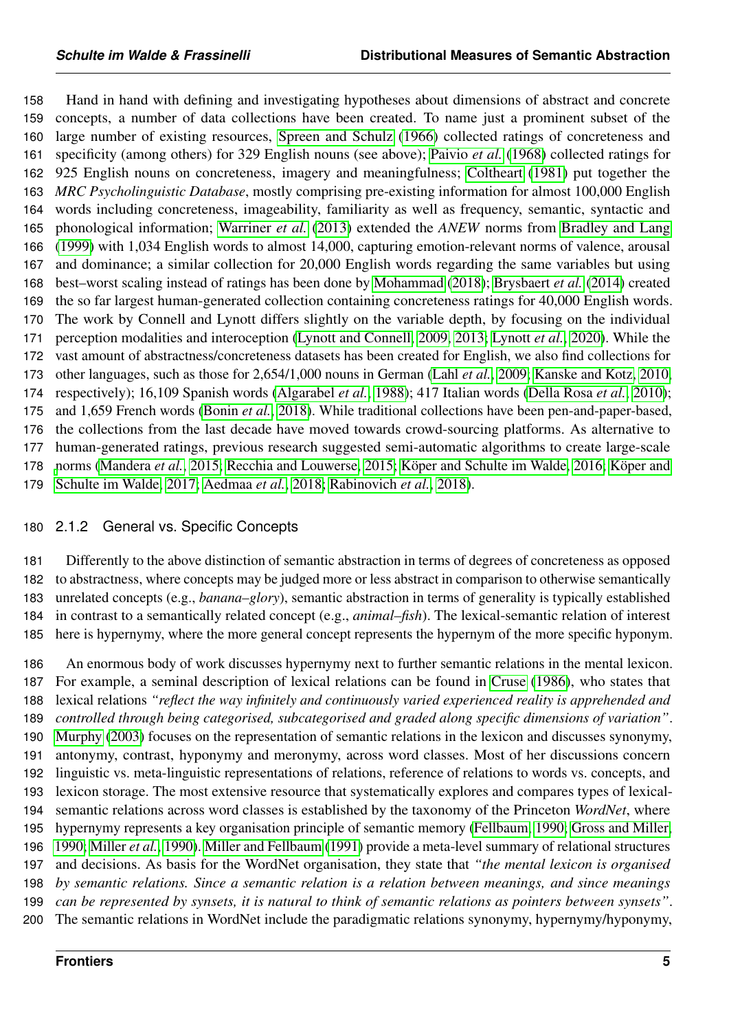Hand in hand with defining and investigating hypotheses about dimensions of abstract and concrete concepts, a number of data collections have been created. To name just a prominent subset of the large number of existing resources, Spreen and Schulz (1966) collected ratings of concreteness and specificity (among others) for 329 English nouns (see above); Paivio *et al.* (1968) collected ratings for 925 English nouns on concreteness, imagery and meaningfulness; Coltheart (1981) put together the *MRC Psycholinguistic Database*, mostly comprising pre-existing information for almost 100,000 English words including concreteness, imageability, familiarity as well as frequency, semantic, syntactic and phonological information; Warriner *et al.* (2013) extended the *ANEW* norms from Bradley and Lang (1999) with 1,034 English words to almost 14,000, capturing emotion-relevant norms of valence, arousal and dominance; a similar collection for 20,000 English words regarding the same variables but using best–worst scaling instead of ratings has been done by Mohammad (2018); Brysbaert *et al.* (2014) created the so far largest human-generated collection containing concreteness ratings for 40,000 English words. The work by Connell and Lynott differs slightly on the variable depth, by focusing on the individual perception modalities and interoception (Lynott and Connell, 2009, 2013; Lynott *et al.*, 2020). While the vast amount of abstractness/concreteness datasets has been created for English, we also find collections for other languages, such as those for 2,654/1,000 nouns in German (Lahl *et al.*, 2009; Kanske and Kotz, 2010, respectively); 16,109 Spanish words (Algarabel *et al.*, 1988); 417 Italian words (Della Rosa *et al.*, 2010); and 1,659 French words (Bonin *et al.*, 2018). While traditional collections have been pen-and-paper-based, the collections from the last decade have moved towards crowd-sourcing platforms. As alternative to human-generated ratings, previous research suggested semi-automatic algorithms to create large-scale norms (Mandera *et al.*, 2015; Recchia and Louwerse, 2015; Köper and Schulte im Walde, 2016; Köper and Schulte im Walde, 2017; Aedmaa *et al.*, 2018; Rabinovich *et al.*, 2018).

### 2.1.2 General vs. Specific Concepts

Differently to the above distinction of semantic abstraction in terms of degrees of concreteness as opposed to abstractness, where concepts may be judged more or less abstract in comparison to otherwise semantically unrelated concepts (e.g., *banana–glory*), semantic abstraction in terms of generality is typically established in contrast to a semantically related concept (e.g., *animal–fish*). The lexical-semantic relation of interest here is hypernymy, where the more general concept represents the hypernym of the more specific hyponym.

An enormous body of work discusses hypernymy next to further semantic relations in the mental lexicon. For example, a seminal description of lexical relations can be found in Cruse (1986), who states that lexical relations *"reflect the way infinitely and continuously varied experienced reality is apprehended and controlled through being categorised, subcategorised and graded along specific dimensions of variation"*. Murphy (2003) focuses on the representation of semantic relations in the lexicon and discusses synonymy, antonymy, contrast, hyponymy and meronymy, across word classes. Most of her discussions concern linguistic vs. meta-linguistic representations of relations, reference of relations to words vs. concepts, and lexicon storage. The most extensive resource that systematically explores and compares types of lexical-semantic relations across word classes is established by the taxonomy of the Princeton *WordNet*, where hypernymy represents a key organisation principle of semantic memory (Fellbaum, 1990; Gross and Miller, 1990; Miller *et al.*, 1990). Miller and Fellbaum (1991) provide a meta-level summary of relational structures and decisions. As basis for the WordNet organisation, they state that *"the mental lexicon is organised by semantic relations. Since a semantic relation is a relation between meanings, and since meanings can be represented by synsets, it is natural to think of semantic relations as pointers between synsets"*. The semantic relations in WordNet include the paradigmatic relations synonymy, hypernymy/hyponymy,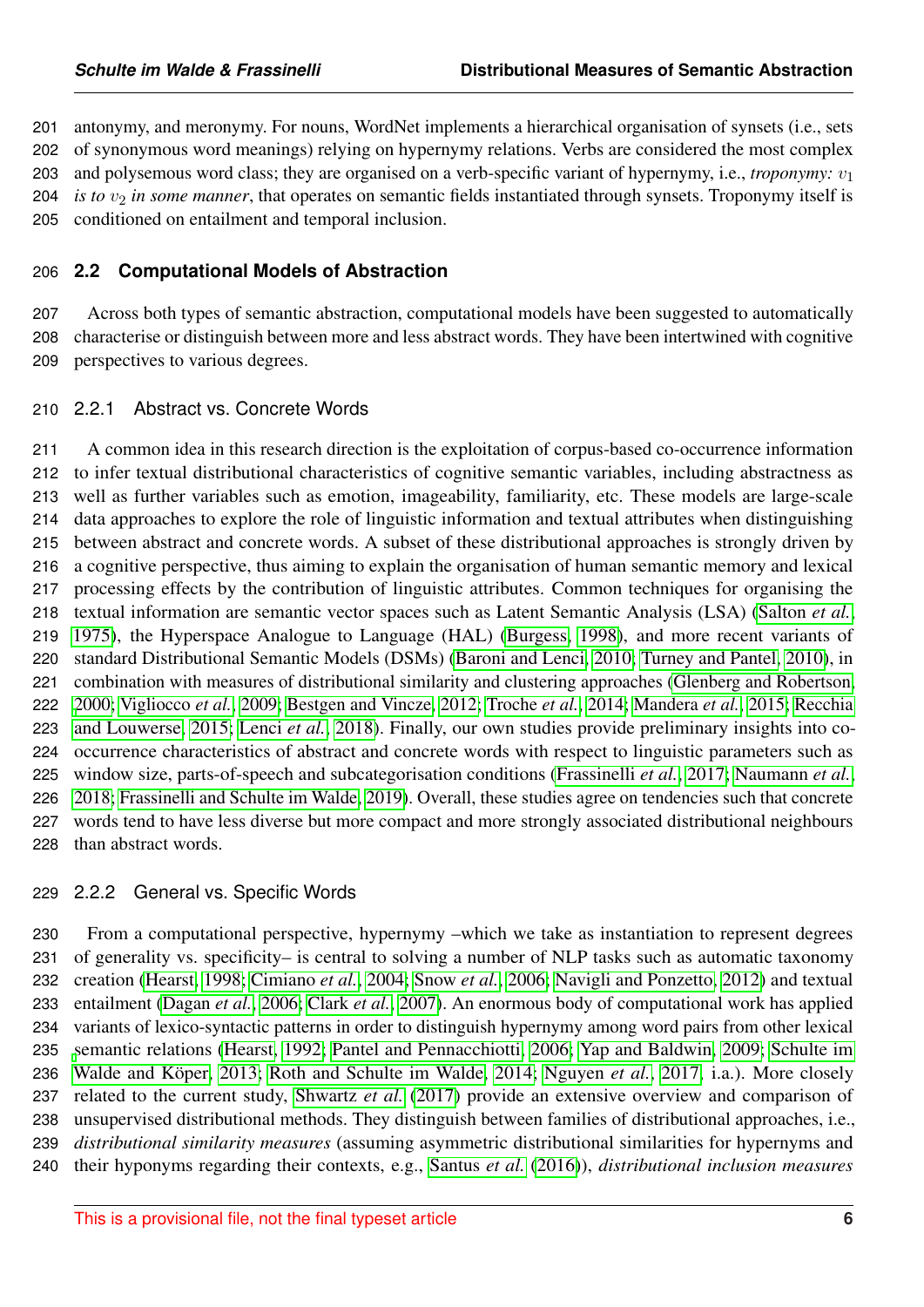antonymy, and meronymy. For nouns, WordNet implements a hierarchical organisation of synsets (i.e., sets of synonymous word meanings) relying on hypernymy relations. Verbs are considered the most complex and polysemous word class; they are organised on a verb-specific variant of hypernymy, i.e., *troponymy: $v_1$ is to $v_2$ in some manner*, that operates on semantic fields instantiated through synsets. Troponymy itself is conditioned on entailment and temporal inclusion.

## 2.2 Computational Models of Abstraction

Across both types of semantic abstraction, computational models have been suggested to automatically characterise or distinguish between more and less abstract words. They have been intertwined with cognitive perspectives to various degrees.

### 2.2.1 Abstract vs. Concrete Words

A common idea in this research direction is the exploitation of corpus-based co-occurrence information to infer textual distributional characteristics of cognitive semantic variables, including abstractness as well as further variables such as emotion, imageability, familiarity, etc. These models are large-scale data approaches to explore the role of linguistic information and textual attributes when distinguishing between abstract and concrete words. A subset of these distributional approaches is strongly driven by a cognitive perspective, thus aiming to explain the organisation of human semantic memory and lexical processing effects by the contribution of linguistic attributes. Common techniques for organising the textual information are semantic vector spaces such as Latent Semantic Analysis (LSA) (Salton *et al.*, 1975), the Hyperspace Analogue to Language (HAL) (Burgess, 1998), and more recent variants of standard Distributional Semantic Models (DSMs) (Baroni and Lenci, 2010; Turney and Pantel, 2010), in combination with measures of distributional similarity and clustering approaches (Glenberg and Robertson, 2000; Vigliocco *et al.*, 2009; Bestgen and Vincze, 2012; Troche *et al.*, 2014; Mandera *et al.*, 2015; Recchia and Louwerse, 2015; Lenci *et al.*, 2018). Finally, our own studies provide preliminary insights into co-occurrence characteristics of abstract and concrete words with respect to linguistic parameters such as window size, parts-of-speech and subcategorisation conditions (Frassinelli *et al.*, 2017; Naumann *et al.*, 2018; Frassinelli and Schulte im Walde, 2019). Overall, these studies agree on tendencies such that concrete words tend to have less diverse but more compact and more strongly associated distributional neighbours than abstract words.

### 2.2.2 General vs. Specific Words

From a computational perspective, hypernymy –which we take as instantiation to represent degrees of generality vs. specificity– is central to solving a number of NLP tasks such as automatic taxonomy creation (Hearst, 1998; Cimiano *et al.*, 2004; Snow *et al.*, 2006; Navigli and Ponzetto, 2012) and textual entailment (Dagan *et al.*, 2006; Clark *et al.*, 2007). An enormous body of computational work has applied variants of lexico-syntactic patterns in order to distinguish hypernymy among word pairs from other lexical semantic relations (Hearst, 1992; Pantel and Pennacchiotti, 2006; Yap and Baldwin, 2009; Schulte im Walde and Köper, 2013; Roth and Schulte im Walde, 2014; Nguyen *et al.*, 2017, i.a.). More closely related to the current study, Shwartz *et al.* (2017) provide an extensive overview and comparison of unsupervised distributional methods. They distinguish between families of distributional approaches, i.e., *distributional similarity measures* (assuming asymmetric distributional similarities for hypernyms and their hyponyms regarding their contexts, e.g., Santus *et al.* (2016)), *distributional inclusion measures*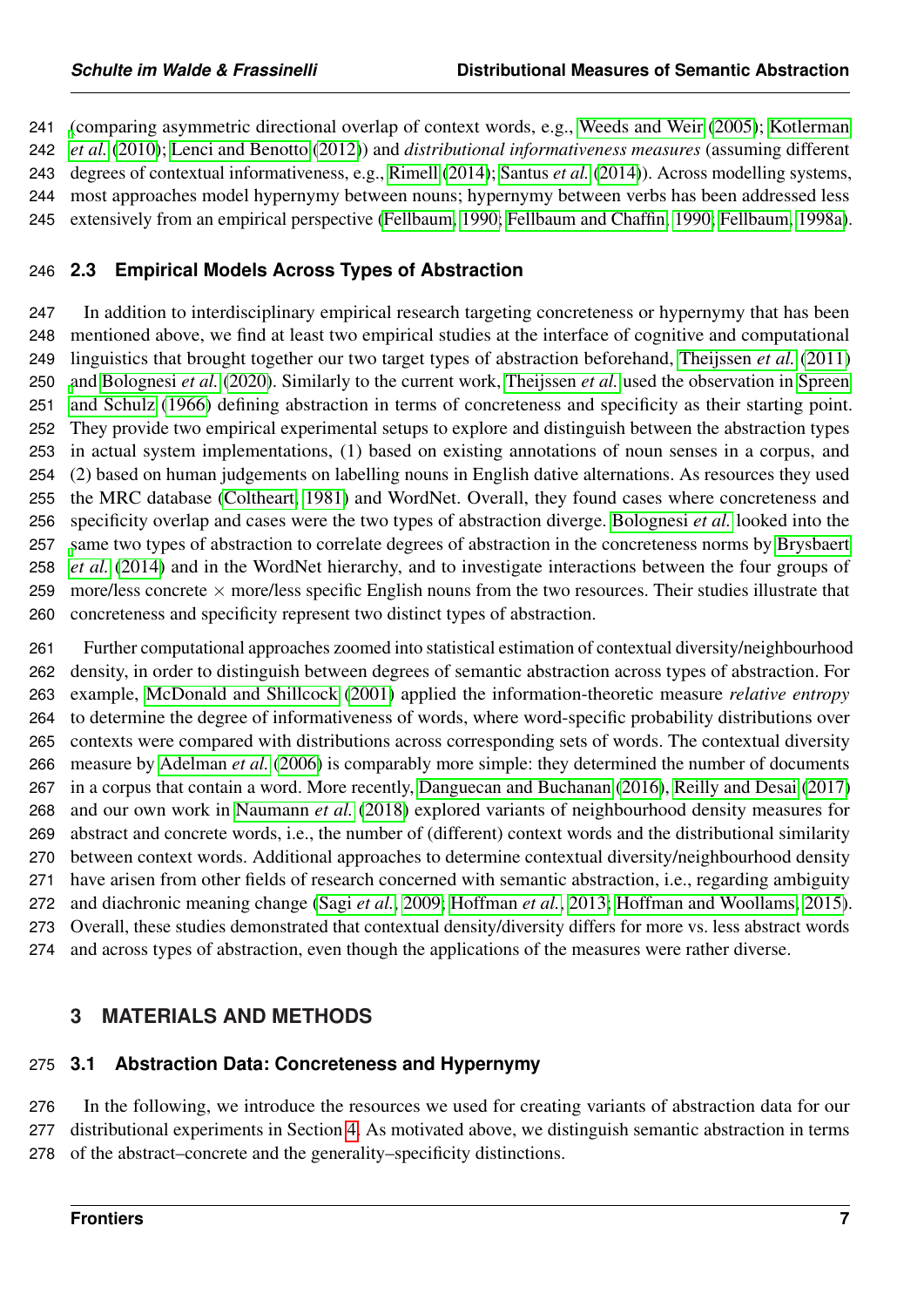(comparing asymmetric directional overlap of context words, e.g., Weeds and Weir (2005); Kotlerman *et al.* (2010); Lenci and Benotto (2012)) and *distributional informativeness measures* (assuming different degrees of contextual informativeness, e.g., Rimell (2014); Santus *et al.* (2014)). Across modelling systems, most approaches model hypernymy between nouns; hypernymy between verbs has been addressed less extensively from an empirical perspective (Fellbaum, 1990; Fellbaum and Chaffin, 1990; Fellbaum, 1998a).

### 2.3 Empirical Models Across Types of Abstraction

In addition to interdisciplinary empirical research targeting concreteness or hypernymy that has been mentioned above, we find at least two empirical studies at the interface of cognitive and computational linguistics that brought together our two target types of abstraction beforehand, Theijssen *et al.* (2011) and Bolognesi *et al.* (2020). Similarly to the current work, Theijssen *et al.* used the observation in Spreen and Schulz (1966) defining abstraction in terms of concreteness and specificity as their starting point. They provide two empirical experimental setups to explore and distinguish between the abstraction types in actual system implementations, (1) based on existing annotations of noun senses in a corpus, and (2) based on human judgements on labelling nouns in English dative alternations. As resources they used the MRC database (Coltheart, 1981) and WordNet. Overall, they found cases where concreteness and specificity overlap and cases were the two types of abstraction diverge. Bolognesi *et al.* looked into the same two types of abstraction to correlate degrees of abstraction in the concreteness norms by Brysbaert *et al.* (2014) and in the WordNet hierarchy, and to investigate interactions between the four groups of more/less concrete $\times$ more/less specific English nouns from the two resources. Their studies illustrate that concreteness and specificity represent two distinct types of abstraction.

Further computational approaches zoomed into statistical estimation of contextual diversity/neighbourhood density, in order to distinguish between degrees of semantic abstraction across types of abstraction. For example, McDonald and Shillcock (2001) applied the information-theoretic measure *relative entropy* to determine the degree of informativeness of words, where word-specific probability distributions over contexts were compared with distributions across corresponding sets of words. The contextual diversity measure by Adelman *et al.* (2006) is comparably more simple: they determined the number of documents in a corpus that contain a word. More recently, Danguecan and Buchanan (2016), Reilly and Desai (2017) and our own work in Naumann *et al.* (2018) explored variants of neighbourhood density measures for abstract and concrete words, i.e., the number of (different) context words and the distributional similarity between context words. Additional approaches to determine contextual diversity/neighbourhood density have arisen from other fields of research concerned with semantic abstraction, i.e., regarding ambiguity and diachronic meaning change (Sagi *et al.*, 2009; Hoffman *et al.*, 2013; Hoffman and Woollams, 2015). Overall, these studies demonstrated that contextual density/diversity differs for more vs. less abstract words and across types of abstraction, even though the applications of the measures were rather diverse.

## 3 MATERIALS AND METHODS

### 3.1 Abstraction Data: Concreteness and Hypernymy

In the following, we introduce the resources we used for creating variants of abstraction data for our distributional experiments in Section 4. As motivated above, we distinguish semantic abstraction in terms of the abstract–concrete and the generality–specificity distinctions.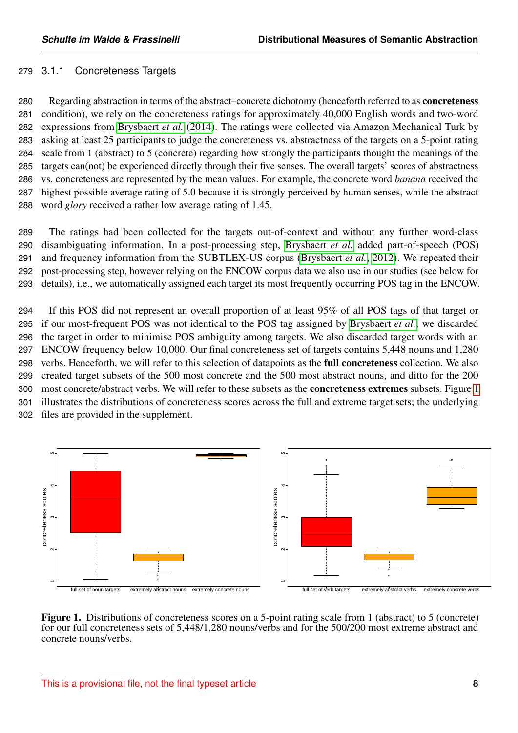### 3.1.1 Concreteness Targets

Regarding abstraction in terms of the abstract–concrete dichotomy (henceforth referred to as **concreteness** condition), we rely on the concreteness ratings for approximately 40,000 English words and two-word expressions from Brysbaert *et al.* (2014). The ratings were collected via Amazon Mechanical Turk by asking at least 25 participants to judge the concreteness vs. abstractness of the targets on a 5-point rating scale from 1 (abstract) to 5 (concrete) regarding how strongly the participants thought the meanings of the targets can(not) be experienced directly through their five senses. The overall targets' scores of abstractness vs. concreteness are represented by the mean values. For example, the concrete word *banana* received the highest possible average rating of 5.0 because it is strongly perceived by human senses, while the abstract word *glory* received a rather low average rating of 1.45.

The ratings had been collected for the targets out-of-context and without any further word-class disambiguating information. In a post-processing step, Brysbaert *et al.* added part-of-speech (POS) and frequency information from the SUBTLEX-US corpus (Brysbaert *et al.*, 2012). We repeated their post-processing step, however relying on the ENCOW corpus data we also use in our studies (see below for details), i.e., we automatically assigned each target its most frequently occurring POS tag in the ENCOW.

If this POS did not represent an overall proportion of at least 95% of all POS tags of that target or if our most-frequent POS was not identical to the POS tag assigned by Brysbaert *et al.*, we discarded the target in order to minimise POS ambiguity among targets. We also discarded target words with an ENCOW frequency below 10,000. Our final concreteness set of targets contains 5,448 nouns and 1,280 verbs. Henceforth, we will refer to this selection of datapoints as the **full concreteness** collection. We also created target subsets of the 500 most concrete and the 500 most abstract nouns, and ditto for the 200 most concrete/abstract verbs. We will refer to these subsets as the **concreteness extremes** subsets. Figure 1 illustrates the distributions of concreteness scores across the full and extreme target sets; the underlying files are provided in the supplement.

concreteness scores
1 2 3 4 5
full set of noun targets
extremely abstract nouns
extremely concrete nouns

concreteness scores
1 2 3 4 5
full set of verb targets
extremely abstract verbs
extremely concrete verbs

**Figure 1.** Distributions of concreteness scores on a 5-point rating scale from 1 (abstract) to 5 (concrete) for our full concreteness sets of 5,448/1,280 nouns/verbs and for the 500/200 most extreme abstract and concrete nouns/verbs.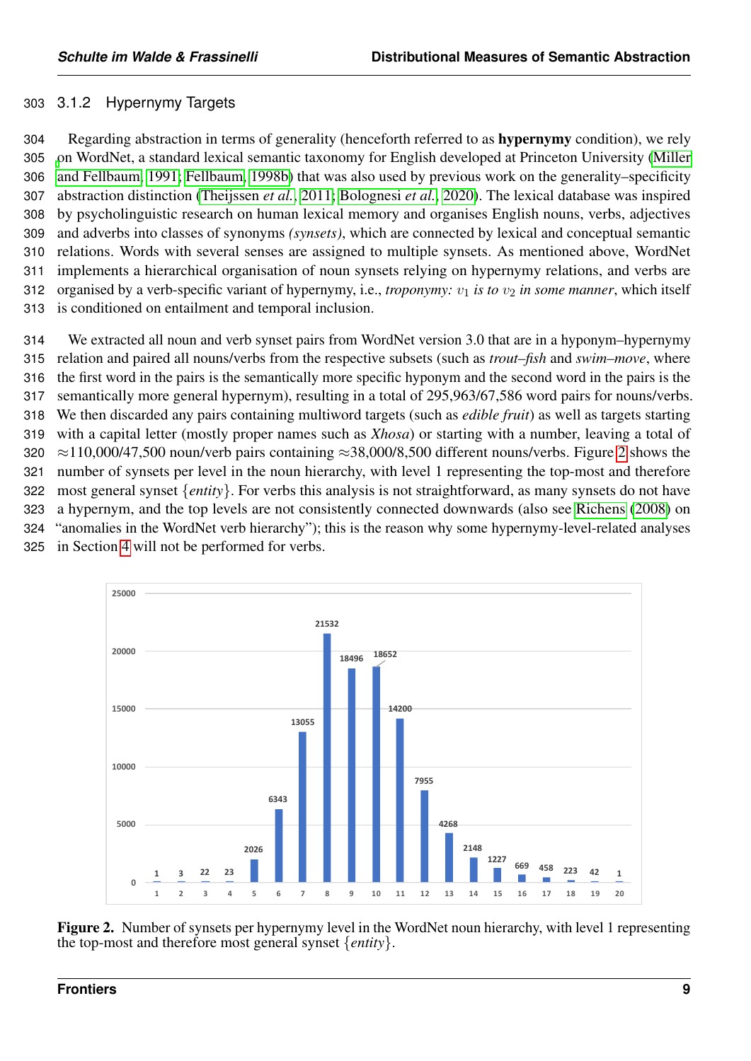### 3.1.2 Hypernymy Targets

Regarding abstraction in terms of generality (henceforth referred to as **hypernymy** condition), we rely on WordNet, a standard lexical semantic taxonomy for English developed at Princeton University (Miller and Fellbaum, 1991; Fellbaum, 1998b) that was also used by previous work on the generality–specificity abstraction distinction (Theijssen *et al.*, 2011; Bolognesi *et al.*, 2020). The lexical database was inspired by psycholinguistic research on human lexical memory and organises English nouns, verbs, adjectives and adverbs into classes of synonyms *(synsets)*, which are connected by lexical and conceptual semantic relations. Words with several senses are assigned to multiple synsets. As mentioned above, WordNet implements a hierarchical organisation of noun synsets relying on hypernymy relations, and verbs are organised by a verb-specific variant of hypernymy, i.e., *troponymy:* $v_1$ *is to* $v_2$ *in some manner*, which itself is conditioned on entailment and temporal inclusion.

We extracted all noun and verb synset pairs from WordNet version 3.0 that are in a hyponym–hypernymy relation and paired all nouns/verbs from the respective subsets (such as *trout–fish* and *swim–move*, where the first word in the pairs is the semantically more specific hyponym and the second word in the pairs is the semantically more general hypernym), resulting in a total of 295,963/67,586 word pairs for nouns/verbs. We then discarded any pairs containing multiword targets (such as *edible fruit*) as well as targets starting with a capital letter (mostly proper names such as *Xhosa*) or starting with a number, leaving a total of ≈110,000/47,500 noun/verb pairs containing ≈38,000/8,500 different nouns/verbs. Figure 2 shows the number of synsets per level in the noun hierarchy, with level 1 representing the top-most and therefore most general synset {*entity*}. For verbs this analysis is not straightforward, as many synsets do not have a hypernym, and the top levels are not consistently connected downwards (also see Richens (2008) on "anomalies in the WordNet verb hierarchy"); this is the reason why some hypernymy-level-related analyses in Section 4 will not be performed for verbs.

25000
20000
15000
10000
5000
0

1 2 3 4 5 6 7 8 9 10 11 12 13 14 15 16 17 18 19 20

1 3 22 23 2026 6343 13055 21532 18496 18652 14200 7955 4268 2148 1227 669 458 223 42 1

**Figure 2.** Number of synsets per hypernymy level in the WordNet noun hierarchy, with level 1 representing the top-most and therefore most general synset {*entity*}.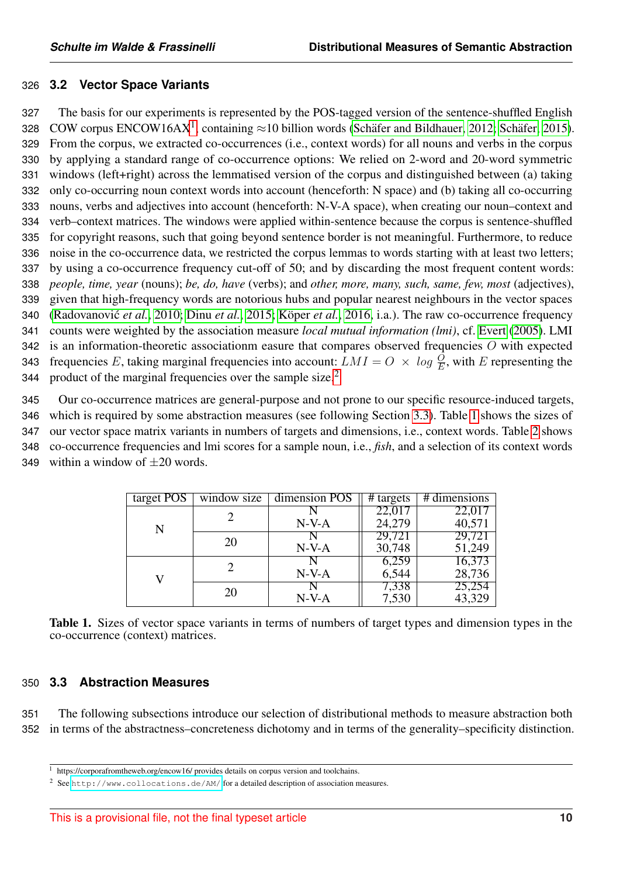### 3.2 Vector Space Variants

The basis for our experiments is represented by the POS-tagged version of the sentence-shuffled English COW corpus ENCOW16AX[1], containing ≈10 billion words (Schäfer and Bildhauer, 2012; Schäfer, 2015). From the corpus, we extracted co-occurrences (i.e., context words) for all nouns and verbs in the corpus by applying a standard range of co-occurrence options: We relied on 2-word and 20-word symmetric windows (left+right) across the lemmatised version of the corpus and distinguished between (a) taking only co-occurring noun context words into account (henceforth: N space) and (b) taking all co-occurring nouns, verbs and adjectives into account (henceforth: N-V-A space), when creating our noun–context and verb–context matrices. The windows were applied within-sentence because the corpus is sentence-shuffled for copyright reasons, such that going beyond sentence border is not meaningful. Furthermore, to reduce noise in the co-occurrence data, we restricted the corpus lemmas to words starting with at least two letters; by using a co-occurrence frequency cut-off of 50; and by discarding the most frequent content words: *people, time, year* (nouns); *be, do, have* (verbs); and *other, more, many, such, same, few, most* (adjectives), given that high-frequency words are notorious hubs and popular nearest neighbours in the vector spaces (Radovanović *et al.*, 2010; Dinu *et al.*, 2015; Köper *et al.*, 2016, i.a.). The raw co-occurrence frequency counts were weighted by the association measure *local mutual information (lmi)*, cf. Evert (2005). LMI is an information-theoretic associationm easure that compares observed frequencies $O$ with expected frequencies $E$, taking marginal frequencies into account: $LMI = O \times log\ \frac{O}{E}$, with $E$ representing the product of the marginal frequencies over the sample size.[2]

Our co-occurrence matrices are general-purpose and not prone to our specific resource-induced targets, which is required by some abstraction measures (see following Section 3.3). Table 1 shows the sizes of our vector space matrix variants in numbers of targets and dimensions, i.e., context words. Table 2 shows co-occurrence frequencies and lmi scores for a sample noun, i.e., *fish*, and a selection of its context words within a window of ±20 words.

| target POS | window size | dimension POS | # targets | # dimensions |
|---|---|---|---|---|
| N | 2 | N | 22,017 | 22,017 |
| | | N-V-A | 24,279 | 40,571 |
| | 20 | N | 29,721 | 29,721 |
| | | N-V-A | 30,748 | 51,249 |
| V | 2 | N | 6,259 | 16,373 |
| | | N-V-A | 6,544 | 28,736 |
| | 20 | N | 7,338 | 25,254 |
| | | N-V-A | 7,530 | 43,329 |

**Table 1.** Sizes of vector space variants in terms of numbers of target types and dimension types in the co-occurrence (context) matrices.

### 3.3 Abstraction Measures

The following subsections introduce our selection of distributional methods to measure abstraction both in terms of the abstractness–concreteness dichotomy and in terms of the generality–specificity distinction.

[1] https://corporafromtheweb.org/encow16/ provides details on corpus version and toolchains.

[2] See http://www.collocations.de/AM/ for a detailed description of association measures.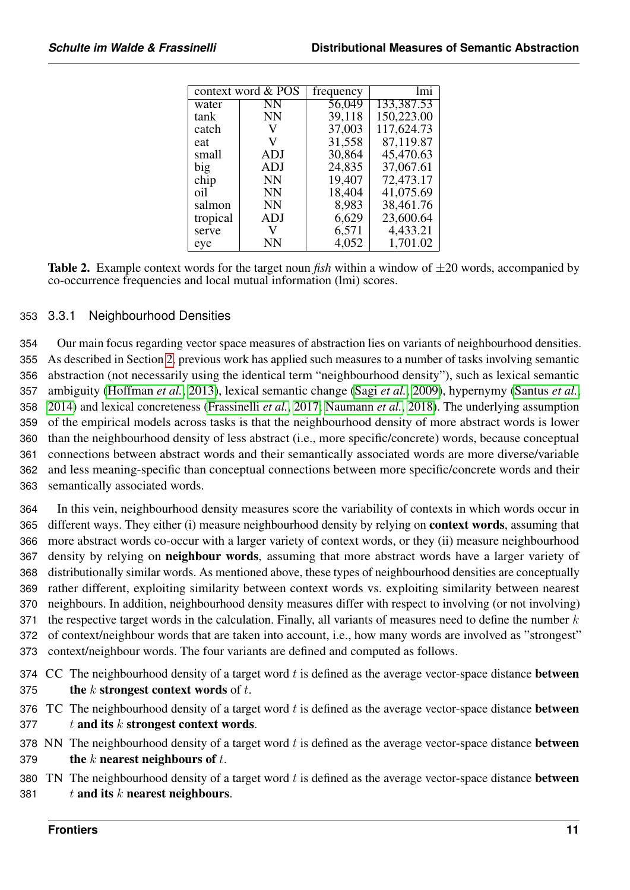| context word & POS | | frequency | lmi |
|---|---|---|---|
| water | NN | 56,049 | 133,387.53 |
| tank | NN | 39,118 | 150,223.00 |
| catch | V | 37,003 | 117,624.73 |
| eat | V | 31,558 | 87,119.87 |
| small | ADJ | 30,864 | 45,470.63 |
| big | ADJ | 24,835 | 37,067.61 |
| chip | NN | 19,407 | 72,473.17 |
| oil | NN | 18,404 | 41,075.69 |
| salmon | NN | 8,983 | 38,461.76 |
| tropical | ADJ | 6,629 | 23,600.64 |
| serve | V | 6,571 | 4,433.21 |
| eye | NN | 4,052 | 1,701.02 |

**Table 2.** Example context words for the target noun *fish* within a window of $\pm 20$ words, accompanied by co-occurrence frequencies and local mutual information (lmi) scores.

### 3.3.1 Neighbourhood Densities

Our main focus regarding vector space measures of abstraction lies on variants of neighbourhood densities. As described in Section 2, previous work has applied such measures to a number of tasks involving semantic abstraction (not necessarily using the identical term "neighbourhood density"), such as lexical semantic ambiguity (Hoffman *et al.*, 2013), lexical semantic change (Sagi *et al.*, 2009), hypernymy (Santus *et al.*, 2014) and lexical concreteness (Frassinelli *et al.*, 2017; Naumann *et al.*, 2018). The underlying assumption of the empirical models across tasks is that the neighbourhood density of more abstract words is lower than the neighbourhood density of less abstract (i.e., more specific/concrete) words, because conceptual connections between abstract words and their semantically associated words are more diverse/variable and less meaning-specific than conceptual connections between more specific/concrete words and their semantically associated words.

In this vein, neighbourhood density measures score the variability of contexts in which words occur in different ways. They either (i) measure neighbourhood density by relying on **context words**, assuming that more abstract words co-occur with a larger variety of context words, or they (ii) measure neighbourhood density by relying on **neighbour words**, assuming that more abstract words have a larger variety of distributionally similar words. As mentioned above, these types of neighbourhood densities are conceptually rather different, exploiting similarity between context words vs. exploiting similarity between nearest neighbours. In addition, neighbourhood density measures differ with respect to involving (or not involving) the respective target words in the calculation. Finally, all variants of measures need to define the number $k$ of context/neighbour words that are taken into account, i.e., how many words are involved as "strongest" context/neighbour words. The four variants are defined and computed as follows.

- CC The neighbourhood density of a target word $t$ is defined as the average vector-space distance **between the $k$ strongest context words** of $t$.
- TC The neighbourhood density of a target word $t$ is defined as the average vector-space distance **between $t$ and its $k$ strongest context words**.
- NN The neighbourhood density of a target word $t$ is defined as the average vector-space distance **between the $k$ nearest neighbours of $t$**.
- TN The neighbourhood density of a target word $t$ is defined as the average vector-space distance **between $t$ and its $k$ nearest neighbours**.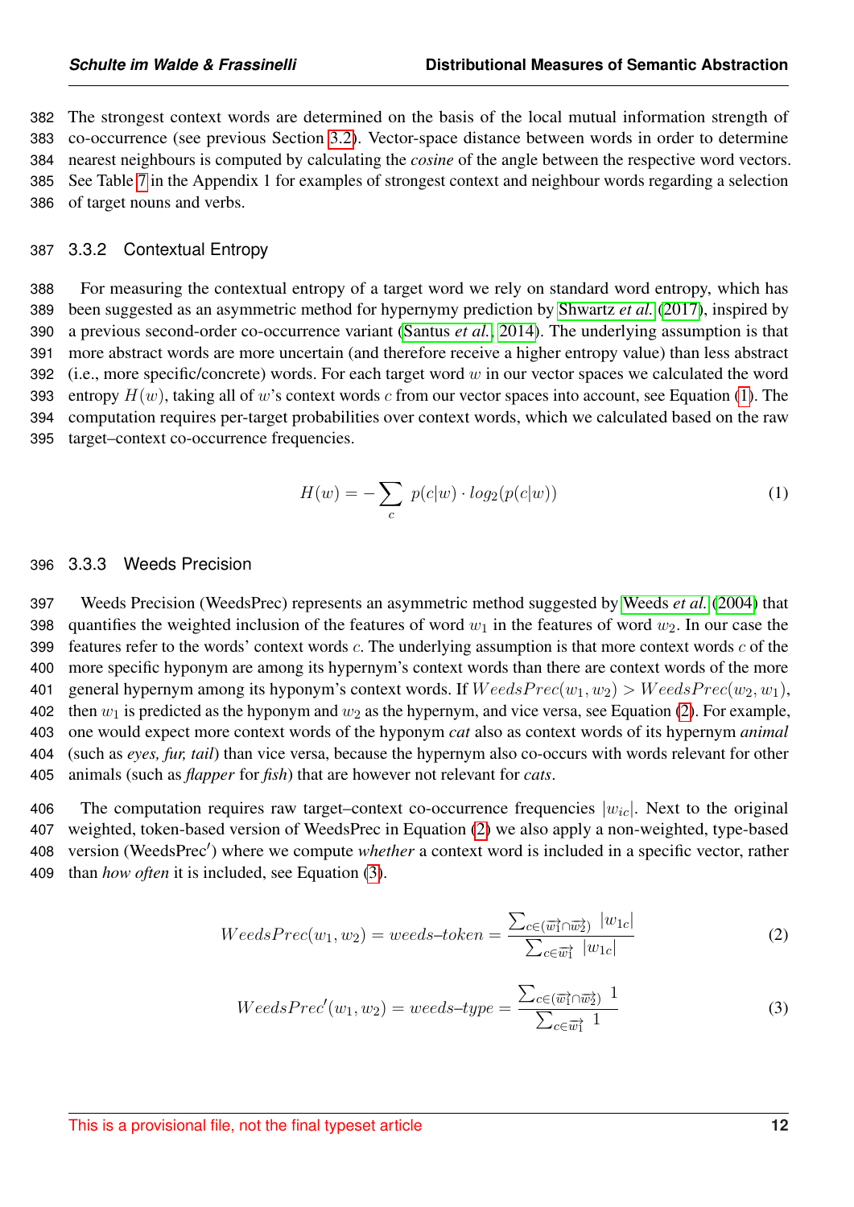The strongest context words are determined on the basis of the local mutual information strength of co-occurrence (see previous Section 3.2). Vector-space distance between words in order to determine nearest neighbours is computed by calculating the *cosine* of the angle between the respective word vectors. See Table 7 in the Appendix 1 for examples of strongest context and neighbour words regarding a selection of target nouns and verbs.

### 3.3.2 Contextual Entropy

For measuring the contextual entropy of a target word we rely on standard word entropy, which has been suggested as an asymmetric method for hypernymy prediction by Shwartz *et al.* (2017), inspired by a previous second-order co-occurrence variant (Santus *et al.*, 2014). The underlying assumption is that more abstract words are more uncertain (and therefore receive a higher entropy value) than less abstract (i.e., more specific/concrete) words. For each target word $w$ in our vector spaces we calculated the word entropy $H(w)$, taking all of $w$'s context words $c$ from our vector spaces into account, see Equation (1). The computation requires per-target probabilities over context words, which we calculated based on the raw target–context co-occurrence frequencies.

$$H(w) = -\sum_{c} p(c|w) \cdot log_2(p(c|w)) \tag{1}$$

### 3.3.3 Weeds Precision

Weeds Precision (WeedsPrec) represents an asymmetric method suggested by Weeds *et al.* (2004) that quantifies the weighted inclusion of the features of word $w_1$ in the features of word $w_2$. In our case the features refer to the words' context words $c$. The underlying assumption is that more context words $c$ of the more specific hyponym are among its hypernym's context words than there are context words of the more general hypernym among its hyponym's context words. If $WeedsPrec(w_1, w_2) > WeedsPrec(w_2, w_1)$, then $w_1$ is predicted as the hyponym and $w_2$ as the hypernym, and vice versa, see Equation (2). For example, one would expect more context words of the hyponym *cat* also as context words of its hypernym *animal* (such as *eyes, fur, tail*) than vice versa, because the hypernym also co-occurs with words relevant for other animals (such as *flapper* for *fish*) that are however not relevant for *cats*.

The computation requires raw target–context co-occurrence frequencies $|w_{ic}|$. Next to the original weighted, token-based version of WeedsPrec in Equation (2) we also apply a non-weighted, type-based version (WeedsPrec′) where we compute *whether* a context word is included in a specific vector, rather than *how often* it is included, see Equation (3).

$$WeedsPrec(w_1, w_2) = weeds\text{–}token = \frac{\sum_{c \in (\vec{w_1} \cap \vec{w_2})} |w_{1c}|}{\sum_{c \in \vec{w_1}} |w_{1c}|} \tag{2}$$

$$WeedsPrec'(w_1, w_2) = weeds\text{–}type = \frac{\sum_{c \in (\vec{w_1} \cap \vec{w_2})} 1}{\sum_{c \in \vec{w_1}} 1} \tag{3}$$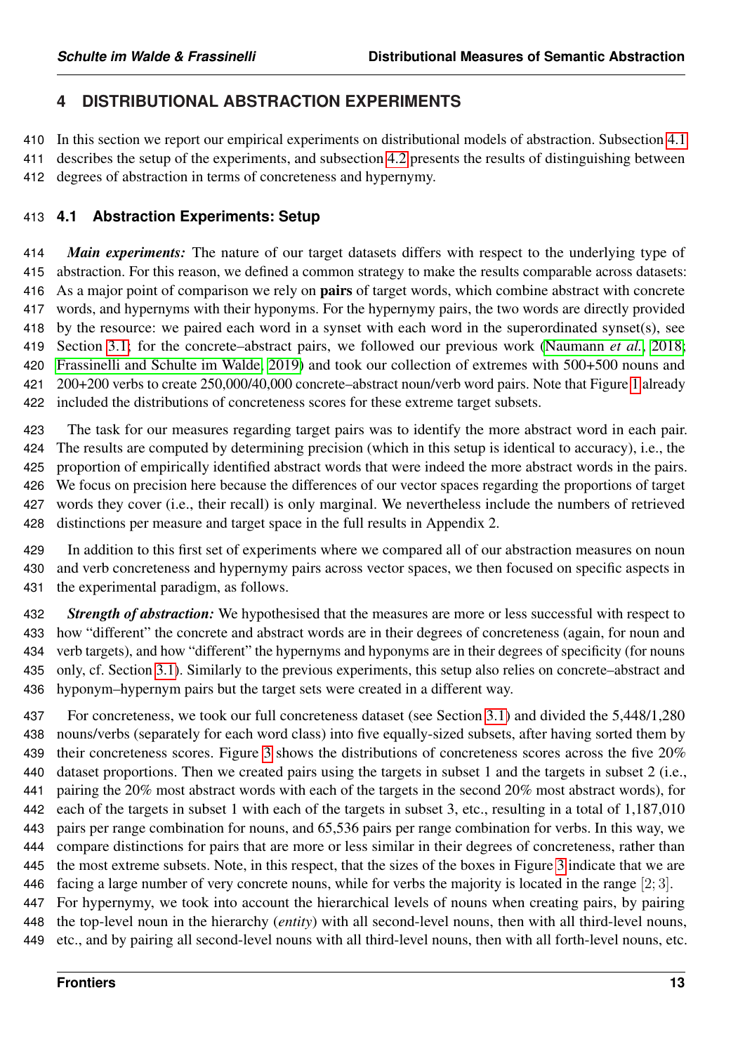## 4 DISTRIBUTIONAL ABSTRACTION EXPERIMENTS

In this section we report our empirical experiments on distributional models of abstraction. Subsection 4.1 describes the setup of the experiments, and subsection 4.2 presents the results of distinguishing between degrees of abstraction in terms of concreteness and hypernymy.

### 4.1 Abstraction Experiments: Setup

***Main experiments:*** The nature of our target datasets differs with respect to the underlying type of abstraction. For this reason, we defined a common strategy to make the results comparable across datasets: As a major point of comparison we rely on **pairs** of target words, which combine abstract with concrete words, and hypernyms with their hyponyms. For the hypernymy pairs, the two words are directly provided by the resource: we paired each word in a synset with each word in the superordinated synset(s), see Section 3.1; for the concrete–abstract pairs, we followed our previous work (Naumann *et al.*, 2018; Frassinelli and Schulte im Walde, 2019) and took our collection of extremes with 500+500 nouns and 200+200 verbs to create 250,000/40,000 concrete–abstract noun/verb word pairs. Note that Figure 1 already included the distributions of concreteness scores for these extreme target subsets.

The task for our measures regarding target pairs was to identify the more abstract word in each pair. The results are computed by determining precision (which in this setup is identical to accuracy), i.e., the proportion of empirically identified abstract words that were indeed the more abstract words in the pairs. We focus on precision here because the differences of our vector spaces regarding the proportions of target words they cover (i.e., their recall) is only marginal. We nevertheless include the numbers of retrieved distinctions per measure and target space in the full results in Appendix 2.

In addition to this first set of experiments where we compared all of our abstraction measures on noun and verb concreteness and hypernymy pairs across vector spaces, we then focused on specific aspects in the experimental paradigm, as follows.

***Strength of abstraction:*** We hypothesised that the measures are more or less successful with respect to how "different" the concrete and abstract words are in their degrees of concreteness (again, for noun and verb targets), and how "different" the hypernyms and hyponyms are in their degrees of specificity (for nouns only, cf. Section 3.1). Similarly to the previous experiments, this setup also relies on concrete–abstract and hyponym–hypernym pairs but the target sets were created in a different way.

For concreteness, we took our full concreteness dataset (see Section 3.1) and divided the 5,448/1,280 nouns/verbs (separately for each word class) into five equally-sized subsets, after having sorted them by their concreteness scores. Figure 3 shows the distributions of concreteness scores across the five 20% dataset proportions. Then we created pairs using the targets in subset 1 and the targets in subset 2 (i.e., pairing the 20% most abstract words with each of the targets in the second 20% most abstract words), for each of the targets in subset 1 with each of the targets in subset 3, etc., resulting in a total of 1,187,010 pairs per range combination for nouns, and 65,536 pairs per range combination for verbs. In this way, we compare distinctions for pairs that are more or less similar in their degrees of concreteness, rather than the most extreme subsets. Note, in this respect, that the sizes of the boxes in Figure 3 indicate that we are facing a large number of very concrete nouns, while for verbs the majority is located in the range $[2; 3]$. For hypernymy, we took into account the hierarchical levels of nouns when creating pairs, by pairing the top-level noun in the hierarchy (*entity*) with all second-level nouns, then with all third-level nouns, etc., and by pairing all second-level nouns with all third-level nouns, then with all forth-level nouns, etc.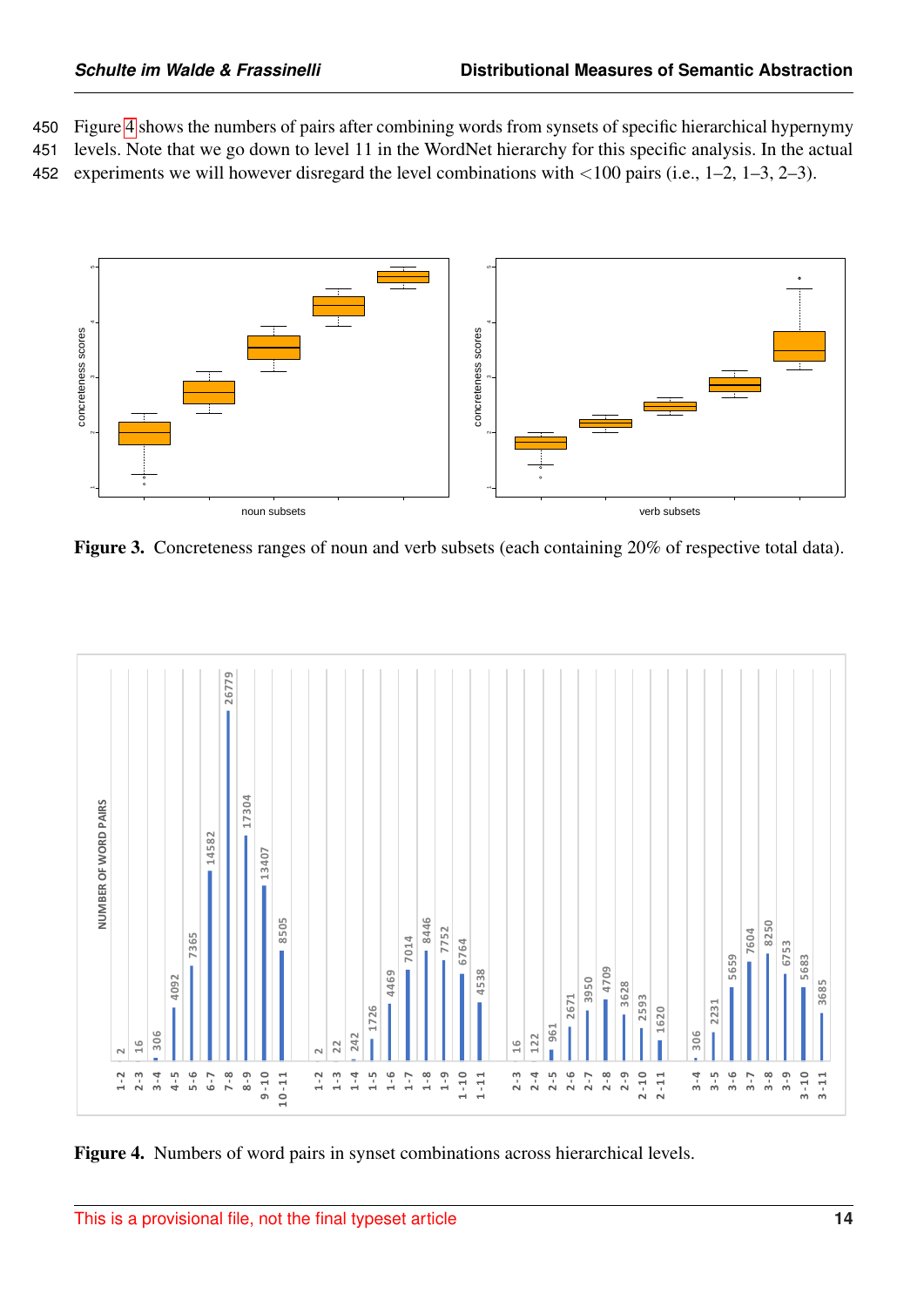Figure 4 shows the numbers of pairs after combining words from synsets of specific hierarchical hypernymy levels. Note that we go down to level 11 in the WordNet hierarchy for this specific analysis. In the actual experiments we will however disregard the level combinations with <100 pairs (i.e., 1–2, 1–3, 2–3).

concreteness scores

noun subsets

concreteness scores

verb subsets

**Figure 3.** Concreteness ranges of noun and verb subsets (each containing 20% of respective total data).

NUMBER OF WORD PAIRS

2 16 306 4092 7365 14582 26779 17304 13407 8505

1-2 2-3 3-4 4-5 5-6 6-7 7-8 8-9 9-10 10-11

2 22 242 1726 4469 7014 8446 7752 6764 4538

1-2 1-3 1-4 1-5 1-6 1-7 1-8 1-9 1-10 1-11

16 122 961 2671 3950 4709 3628 2593 1620

2-3 2-4 2-5 2-6 2-7 2-8 2-9 2-10 2-11

306 2231 5659 7604 8250 6753 5683 3685

3-4 3-5 3-6 3-7 3-8 3-9 3-10 3-11

**Figure 4.** Numbers of word pairs in synset combinations across hierarchical levels.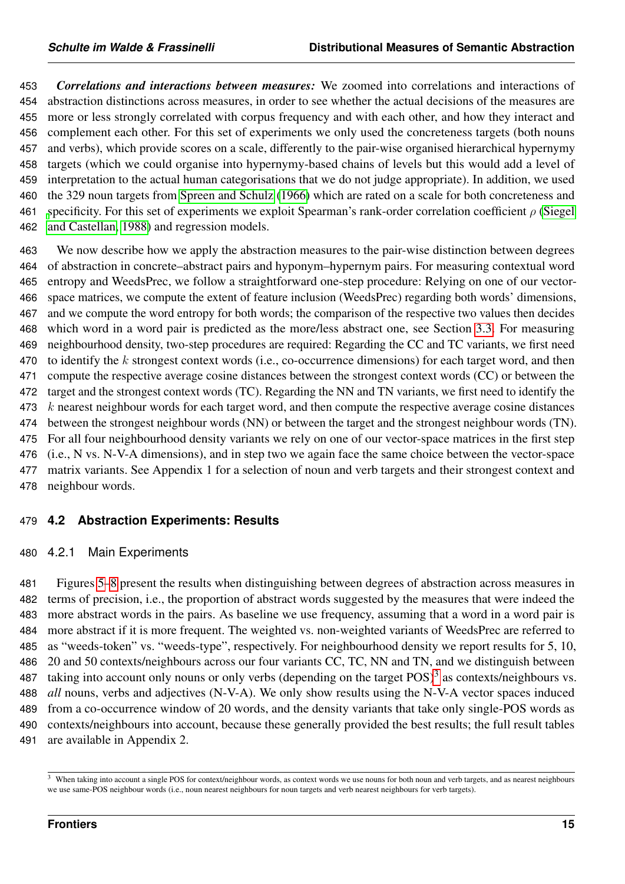***Correlations and interactions between measures:*** We zoomed into correlations and interactions of abstraction distinctions across measures, in order to see whether the actual decisions of the measures are more or less strongly correlated with corpus frequency and with each other, and how they interact and complement each other. For this set of experiments we only used the concreteness targets (both nouns and verbs), which provide scores on a scale, differently to the pair-wise organised hierarchical hypernymy targets (which we could organise into hypernymy-based chains of levels but this would add a level of interpretation to the actual human categorisations that we do not judge appropriate). In addition, we used the 329 noun targets from Spreen and Schulz (1966) which are rated on a scale for both concreteness and specificity. For this set of experiments we exploit Spearman's rank-order correlation coefficient $\rho$ (Siegel and Castellan, 1988) and regression models.

We now describe how we apply the abstraction measures to the pair-wise distinction between degrees of abstraction in concrete–abstract pairs and hyponym–hypernym pairs. For measuring contextual word entropy and WeedsPrec, we follow a straightforward one-step procedure: Relying on one of our vector-space matrices, we compute the extent of feature inclusion (WeedsPrec) regarding both words' dimensions, and we compute the word entropy for both words; the comparison of the respective two values then decides which word in a word pair is predicted as the more/less abstract one, see Section 3.3. For measuring neighbourhood density, two-step procedures are required: Regarding the CC and TC variants, we first need to identify the $k$ strongest context words (i.e., co-occurrence dimensions) for each target word, and then compute the respective average cosine distances between the strongest context words (CC) or between the target and the strongest context words (TC). Regarding the NN and TN variants, we first need to identify the $k$ nearest neighbour words for each target word, and then compute the respective average cosine distances between the strongest neighbour words (NN) or between the target and the strongest neighbour words (TN). For all four neighbourhood density variants we rely on one of our vector-space matrices in the first step (i.e., N vs. N-V-A dimensions), and in step two we again face the same choice between the vector-space matrix variants. See Appendix 1 for a selection of noun and verb targets and their strongest context and neighbour words.

## 4.2 Abstraction Experiments: Results

### 4.2.1 Main Experiments

Figures 5–8 present the results when distinguishing between degrees of abstraction across measures in terms of precision, i.e., the proportion of abstract words suggested by the measures that were indeed the more abstract words in the pairs. As baseline we use frequency, assuming that a word in a word pair is more abstract if it is more frequent. The weighted vs. non-weighted variants of WeedsPrec are referred to as "weeds-token" vs. "weeds-type", respectively. For neighbourhood density we report results for 5, 10, 20 and 50 contexts/neighbours across our four variants CC, TC, NN and TN, and we distinguish between taking into account only nouns or only verbs (depending on the target POS)[3] as contexts/neighbours vs. *all* nouns, verbs and adjectives (N-V-A). We only show results using the N-V-A vector spaces induced from a co-occurrence window of 20 words, and the density variants that take only single-POS words as contexts/neighbours into account, because these generally provided the best results; the full result tables are available in Appendix 2.

[3] When taking into account a single POS for context/neighbour words, as context words we use nouns for both noun and verb targets, and as nearest neighbours we use same-POS neighbour words (i.e., noun nearest neighbours for noun targets and verb nearest neighbours for verb targets).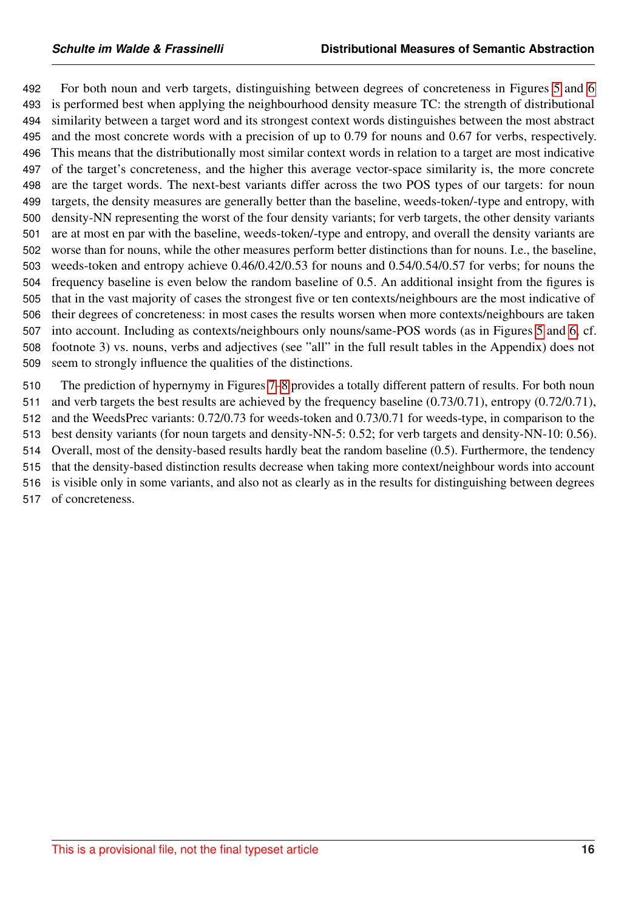For both noun and verb targets, distinguishing between degrees of concreteness in Figures 5 and 6 is performed best when applying the neighbourhood density measure TC: the strength of distributional similarity between a target word and its strongest context words distinguishes between the most abstract and the most concrete words with a precision of up to 0.79 for nouns and 0.67 for verbs, respectively. This means that the distributionally most similar context words in relation to a target are most indicative of the target's concreteness, and the higher this average vector-space similarity is, the more concrete are the target words. The next-best variants differ across the two POS types of our targets: for noun targets, the density measures are generally better than the baseline, weeds-token/-type and entropy, with density-NN representing the worst of the four density variants; for verb targets, the other density variants are at most en par with the baseline, weeds-token/-type and entropy, and overall the density variants are worse than for nouns, while the other measures perform better distinctions than for nouns. I.e., the baseline, weeds-token and entropy achieve 0.46/0.42/0.53 for nouns and 0.54/0.54/0.57 for verbs; for nouns the frequency baseline is even below the random baseline of 0.5. An additional insight from the figures is that in the vast majority of cases the strongest five or ten contexts/neighbours are the most indicative of their degrees of concreteness: in most cases the results worsen when more contexts/neighbours are taken into account. Including as contexts/neighbours only nouns/same-POS words (as in Figures 5 and 6, cf. footnote 3) vs. nouns, verbs and adjectives (see "all" in the full result tables in the Appendix) does not seem to strongly influence the qualities of the distinctions.

The prediction of hypernymy in Figures 7–8 provides a totally different pattern of results. For both noun and verb targets the best results are achieved by the frequency baseline (0.73/0.71), entropy (0.72/0.71), and the WeedsPrec variants: 0.72/0.73 for weeds-token and 0.73/0.71 for weeds-type, in comparison to the best density variants (for noun targets and density-NN-5: 0.52; for verb targets and density-NN-10: 0.56). Overall, most of the density-based results hardly beat the random baseline (0.5). Furthermore, the tendency that the density-based distinction results decrease when taking more context/neighbour words into account is visible only in some variants, and also not as clearly as in the results for distinguishing between degrees of concreteness.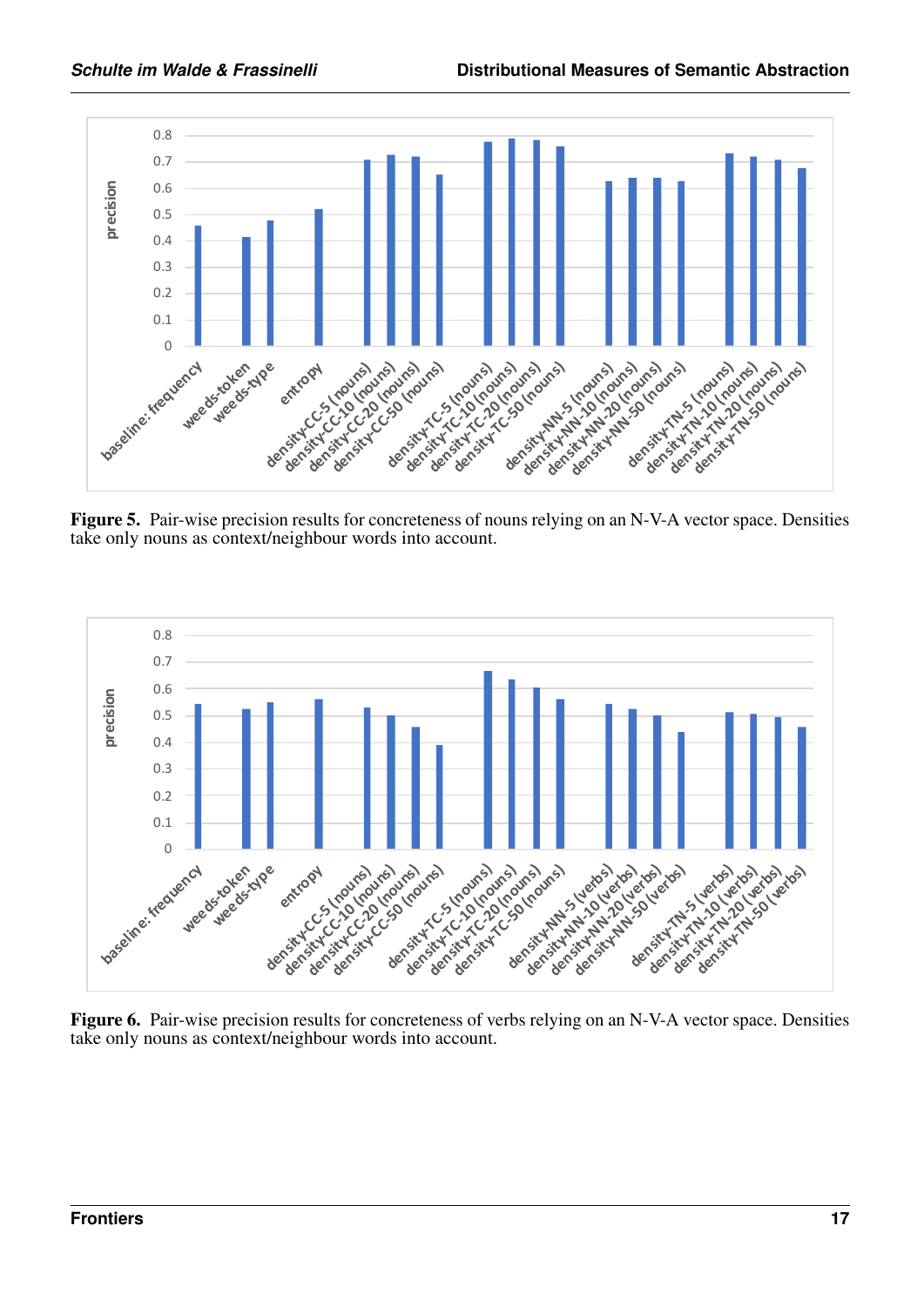precision

0.8
0.7
0.6
0.5
0.4
0.3
0.2
0.1
0

baseline: frequency
weeds-token
weeds-type
entropy
density-CC-5 (nouns)
density-CC-10 (nouns)
density-CC-20 (nouns)
density-CC-50 (nouns)
density-TC-5 (nouns)
density-TC-10 (nouns)
density-TC-20 (nouns)
density-TC-50 (nouns)
density-NN-5 (nouns)
density-NN-10 (nouns)
density-NN-20 (nouns)
density-NN-50 (nouns)
density-TN-5 (nouns)
density-TN-10 (nouns)
density-TN-20 (nouns)
density-TN-50 (nouns)

**Figure 5.** Pair-wise precision results for concreteness of nouns relying on an N-V-A vector space. Densities take only nouns as context/neighbour words into account.

precision

0.8
0.7
0.6
0.5
0.4
0.3
0.2
0.1
0

baseline: frequency
weeds-token
weeds-type
entropy
density-CC-5 (nouns)
density-CC-10 (nouns)
density-CC-20 (nouns)
density-CC-50 (nouns)
density-TC-5 (nouns)
density-TC-10 (nouns)
density-TC-20 (nouns)
density-TC-50 (nouns)
density-NN-5 (verbs)
density-NN-10 (verbs)
density-NN-20 (verbs)
density-NN-50 (verbs)
density-TN-5 (verbs)
density-TN-10 (verbs)
density-TN-20 (verbs)
density-TN-50 (verbs)

**Figure 6.** Pair-wise precision results for concreteness of verbs relying on an N-V-A vector space. Densities take only nouns as context/neighbour words into account.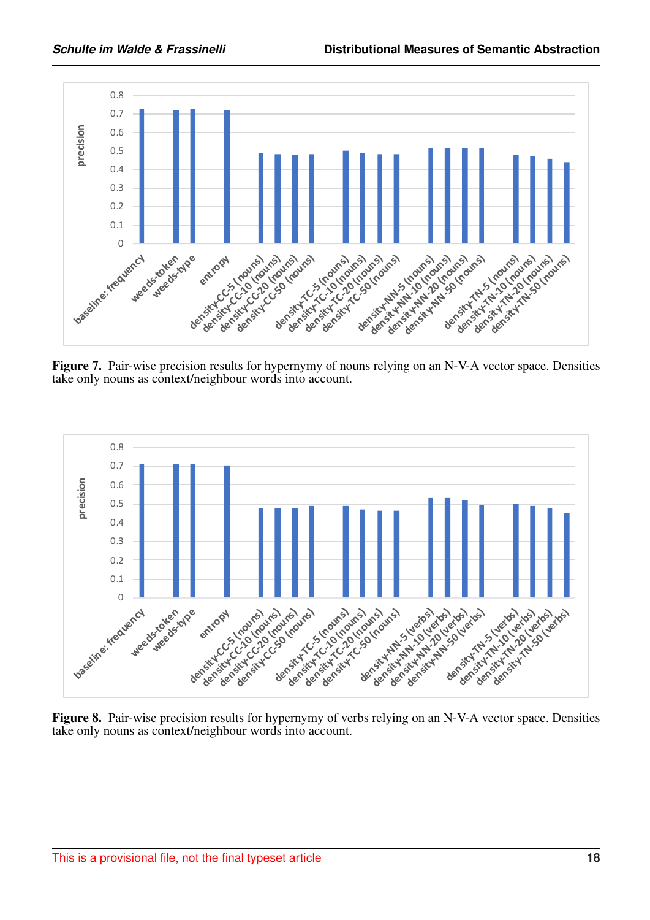precision

0.8
0.7
0.6
0.5
0.4
0.3
0.2
0.1
0

baseline: frequency
weeds-token
weeds-type
entropy
density-CC-5 (nouns)
density-CC-10 (nouns)
density-CC-20 (nouns)
density-CC-50 (nouns)
density-TC-5 (nouns)
density-TC-10 (nouns)
density-TC-20 (nouns)
density-TC-50 (nouns)
density-NN-5 (nouns)
density-NN-10 (nouns)
density-NN-20 (nouns)
density-NN-50 (nouns)
density-TN-5 (nouns)
density-TN-10 (nouns)
density-TN-20 (nouns)
density-TN-50 (nouns)

**Figure 7.** Pair-wise precision results for hypernymy of nouns relying on an N-V-A vector space. Densities take only nouns as context/neighbour words into account.

precision

0.8
0.7
0.6
0.5
0.4
0.3
0.2
0.1
0

baseline: frequency
weeds-token
weeds-type
entropy
density-CC-5 (nouns)
density-CC-10 (nouns)
density-CC-20 (nouns)
density-CC-50 (nouns)
density-TC-5 (nouns)
density-TC-10 (nouns)
density-TC-20 (nouns)
density-TC-50 (nouns)
density-NN-5 (verbs)
density-NN-10 (verbs)
density-NN-20 (verbs)
density-NN-50 (verbs)
density-TN-5 (verbs)
density-TN-10 (verbs)
density-TN-20 (verbs)
density-TN-50 (verbs)

**Figure 8.** Pair-wise precision results for hypernymy of verbs relying on an N-V-A vector space. Densities take only nouns as context/neighbour words into account.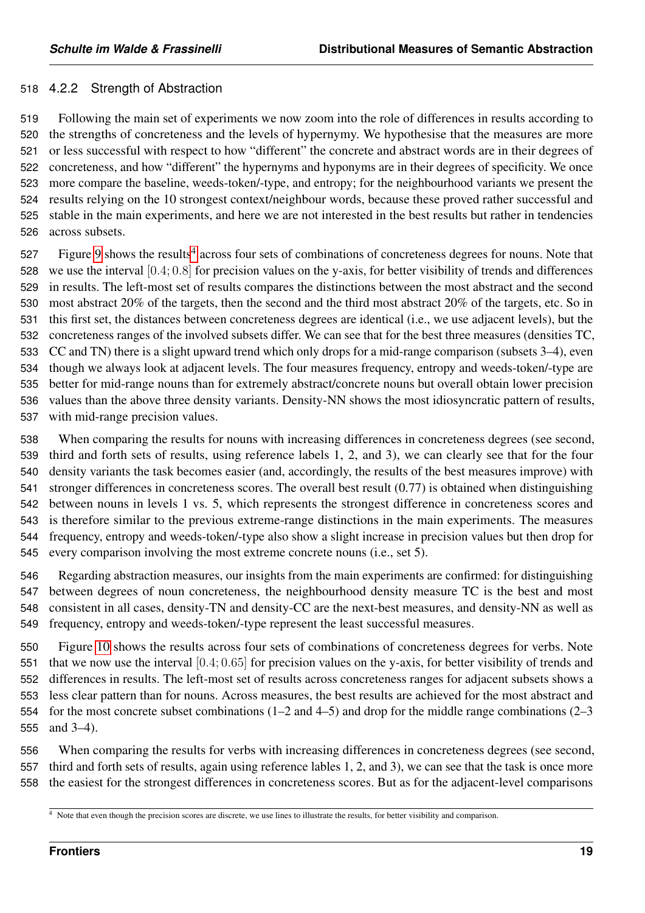#### 4.2.2 Strength of Abstraction

Following the main set of experiments we now zoom into the role of differences in results according to the strengths of concreteness and the levels of hypernymy. We hypothesise that the measures are more or less successful with respect to how "different" the concrete and abstract words are in their degrees of concreteness, and how "different" the hypernyms and hyponyms are in their degrees of specificity. We once more compare the baseline, weeds-token/-type, and entropy; for the neighbourhood variants we present the results relying on the 10 strongest context/neighbour words, because these proved rather successful and stable in the main experiments, and here we are not interested in the best results but rather in tendencies across subsets.

Figure 9 shows the results[4] across four sets of combinations of concreteness degrees for nouns. Note that we use the interval $[0.4; 0.8]$ for precision values on the y-axis, for better visibility of trends and differences in results. The left-most set of results compares the distinctions between the most abstract and the second most abstract 20% of the targets, then the second and the third most abstract 20% of the targets, etc. So in this first set, the distances between concreteness degrees are identical (i.e., we use adjacent levels), but the concreteness ranges of the involved subsets differ. We can see that for the best three measures (densities TC, CC and TN) there is a slight upward trend which only drops for a mid-range comparison (subsets 3–4), even though we always look at adjacent levels. The four measures frequency, entropy and weeds-token/-type are better for mid-range nouns than for extremely abstract/concrete nouns but overall obtain lower precision values than the above three density variants. Density-NN shows the most idiosyncratic pattern of results, with mid-range precision values.

When comparing the results for nouns with increasing differences in concreteness degrees (see second, third and forth sets of results, using reference labels 1, 2, and 3), we can clearly see that for the four density variants the task becomes easier (and, accordingly, the results of the best measures improve) with stronger differences in concreteness scores. The overall best result (0.77) is obtained when distinguishing between nouns in levels 1 vs. 5, which represents the strongest difference in concreteness scores and is therefore similar to the previous extreme-range distinctions in the main experiments. The measures frequency, entropy and weeds-token/-type also show a slight increase in precision values but then drop for every comparison involving the most extreme concrete nouns (i.e., set 5).

Regarding abstraction measures, our insights from the main experiments are confirmed: for distinguishing between degrees of noun concreteness, the neighbourhood density measure TC is the best and most consistent in all cases, density-TN and density-CC are the next-best measures, and density-NN as well as frequency, entropy and weeds-token/-type represent the least successful measures.

Figure 10 shows the results across four sets of combinations of concreteness degrees for verbs. Note that we now use the interval $[0.4; 0.65]$ for precision values on the y-axis, for better visibility of trends and differences in results. The left-most set of results across concreteness ranges for adjacent subsets shows a less clear pattern than for nouns. Across measures, the best results are achieved for the most abstract and for the most concrete subset combinations (1–2 and 4–5) and drop for the middle range combinations (2–3 and 3–4).

When comparing the results for verbs with increasing differences in concreteness degrees (see second, third and forth sets of results, again using reference lables 1, 2, and 3), we can see that the task is once more the easiest for the strongest differences in concreteness scores. But as for the adjacent-level comparisons

[4] Note that even though the precision scores are discrete, we use lines to illustrate the results, for better visibility and comparison.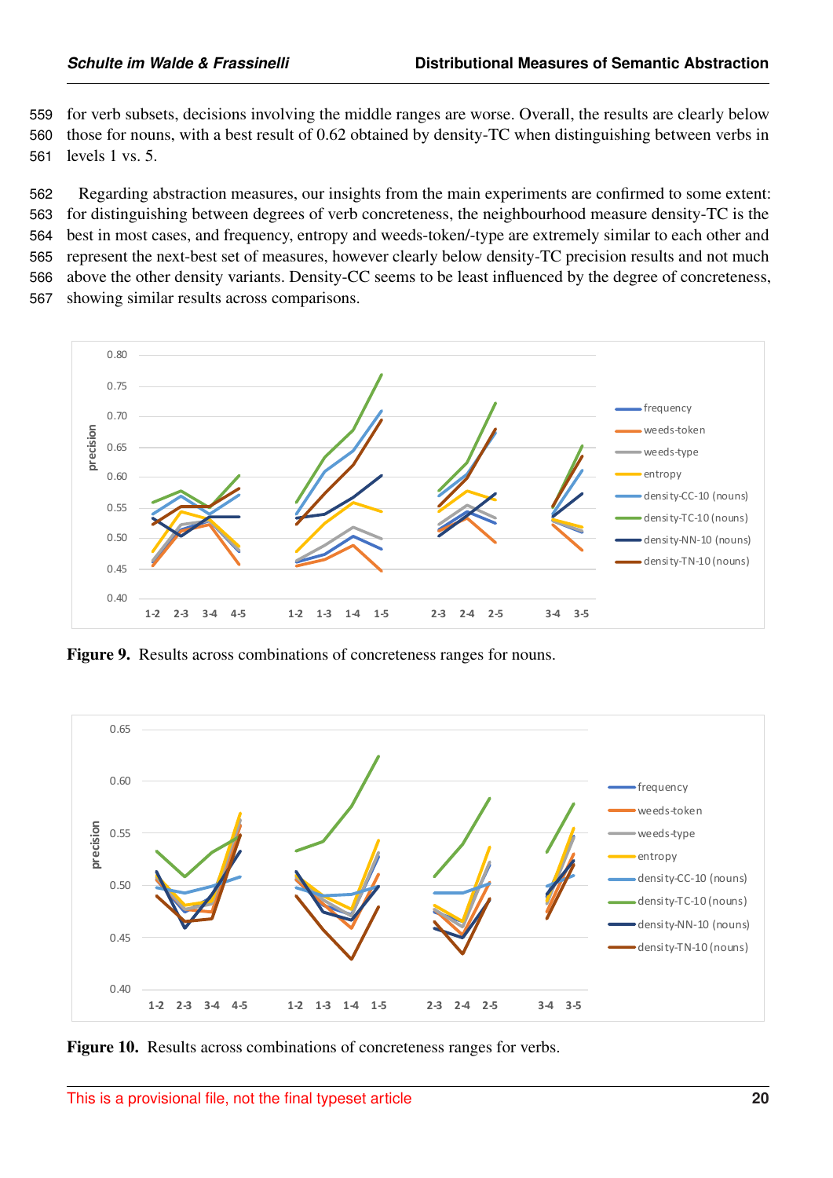for verb subsets, decisions involving the middle ranges are worse. Overall, the results are clearly below those for nouns, with a best result of 0.62 obtained by density-TC when distinguishing between verbs in levels 1 vs. 5.

Regarding abstraction measures, our insights from the main experiments are confirmed to some extent: for distinguishing between degrees of verb concreteness, the neighbourhood measure density-TC is the best in most cases, and frequency, entropy and weeds-token/-type are extremely similar to each other and represent the next-best set of measures, however clearly below density-TC precision results and not much above the other density variants. Density-CC seems to be least influenced by the degree of concreteness, showing similar results across comparisons.

precision
0.80
0.75
0.70
0.65
0.60
0.55
0.50
0.45
0.40
1-2 2-3 3-4 4-5 1-2 1-3 1-4 1-5 2-3 2-4 2-5 3-4 3-5
frequency
weeds-token
weeds-type
entropy
density-CC-10 (nouns)
density-TC-10 (nouns)
density-NN-10 (nouns)
density-TN-10 (nouns)

**Figure 9.** Results across combinations of concreteness ranges for nouns.

precision
0.65
0.60
0.55
0.50
0.45
0.40
1-2 2-3 3-4 4-5 1-2 1-3 1-4 1-5 2-3 2-4 2-5 3-4 3-5
frequency
weeds-token
weeds-type
entropy
density-CC-10 (nouns)
density-TC-10 (nouns)
density-NN-10 (nouns)
density-TN-10 (nouns)

**Figure 10.** Results across combinations of concreteness ranges for verbs.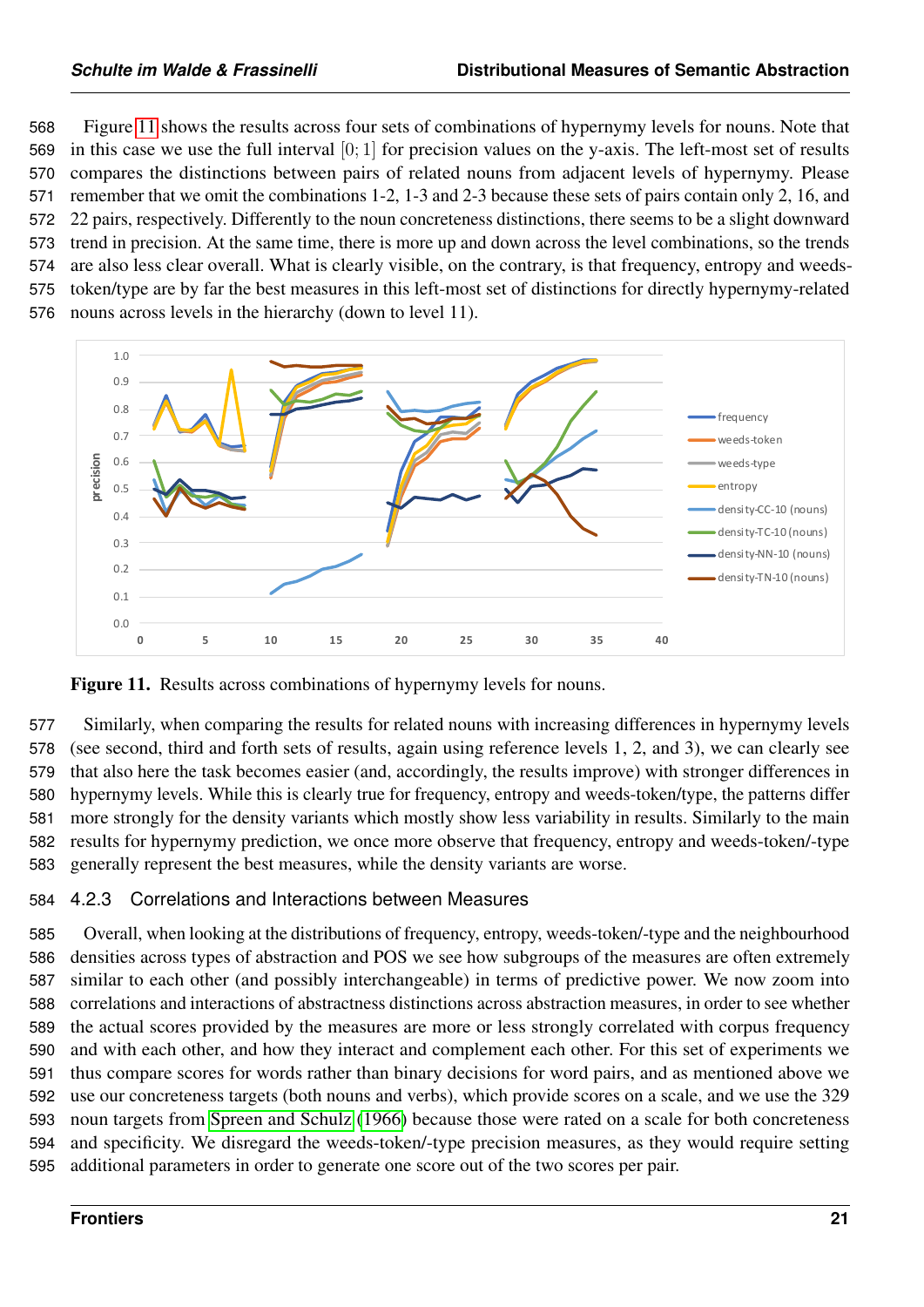Figure 11 shows the results across four sets of combinations of hypernymy levels for nouns. Note that in this case we use the full interval $[0; 1]$ for precision values on the y-axis. The left-most set of results compares the distinctions between pairs of related nouns from adjacent levels of hypernymy. Please remember that we omit the combinations 1-2, 1-3 and 2-3 because these sets of pairs contain only 2, 16, and 22 pairs, respectively. Differently to the noun concreteness distinctions, there seems to be a slight downward trend in precision. At the same time, there is more up and down across the level combinations, so the trends are also less clear overall. What is clearly visible, on the contrary, is that frequency, entropy and weeds-token/type are by far the best measures in this left-most set of distinctions for directly hypernymy-related nouns across levels in the hierarchy (down to level 11).

precision

1.0
0.9
0.8
0.7
0.6
0.5
0.4
0.3
0.2
0.1
0.0

0 5 10 15 20 25 30 35 40

frequency
weeds-token
weeds-type
entropy
density-CC-10 (nouns)
density-TC-10 (nouns)
density-NN-10 (nouns)
density-TN-10 (nouns)

**Figure 11.** Results across combinations of hypernymy levels for nouns.

Similarly, when comparing the results for related nouns with increasing differences in hypernymy levels (see second, third and forth sets of results, again using reference levels 1, 2, and 3), we can clearly see that also here the task becomes easier (and, accordingly, the results improve) with stronger differences in hypernymy levels. While this is clearly true for frequency, entropy and weeds-token/type, the patterns differ more strongly for the density variants which mostly show less variability in results. Similarly to the main results for hypernymy prediction, we once more observe that frequency, entropy and weeds-token/-type generally represent the best measures, while the density variants are worse.

### 4.2.3 Correlations and Interactions between Measures

Overall, when looking at the distributions of frequency, entropy, weeds-token/-type and the neighbourhood densities across types of abstraction and POS we see how subgroups of the measures are often extremely similar to each other (and possibly interchangeable) in terms of predictive power. We now zoom into correlations and interactions of abstractness distinctions across abstraction measures, in order to see whether the actual scores provided by the measures are more or less strongly correlated with corpus frequency and with each other, and how they interact and complement each other. For this set of experiments we thus compare scores for words rather than binary decisions for word pairs, and as mentioned above we use our concreteness targets (both nouns and verbs), which provide scores on a scale, and we use the 329 noun targets from Spreen and Schulz (1966) because those were rated on a scale for both concreteness and specificity. We disregard the weeds-token/-type precision measures, as they would require setting additional parameters in order to generate one score out of the two scores per pair.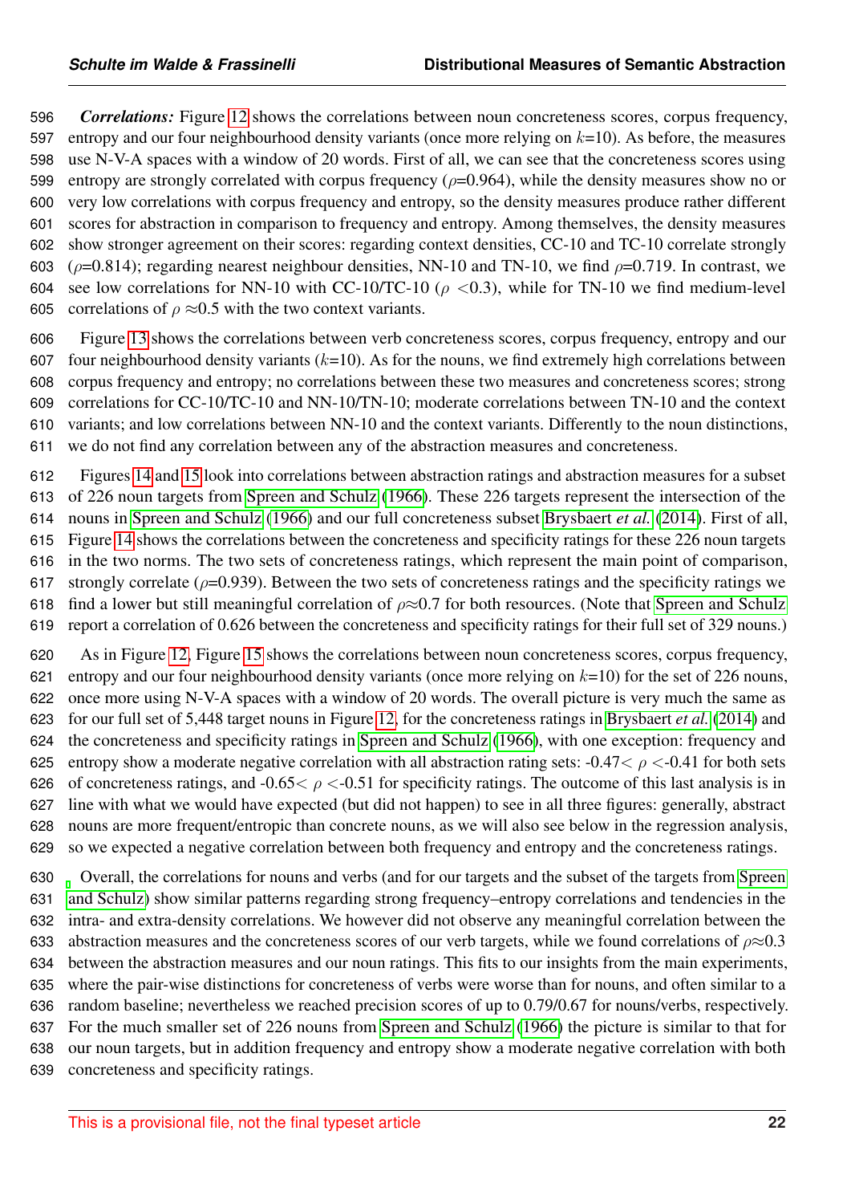***Correlations:*** Figure 12 shows the correlations between noun concreteness scores, corpus frequency, entropy and our four neighbourhood density variants (once more relying on $k$=10). As before, the measures use N-V-A spaces with a window of 20 words. First of all, we can see that the concreteness scores using entropy are strongly correlated with corpus frequency ($\rho$=0.964), while the density measures show no or very low correlations with corpus frequency and entropy, so the density measures produce rather different scores for abstraction in comparison to frequency and entropy. Among themselves, the density measures show stronger agreement on their scores: regarding context densities, CC-10 and TC-10 correlate strongly ($\rho$=0.814); regarding nearest neighbour densities, NN-10 and TN-10, we find $\rho$=0.719. In contrast, we see low correlations for NN-10 with CC-10/TC-10 ($\rho$ <0.3), while for TN-10 we find medium-level correlations of $\rho \approx$0.5 with the two context variants.

Figure 13 shows the correlations between verb concreteness scores, corpus frequency, entropy and our four neighbourhood density variants ($k$=10). As for the nouns, we find extremely high correlations between corpus frequency and entropy; no correlations between these two measures and concreteness scores; strong correlations for CC-10/TC-10 and NN-10/TN-10; moderate correlations between TN-10 and the context variants; and low correlations between NN-10 and the context variants. Differently to the noun distinctions, we do not find any correlation between any of the abstraction measures and concreteness.

Figures 14 and 15 look into correlations between abstraction ratings and abstraction measures for a subset of 226 noun targets from Spreen and Schulz (1966). These 226 targets represent the intersection of the nouns in Spreen and Schulz (1966) and our full concreteness subset Brysbaert *et al.* (2014). First of all, Figure 14 shows the correlations between the concreteness and specificity ratings for these 226 noun targets in the two norms. The two sets of concreteness ratings, which represent the main point of comparison, strongly correlate ($\rho$=0.939). Between the two sets of concreteness ratings and the specificity ratings we find a lower but still meaningful correlation of $\rho \approx$0.7 for both resources. (Note that Spreen and Schulz report a correlation of 0.626 between the concreteness and specificity ratings for their full set of 329 nouns.)

As in Figure 12, Figure 15 shows the correlations between noun concreteness scores, corpus frequency, entropy and our four neighbourhood density variants (once more relying on $k$=10) for the set of 226 nouns, once more using N-V-A spaces with a window of 20 words. The overall picture is very much the same as for our full set of 5,448 target nouns in Figure 12, for the concreteness ratings in Brysbaert *et al.* (2014) and the concreteness and specificity ratings in Spreen and Schulz (1966), with one exception: frequency and entropy show a moderate negative correlation with all abstraction rating sets: -0.47< $\rho$ <-0.41 for both sets of concreteness ratings, and -0.65< $\rho$ <-0.51 for specificity ratings. The outcome of this last analysis is in line with what we would have expected (but did not happen) to see in all three figures: generally, abstract nouns are more frequent/entropic than concrete nouns, as we will also see below in the regression analysis, so we expected a negative correlation between both frequency and entropy and the concreteness ratings.

Overall, the correlations for nouns and verbs (and for our targets and the subset of the targets from Spreen and Schulz) show similar patterns regarding strong frequency–entropy correlations and tendencies in the intra- and extra-density correlations. We however did not observe any meaningful correlation between the abstraction measures and the concreteness scores of our verb targets, while we found correlations of $\rho \approx$0.3 between the abstraction measures and our noun ratings. This fits to our insights from the main experiments, where the pair-wise distinctions for concreteness of verbs were worse than for nouns, and often similar to a random baseline; nevertheless we reached precision scores of up to 0.79/0.67 for nouns/verbs, respectively. For the much smaller set of 226 nouns from Spreen and Schulz (1966) the picture is similar to that for our noun targets, but in addition frequency and entropy show a moderate negative correlation with both concreteness and specificity ratings.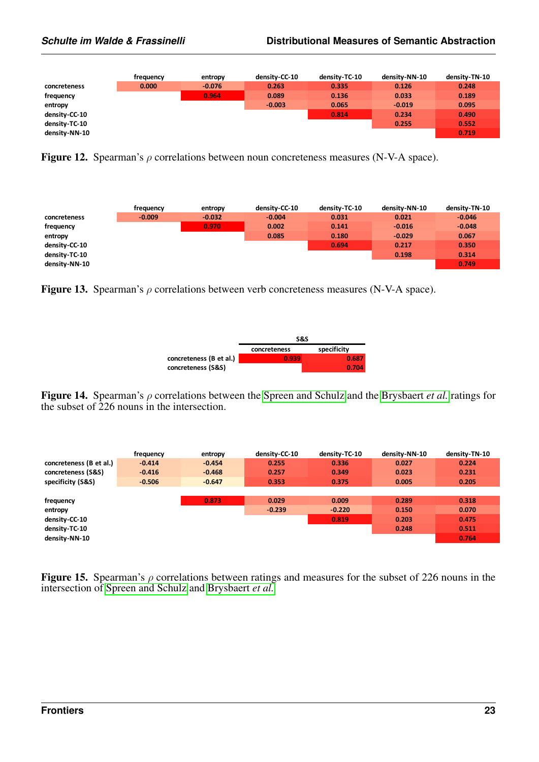| | frequency | entropy | density-CC-10 | density-TC-10 | density-NN-10 | density-TN-10 |
|---|---|---|---|---|---|---|
| concreteness | 0.000 | -0.076 | 0.263 | 0.335 | 0.126 | 0.248 |
| frequency | | 0.964 | 0.089 | 0.136 | 0.033 | 0.189 |
| entropy | | | -0.003 | 0.065 | -0.019 | 0.095 |
| density-CC-10 | | | | 0.814 | 0.234 | 0.490 |
| density-TC-10 | | | | | 0.255 | 0.552 |
| density-NN-10 | | | | | | 0.719 |

**Figure 12.** Spearman's $\rho$ correlations between noun concreteness measures (N-V-A space).

| | frequency | entropy | density-CC-10 | density-TC-10 | density-NN-10 | density-TN-10 |
|---|---|---|---|---|---|---|
| concreteness | -0.009 | -0.032 | -0.004 | 0.031 | 0.021 | -0.046 |
| frequency | | 0.970 | 0.002 | 0.141 | -0.016 | -0.048 |
| entropy | | | 0.085 | 0.180 | -0.029 | 0.067 |
| density-CC-10 | | | | 0.694 | 0.217 | 0.350 |
| density-TC-10 | | | | | 0.198 | 0.314 |
| density-NN-10 | | | | | | 0.749 |

**Figure 13.** Spearman's $\rho$ correlations between verb concreteness measures (N-V-A space).

| | S&S | |
|---|---|---|
| | concreteness | specificity |
| concreteness (B et al.) | 0.939 | 0.687 |
| concreteness (S&S) | | 0.704 |

**Figure 14.** Spearman's $\rho$ correlations between the Spreen and Schulz and the Brysbaert *et al.* ratings for the subset of 226 nouns in the intersection.

| | frequency | entropy | density-CC-10 | density-TC-10 | density-NN-10 | density-TN-10 |
|---|---|---|---|---|---|---|
| concreteness (B et al.) | -0.414 | -0.454 | 0.255 | 0.336 | 0.027 | 0.224 |
| concreteness (S&S) | -0.416 | -0.468 | 0.257 | 0.349 | 0.023 | 0.231 |
| specificity (S&S) | -0.506 | -0.647 | 0.353 | 0.375 | 0.005 | 0.205 |
| frequency | | 0.873 | 0.029 | 0.009 | 0.289 | 0.318 |
| entropy | | | -0.239 | -0.220 | 0.150 | 0.070 |
| density-CC-10 | | | | 0.819 | 0.203 | 0.475 |
| density-TC-10 | | | | | 0.248 | 0.511 |
| density-NN-10 | | | | | | 0.764 |

**Figure 15.** Spearman's $\rho$ correlations between ratings and measures for the subset of 226 nouns in the intersection of Spreen and Schulz and Brysbaert *et al.*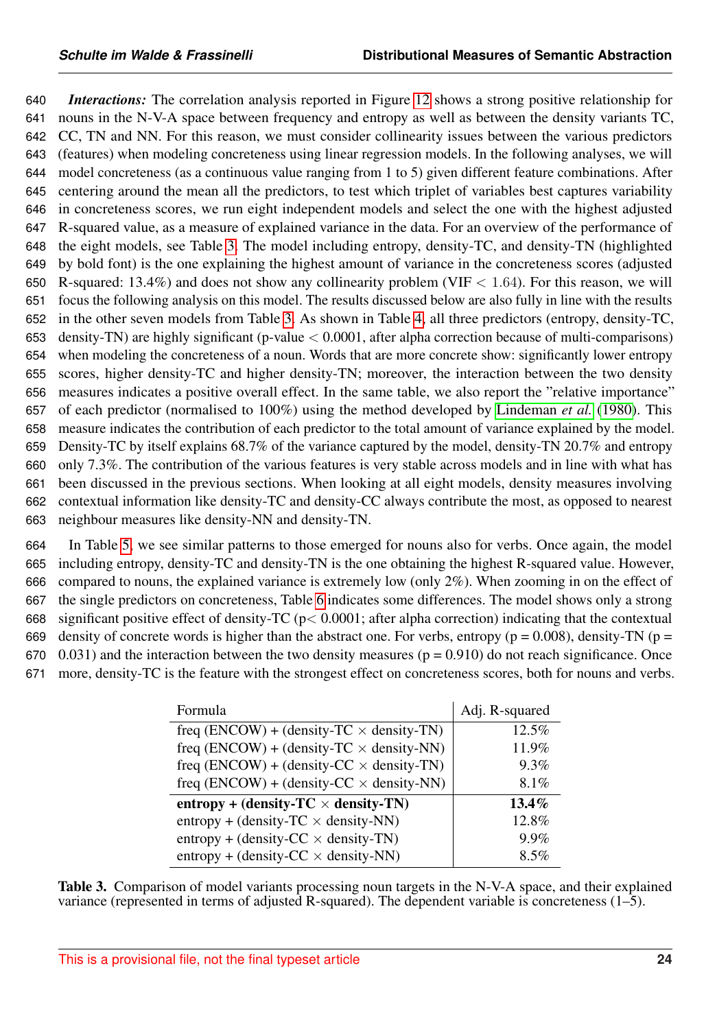*Interactions:* The correlation analysis reported in Figure 12 shows a strong positive relationship for nouns in the N-V-A space between frequency and entropy as well as between the density variants TC, CC, TN and NN. For this reason, we must consider collinearity issues between the various predictors (features) when modeling concreteness using linear regression models. In the following analyses, we will model concreteness (as a continuous value ranging from 1 to 5) given different feature combinations. After centering around the mean all the predictors, to test which triplet of variables best captures variability in concreteness scores, we run eight independent models and select the one with the highest adjusted R-squared value, as a measure of explained variance in the data. For an overview of the performance of the eight models, see Table 3. The model including entropy, density-TC, and density-TN (highlighted by bold font) is the one explaining the highest amount of variance in the concreteness scores (adjusted R-squared: 13.4%) and does not show any collinearity problem (VIF $< 1.64$). For this reason, we will focus the following analysis on this model. The results discussed below are also fully in line with the results in the other seven models from Table 3. As shown in Table 4, all three predictors (entropy, density-TC, density-TN) are highly significant (p-value $< 0.0001$, after alpha correction because of multi-comparisons) when modeling the concreteness of a noun. Words that are more concrete show: significantly lower entropy scores, higher density-TC and higher density-TN; moreover, the interaction between the two density measures indicates a positive overall effect. In the same table, we also report the "relative importance" of each predictor (normalised to 100%) using the method developed by Lindeman *et al.* (1980). This measure indicates the contribution of each predictor to the total amount of variance explained by the model. Density-TC by itself explains 68.7% of the variance captured by the model, density-TN 20.7% and entropy only 7.3%. The contribution of the various features is very stable across models and in line with what has been discussed in the previous sections. When looking at all eight models, density measures involving contextual information like density-TC and density-CC always contribute the most, as opposed to nearest neighbour measures like density-NN and density-TN.

In Table 5, we see similar patterns to those emerged for nouns also for verbs. Once again, the model including entropy, density-TC and density-TN is the one obtaining the highest R-squared value. However, compared to nouns, the explained variance is extremely low (only 2%). When zooming in on the effect of the single predictors on concreteness, Table 6 indicates some differences. The model shows only a strong significant positive effect of density-TC ($p< 0.0001$; after alpha correction) indicating that the contextual density of concrete words is higher than the abstract one. For verbs, entropy ($p = 0.008$), density-TN ($p = 0.031$) and the interaction between the two density measures ($p = 0.910$) do not reach significance. Once more, density-TC is the feature with the strongest effect on concreteness scores, both for nouns and verbs.

| Formula | Adj. R-squared |
|---|---|
| freq (ENCOW) + (density-TC × density-TN) | 12.5% |
| freq (ENCOW) + (density-TC × density-NN) | 11.9% |
| freq (ENCOW) + (density-CC × density-TN) | 9.3% |
| freq (ENCOW) + (density-CC × density-NN) | 8.1% |
| **entropy + (density-TC × density-TN)** | **13.4%** |
| entropy + (density-TC × density-NN) | 12.8% |
| entropy + (density-CC × density-TN) | 9.9% |
| entropy + (density-CC × density-NN) | 8.5% |

**Table 3.** Comparison of model variants processing noun targets in the N-V-A space, and their explained variance (represented in terms of adjusted R-squared). The dependent variable is concreteness (1–5).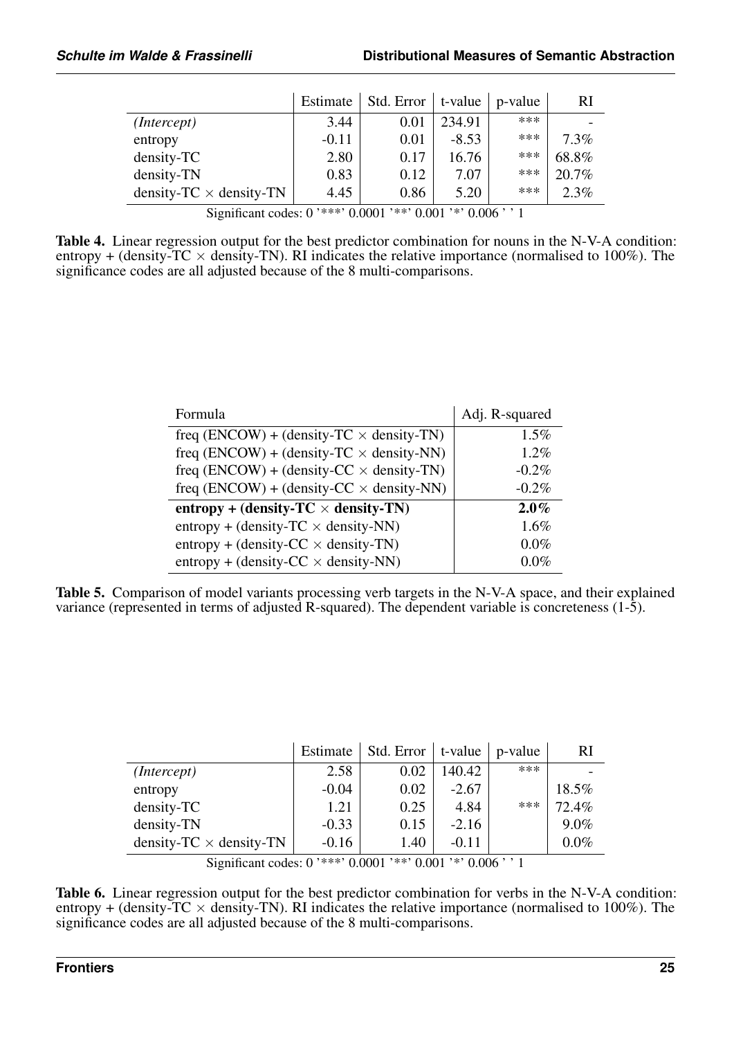| | Estimate | Std. Error | t-value | p-value | RI |
|---|---|---|---|---|---|
| *(Intercept)* | 3.44 | 0.01 | 234.91 | *** | - |
| entropy | -0.11 | 0.01 | -8.53 | *** | 7.3% |
| density-TC | 2.80 | 0.17 | 16.76 | *** | 68.8% |
| density-TN | 0.83 | 0.12 | 7.07 | *** | 20.7% |
| density-TC × density-TN | 4.45 | 0.86 | 5.20 | *** | 2.3% |

Significant codes: 0 '***' 0.0001 '**' 0.001 '*' 0.006 ' ' 1

**Table 4.** Linear regression output for the best predictor combination for nouns in the N-V-A condition: entropy + (density-TC × density-TN). RI indicates the relative importance (normalised to 100%). The significance codes are all adjusted because of the 8 multi-comparisons.

| Formula | Adj. R-squared |
|---|---|
| freq (ENCOW) + (density-TC × density-TN) | 1.5% |
| freq (ENCOW) + (density-TC × density-NN) | 1.2% |
| freq (ENCOW) + (density-CC × density-TN) | -0.2% |
| freq (ENCOW) + (density-CC × density-NN) | -0.2% |
| **entropy + (density-TC × density-TN)** | **2.0%** |
| entropy + (density-TC × density-NN) | 1.6% |
| entropy + (density-CC × density-TN) | 0.0% |
| entropy + (density-CC × density-NN) | 0.0% |

**Table 5.** Comparison of model variants processing verb targets in the N-V-A space, and their explained variance (represented in terms of adjusted R-squared). The dependent variable is concreteness (1-5).

| | Estimate | Std. Error | t-value | p-value | RI |
|---|---|---|---|---|---|
| *(Intercept)* | 2.58 | 0.02 | 140.42 | *** | - |
| entropy | -0.04 | 0.02 | -2.67 | | 18.5% |
| density-TC | 1.21 | 0.25 | 4.84 | *** | 72.4% |
| density-TN | -0.33 | 0.15 | -2.16 | | 9.0% |
| density-TC × density-TN | -0.16 | 1.40 | -0.11 | | 0.0% |

Significant codes: 0 '***' 0.0001 '**' 0.001 '*' 0.006 ' ' 1

**Table 6.** Linear regression output for the best predictor combination for verbs in the N-V-A condition: entropy + (density-TC × density-TN). RI indicates the relative importance (normalised to 100%). The significance codes are all adjusted because of the 8 multi-comparisons.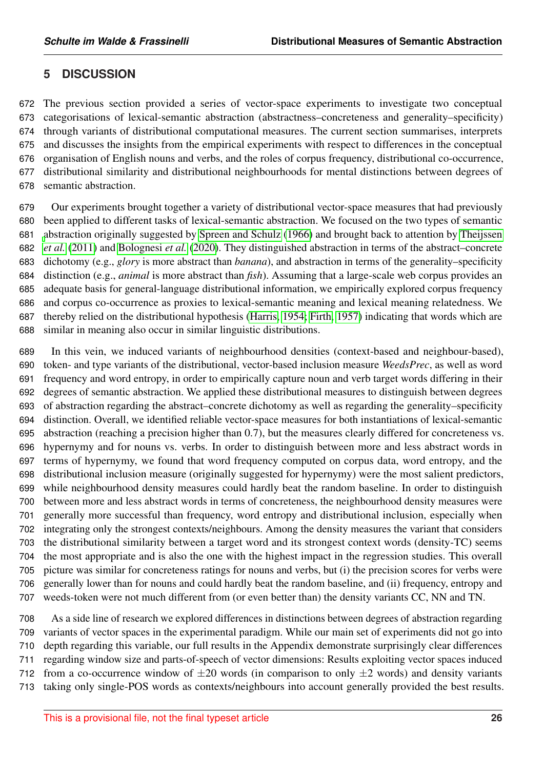## 5 DISCUSSION

The previous section provided a series of vector-space experiments to investigate two conceptual categorisations of lexical-semantic abstraction (abstractness–concreteness and generality–specificity) through variants of distributional computational measures. The current section summarises, interprets and discusses the insights from the empirical experiments with respect to differences in the conceptual organisation of English nouns and verbs, and the roles of corpus frequency, distributional co-occurrence, distributional similarity and distributional neighbourhoods for mental distinctions between degrees of semantic abstraction.

Our experiments brought together a variety of distributional vector-space measures that had previously been applied to different tasks of lexical-semantic abstraction. We focused on the two types of semantic abstraction originally suggested by Spreen and Schulz (1966) and brought back to attention by Theijssen *et al.* (2011) and Bolognesi *et al.* (2020). They distinguished abstraction in terms of the abstract–concrete dichotomy (e.g., *glory* is more abstract than *banana*), and abstraction in terms of the generality–specificity distinction (e.g., *animal* is more abstract than *fish*). Assuming that a large-scale web corpus provides an adequate basis for general-language distributional information, we empirically explored corpus frequency and corpus co-occurrence as proxies to lexical-semantic meaning and lexical meaning relatedness. We thereby relied on the distributional hypothesis (Harris, 1954; Firth, 1957) indicating that words which are similar in meaning also occur in similar linguistic distributions.

In this vein, we induced variants of neighbourhood densities (context-based and neighbour-based), token- and type variants of the distributional, vector-based inclusion measure *WeedsPrec*, as well as word frequency and word entropy, in order to empirically capture noun and verb target words differing in their degrees of semantic abstraction. We applied these distributional measures to distinguish between degrees of abstraction regarding the abstract–concrete dichotomy as well as regarding the generality–specificity distinction. Overall, we identified reliable vector-space measures for both instantiations of lexical-semantic abstraction (reaching a precision higher than 0.7), but the measures clearly differed for concreteness vs. hypernymy and for nouns vs. verbs. In order to distinguish between more and less abstract words in terms of hypernymy, we found that word frequency computed on corpus data, word entropy, and the distributional inclusion measure (originally suggested for hypernymy) were the most salient predictors, while neighbourhood density measures could hardly beat the random baseline. In order to distinguish between more and less abstract words in terms of concreteness, the neighbourhood density measures were generally more successful than frequency, word entropy and distributional inclusion, especially when integrating only the strongest contexts/neighbours. Among the density measures the variant that considers the distributional similarity between a target word and its strongest context words (density-TC) seems the most appropriate and is also the one with the highest impact in the regression studies. This overall picture was similar for concreteness ratings for nouns and verbs, but (i) the precision scores for verbs were generally lower than for nouns and could hardly beat the random baseline, and (ii) frequency, entropy and weeds-token were not much different from (or even better than) the density variants CC, NN and TN.

As a side line of research we explored differences in distinctions between degrees of abstraction regarding variants of vector spaces in the experimental paradigm. While our main set of experiments did not go into depth regarding this variable, our full results in the Appendix demonstrate surprisingly clear differences regarding window size and parts-of-speech of vector dimensions: Results exploiting vector spaces induced from a co-occurrence window of $\pm 20$ words (in comparison to only $\pm 2$ words) and density variants taking only single-POS words as contexts/neighbours into account generally provided the best results.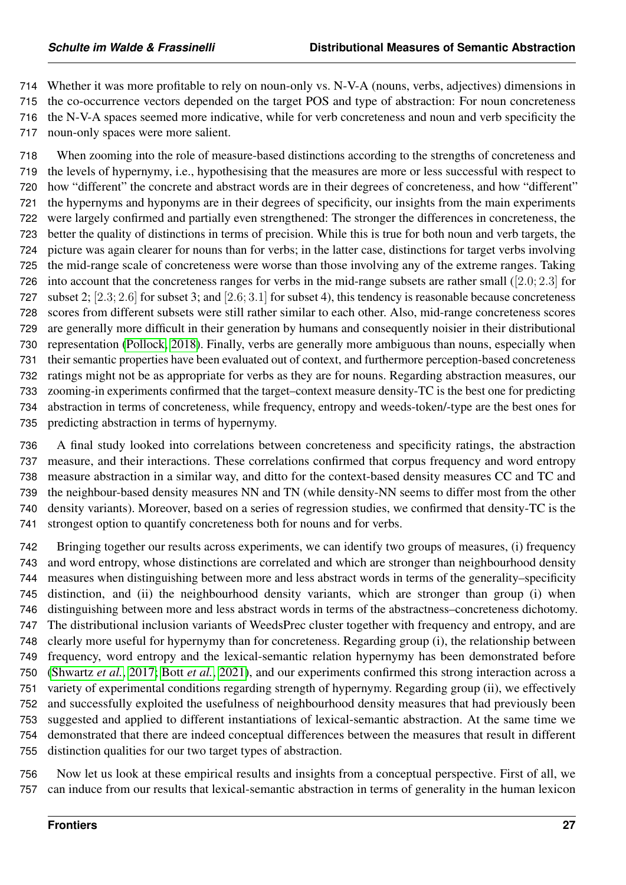Whether it was more profitable to rely on noun-only vs. N-V-A (nouns, verbs, adjectives) dimensions in the co-occurrence vectors depended on the target POS and type of abstraction: For noun concreteness the N-V-A spaces seemed more indicative, while for verb concreteness and noun and verb specificity the noun-only spaces were more salient.

When zooming into the role of measure-based distinctions according to the strengths of concreteness and the levels of hypernymy, i.e., hypothesising that the measures are more or less successful with respect to how "different" the concrete and abstract words are in their degrees of concreteness, and how "different" the hypernyms and hyponyms are in their degrees of specificity, our insights from the main experiments were largely confirmed and partially even strengthened: The stronger the differences in concreteness, the better the quality of distinctions in terms of precision. While this is true for both noun and verb targets, the picture was again clearer for nouns than for verbs; in the latter case, distinctions for target verbs involving the mid-range scale of concreteness were worse than those involving any of the extreme ranges. Taking into account that the concreteness ranges for verbs in the mid-range subsets are rather small ($[2.0; 2.3]$ for subset 2; $[2.3; 2.6]$ for subset 3; and $[2.6; 3.1]$ for subset 4), this tendency is reasonable because concreteness scores from different subsets were still rather similar to each other. Also, mid-range concreteness scores are generally more difficult in their generation by humans and consequently noisier in their distributional representation (Pollock, 2018). Finally, verbs are generally more ambiguous than nouns, especially when their semantic properties have been evaluated out of context, and furthermore perception-based concreteness ratings might not be as appropriate for verbs as they are for nouns. Regarding abstraction measures, our zooming-in experiments confirmed that the target–context measure density-TC is the best one for predicting abstraction in terms of concreteness, while frequency, entropy and weeds-token/-type are the best ones for predicting abstraction in terms of hypernymy.

A final study looked into correlations between concreteness and specificity ratings, the abstraction measure, and their interactions. These correlations confirmed that corpus frequency and word entropy measure abstraction in a similar way, and ditto for the context-based density measures CC and TC and the neighbour-based density measures NN and TN (while density-NN seems to differ most from the other density variants). Moreover, based on a series of regression studies, we confirmed that density-TC is the strongest option to quantify concreteness both for nouns and for verbs.

Bringing together our results across experiments, we can identify two groups of measures, (i) frequency and word entropy, whose distinctions are correlated and which are stronger than neighbourhood density measures when distinguishing between more and less abstract words in terms of the generality–specificity distinction, and (ii) the neighbourhood density variants, which are stronger than group (i) when distinguishing between more and less abstract words in terms of the abstractness–concreteness dichotomy. The distributional inclusion variants of WeedsPrec cluster together with frequency and entropy, and are clearly more useful for hypernymy than for concreteness. Regarding group (i), the relationship between frequency, word entropy and the lexical-semantic relation hypernymy has been demonstrated before (Shwartz *et al.*, 2017; Bott *et al.*, 2021), and our experiments confirmed this strong interaction across a variety of experimental conditions regarding strength of hypernymy. Regarding group (ii), we effectively and successfully exploited the usefulness of neighbourhood density measures that had previously been suggested and applied to different instantiations of lexical-semantic abstraction. At the same time we demonstrated that there are indeed conceptual differences between the measures that result in different distinction qualities for our two target types of abstraction.

Now let us look at these empirical results and insights from a conceptual perspective. First of all, we can induce from our results that lexical-semantic abstraction in terms of generality in the human lexicon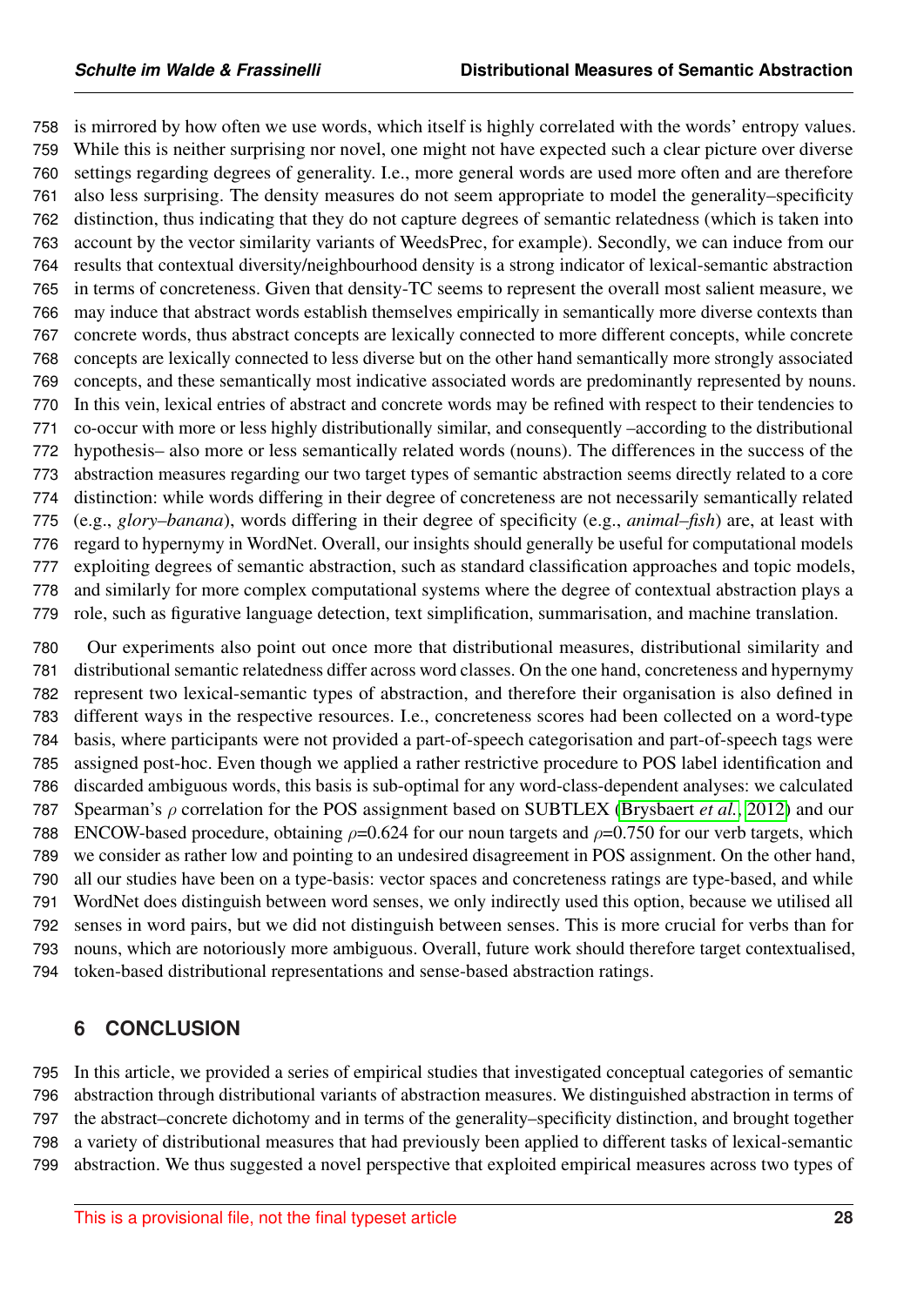is mirrored by how often we use words, which itself is highly correlated with the words' entropy values. While this is neither surprising nor novel, one might not have expected such a clear picture over diverse settings regarding degrees of generality. I.e., more general words are used more often and are therefore also less surprising. The density measures do not seem appropriate to model the generality–specificity distinction, thus indicating that they do not capture degrees of semantic relatedness (which is taken into account by the vector similarity variants of WeedsPrec, for example). Secondly, we can induce from our results that contextual diversity/neighbourhood density is a strong indicator of lexical-semantic abstraction in terms of concreteness. Given that density-TC seems to represent the overall most salient measure, we may induce that abstract words establish themselves empirically in semantically more diverse contexts than concrete words, thus abstract concepts are lexically connected to more different concepts, while concrete concepts are lexically connected to less diverse but on the other hand semantically more strongly associated concepts, and these semantically most indicative associated words are predominantly represented by nouns. In this vein, lexical entries of abstract and concrete words may be refined with respect to their tendencies to co-occur with more or less highly distributionally similar, and consequently –according to the distributional hypothesis– also more or less semantically related words (nouns). The differences in the success of the abstraction measures regarding our two target types of semantic abstraction seems directly related to a core distinction: while words differing in their degree of concreteness are not necessarily semantically related (e.g., *glory–banana*), words differing in their degree of specificity (e.g., *animal–fish*) are, at least with regard to hypernymy in WordNet. Overall, our insights should generally be useful for computational models exploiting degrees of semantic abstraction, such as standard classification approaches and topic models, and similarly for more complex computational systems where the degree of contextual abstraction plays a role, such as figurative language detection, text simplification, summarisation, and machine translation.

Our experiments also point out once more that distributional measures, distributional similarity and distributional semantic relatedness differ across word classes. On the one hand, concreteness and hypernymy represent two lexical-semantic types of abstraction, and therefore their organisation is also defined in different ways in the respective resources. I.e., concreteness scores had been collected on a word-type basis, where participants were not provided a part-of-speech categorisation and part-of-speech tags were assigned post-hoc. Even though we applied a rather restrictive procedure to POS label identification and discarded ambiguous words, this basis is sub-optimal for any word-class-dependent analyses: we calculated Spearman's $\rho$ correlation for the POS assignment based on SUBTLEX (Brysbaert *et al.*, 2012) and our ENCOW-based procedure, obtaining $\rho$=0.624 for our noun targets and $\rho$=0.750 for our verb targets, which we consider as rather low and pointing to an undesired disagreement in POS assignment. On the other hand, all our studies have been on a type-basis: vector spaces and concreteness ratings are type-based, and while WordNet does distinguish between word senses, we only indirectly used this option, because we utilised all senses in word pairs, but we did not distinguish between senses. This is more crucial for verbs than for nouns, which are notoriously more ambiguous. Overall, future work should therefore target contextualised, token-based distributional representations and sense-based abstraction ratings.

## 6 CONCLUSION

In this article, we provided a series of empirical studies that investigated conceptual categories of semantic abstraction through distributional variants of abstraction measures. We distinguished abstraction in terms of the abstract–concrete dichotomy and in terms of the generality–specificity distinction, and brought together a variety of distributional measures that had previously been applied to different tasks of lexical-semantic abstraction. We thus suggested a novel perspective that exploited empirical measures across two types of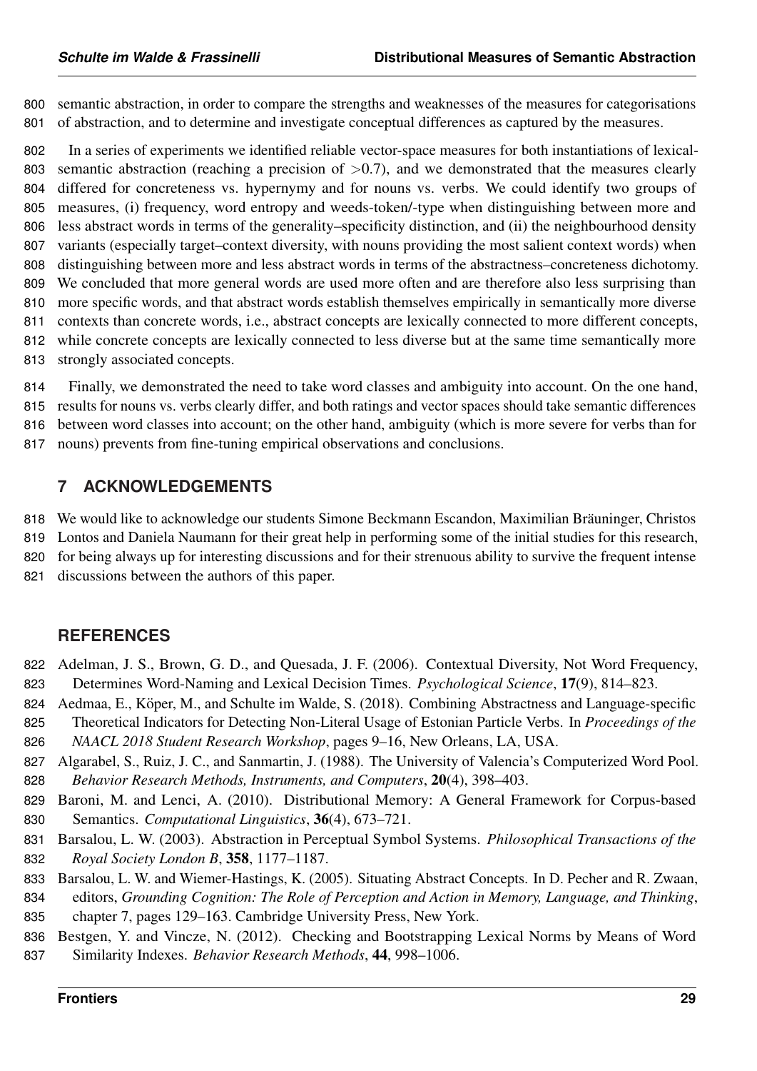semantic abstraction, in order to compare the strengths and weaknesses of the measures for categorisations of abstraction, and to determine and investigate conceptual differences as captured by the measures.

In a series of experiments we identified reliable vector-space measures for both instantiations of lexical-semantic abstraction (reaching a precision of $>0.7$), and we demonstrated that the measures clearly differed for concreteness vs. hypernymy and for nouns vs. verbs. We could identify two groups of measures, (i) frequency, word entropy and weeds-token/-type when distinguishing between more and less abstract words in terms of the generality–specificity distinction, and (ii) the neighbourhood density variants (especially target–context diversity, with nouns providing the most salient context words) when distinguishing between more and less abstract words in terms of the abstractness–concreteness dichotomy. We concluded that more general words are used more often and are therefore also less surprising than more specific words, and that abstract words establish themselves empirically in semantically more diverse contexts than concrete words, i.e., abstract concepts are lexically connected to more different concepts, while concrete concepts are lexically connected to less diverse but at the same time semantically more strongly associated concepts.

Finally, we demonstrated the need to take word classes and ambiguity into account. On the one hand, results for nouns vs. verbs clearly differ, and both ratings and vector spaces should take semantic differences between word classes into account; on the other hand, ambiguity (which is more severe for verbs than for nouns) prevents from fine-tuning empirical observations and conclusions.

## 7 ACKNOWLEDGEMENTS

We would like to acknowledge our students Simone Beckmann Escandon, Maximilian Bräuninger, Christos Lontos and Daniela Naumann for their great help in performing some of the initial studies for this research, for being always up for interesting discussions and for their strenuous ability to survive the frequent intense discussions between the authors of this paper.

## REFERENCES

Adelman, J. S., Brown, G. D., and Quesada, J. F. (2006). Contextual Diversity, Not Word Frequency, Determines Word-Naming and Lexical Decision Times. *Psychological Science*, **17**(9), 814–823.

Aedmaa, E., Köper, M., and Schulte im Walde, S. (2018). Combining Abstractness and Language-specific Theoretical Indicators for Detecting Non-Literal Usage of Estonian Particle Verbs. In *Proceedings of the NAACL 2018 Student Research Workshop*, pages 9–16, New Orleans, LA, USA.

Algarabel, S., Ruiz, J. C., and Sanmartin, J. (1988). The University of Valencia's Computerized Word Pool. *Behavior Research Methods, Instruments, and Computers*, **20**(4), 398–403.

Baroni, M. and Lenci, A. (2010). Distributional Memory: A General Framework for Corpus-based Semantics. *Computational Linguistics*, **36**(4), 673–721.

Barsalou, L. W. (2003). Abstraction in Perceptual Symbol Systems. *Philosophical Transactions of the Royal Society London B*, **358**, 1177–1187.

Barsalou, L. W. and Wiemer-Hastings, K. (2005). Situating Abstract Concepts. In D. Pecher and R. Zwaan, editors, *Grounding Cognition: The Role of Perception and Action in Memory, Language, and Thinking*, chapter 7, pages 129–163. Cambridge University Press, New York.

Bestgen, Y. and Vincze, N. (2012). Checking and Bootstrapping Lexical Norms by Means of Word Similarity Indexes. *Behavior Research Methods*, **44**, 998–1006.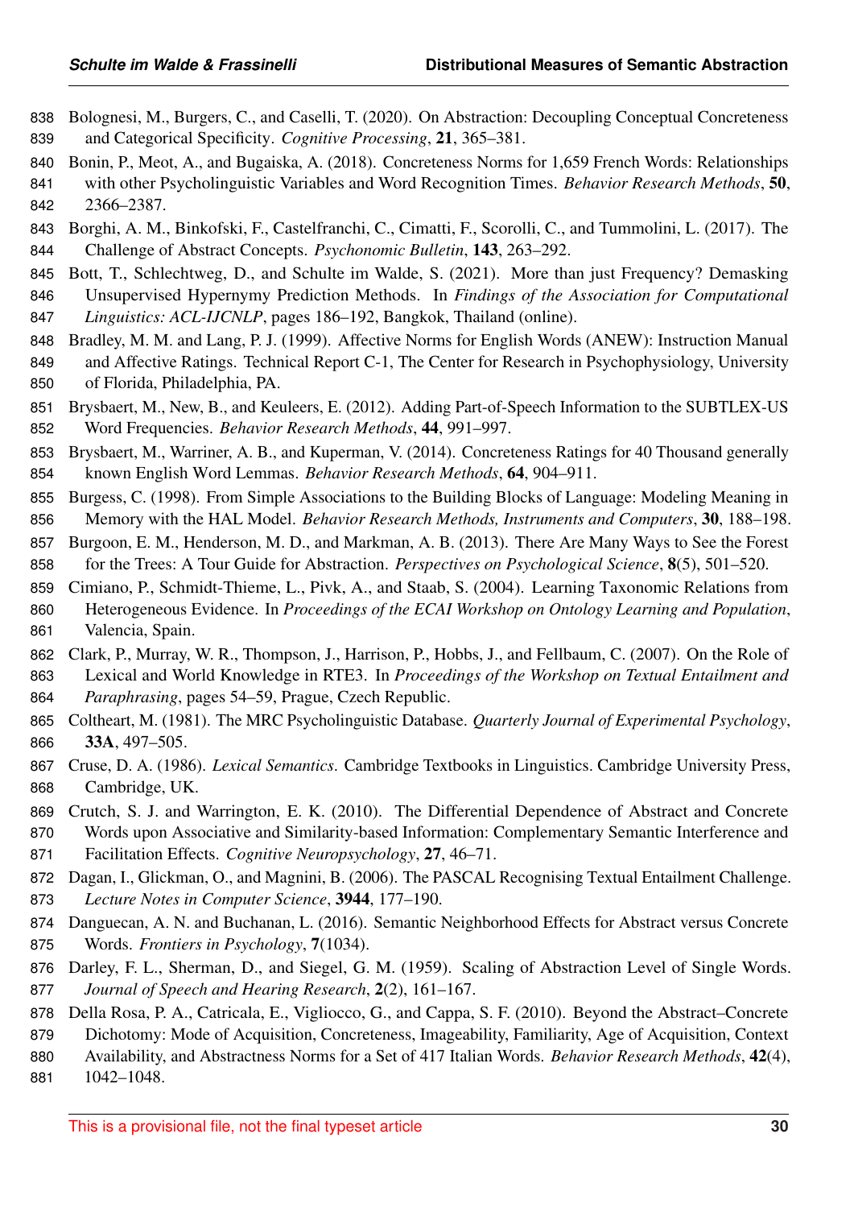Bolognesi, M., Burgers, C., and Caselli, T. (2020). On Abstraction: Decoupling Conceptual Concreteness and Categorical Specificity. *Cognitive Processing*, **21**, 365–381.

Bonin, P., Meot, A., and Bugaiska, A. (2018). Concreteness Norms for 1,659 French Words: Relationships with other Psycholinguistic Variables and Word Recognition Times. *Behavior Research Methods*, **50**, 2366–2387.

Borghi, A. M., Binkofski, F., Castelfranchi, C., Cimatti, F., Scorolli, C., and Tummolini, L. (2017). The Challenge of Abstract Concepts. *Psychonomic Bulletin*, **143**, 263–292.

Bott, T., Schlechtweg, D., and Schulte im Walde, S. (2021). More than just Frequency? Demasking Unsupervised Hypernymy Prediction Methods. In *Findings of the Association for Computational Linguistics: ACL-IJCNLP*, pages 186–192, Bangkok, Thailand (online).

Bradley, M. M. and Lang, P. J. (1999). Affective Norms for English Words (ANEW): Instruction Manual and Affective Ratings. Technical Report C-1, The Center for Research in Psychophysiology, University of Florida, Philadelphia, PA.

Brysbaert, M., New, B., and Keuleers, E. (2012). Adding Part-of-Speech Information to the SUBTLEX-US Word Frequencies. *Behavior Research Methods*, **44**, 991–997.

Brysbaert, M., Warriner, A. B., and Kuperman, V. (2014). Concreteness Ratings for 40 Thousand generally known English Word Lemmas. *Behavior Research Methods*, **64**, 904–911.

Burgess, C. (1998). From Simple Associations to the Building Blocks of Language: Modeling Meaning in Memory with the HAL Model. *Behavior Research Methods, Instruments and Computers*, **30**, 188–198.

Burgoon, E. M., Henderson, M. D., and Markman, A. B. (2013). There Are Many Ways to See the Forest for the Trees: A Tour Guide for Abstraction. *Perspectives on Psychological Science*, **8**(5), 501–520.

Cimiano, P., Schmidt-Thieme, L., Pivk, A., and Staab, S. (2004). Learning Taxonomic Relations from Heterogeneous Evidence. In *Proceedings of the ECAI Workshop on Ontology Learning and Population*, Valencia, Spain.

Clark, P., Murray, W. R., Thompson, J., Harrison, P., Hobbs, J., and Fellbaum, C. (2007). On the Role of Lexical and World Knowledge in RTE3. In *Proceedings of the Workshop on Textual Entailment and Paraphrasing*, pages 54–59, Prague, Czech Republic.

Coltheart, M. (1981). The MRC Psycholinguistic Database. *Quarterly Journal of Experimental Psychology*, **33A**, 497–505.

Cruse, D. A. (1986). *Lexical Semantics*. Cambridge Textbooks in Linguistics. Cambridge University Press, Cambridge, UK.

Crutch, S. J. and Warrington, E. K. (2010). The Differential Dependence of Abstract and Concrete Words upon Associative and Similarity-based Information: Complementary Semantic Interference and Facilitation Effects. *Cognitive Neuropsychology*, **27**, 46–71.

Dagan, I., Glickman, O., and Magnini, B. (2006). The PASCAL Recognising Textual Entailment Challenge. *Lecture Notes in Computer Science*, **3944**, 177–190.

Danguecan, A. N. and Buchanan, L. (2016). Semantic Neighborhood Effects for Abstract versus Concrete Words. *Frontiers in Psychology*, **7**(1034).

Darley, F. L., Sherman, D., and Siegel, G. M. (1959). Scaling of Abstraction Level of Single Words. *Journal of Speech and Hearing Research*, **2**(2), 161–167.

Della Rosa, P. A., Catricala, E., Vigliocco, G., and Cappa, S. F. (2010). Beyond the Abstract–Concrete Dichotomy: Mode of Acquisition, Concreteness, Imageability, Familiarity, Age of Acquisition, Context Availability, and Abstractness Norms for a Set of 417 Italian Words. *Behavior Research Methods*, **42**(4), 1042–1048.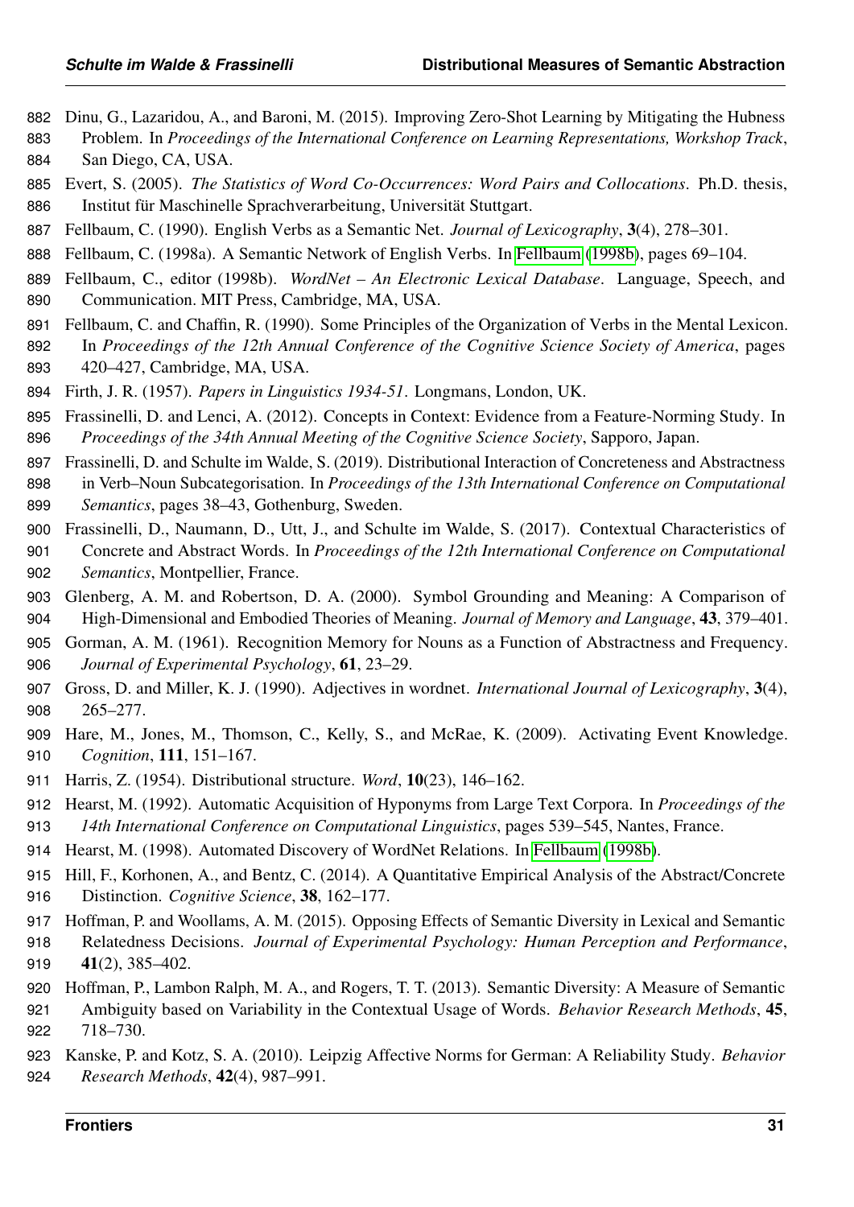Dinu, G., Lazaridou, A., and Baroni, M. (2015). Improving Zero-Shot Learning by Mitigating the Hubness Problem. In *Proceedings of the International Conference on Learning Representations, Workshop Track*, San Diego, CA, USA.

Evert, S. (2005). *The Statistics of Word Co-Occurrences: Word Pairs and Collocations*. Ph.D. thesis, Institut für Maschinelle Sprachverarbeitung, Universität Stuttgart.

Fellbaum, C. (1990). English Verbs as a Semantic Net. *Journal of Lexicography*, **3**(4), 278–301.

Fellbaum, C. (1998a). A Semantic Network of English Verbs. In Fellbaum (1998b), pages 69–104.

Fellbaum, C., editor (1998b). *WordNet – An Electronic Lexical Database*. Language, Speech, and Communication. MIT Press, Cambridge, MA, USA.

Fellbaum, C. and Chaffin, R. (1990). Some Principles of the Organization of Verbs in the Mental Lexicon. In *Proceedings of the 12th Annual Conference of the Cognitive Science Society of America*, pages 420–427, Cambridge, MA, USA.

Firth, J. R. (1957). *Papers in Linguistics 1934-51*. Longmans, London, UK.

Frassinelli, D. and Lenci, A. (2012). Concepts in Context: Evidence from a Feature-Norming Study. In *Proceedings of the 34th Annual Meeting of the Cognitive Science Society*, Sapporo, Japan.

Frassinelli, D. and Schulte im Walde, S. (2019). Distributional Interaction of Concreteness and Abstractness in Verb–Noun Subcategorisation. In *Proceedings of the 13th International Conference on Computational Semantics*, pages 38–43, Gothenburg, Sweden.

Frassinelli, D., Naumann, D., Utt, J., and Schulte im Walde, S. (2017). Contextual Characteristics of Concrete and Abstract Words. In *Proceedings of the 12th International Conference on Computational Semantics*, Montpellier, France.

Glenberg, A. M. and Robertson, D. A. (2000). Symbol Grounding and Meaning: A Comparison of High-Dimensional and Embodied Theories of Meaning. *Journal of Memory and Language*, **43**, 379–401.

Gorman, A. M. (1961). Recognition Memory for Nouns as a Function of Abstractness and Frequency. *Journal of Experimental Psychology*, **61**, 23–29.

Gross, D. and Miller, K. J. (1990). Adjectives in wordnet. *International Journal of Lexicography*, **3**(4), 265–277.

Hare, M., Jones, M., Thomson, C., Kelly, S., and McRae, K. (2009). Activating Event Knowledge. *Cognition*, **111**, 151–167.

Harris, Z. (1954). Distributional structure. *Word*, **10**(23), 146–162.

Hearst, M. (1992). Automatic Acquisition of Hyponyms from Large Text Corpora. In *Proceedings of the 14th International Conference on Computational Linguistics*, pages 539–545, Nantes, France.

Hearst, M. (1998). Automated Discovery of WordNet Relations. In Fellbaum (1998b).

Hill, F., Korhonen, A., and Bentz, C. (2014). A Quantitative Empirical Analysis of the Abstract/Concrete Distinction. *Cognitive Science*, **38**, 162–177.

Hoffman, P. and Woollams, A. M. (2015). Opposing Effects of Semantic Diversity in Lexical and Semantic Relatedness Decisions. *Journal of Experimental Psychology: Human Perception and Performance*, **41**(2), 385–402.

Hoffman, P., Lambon Ralph, M. A., and Rogers, T. T. (2013). Semantic Diversity: A Measure of Semantic Ambiguity based on Variability in the Contextual Usage of Words. *Behavior Research Methods*, **45**, 718–730.

Kanske, P. and Kotz, S. A. (2010). Leipzig Affective Norms for German: A Reliability Study. *Behavior Research Methods*, **42**(4), 987–991.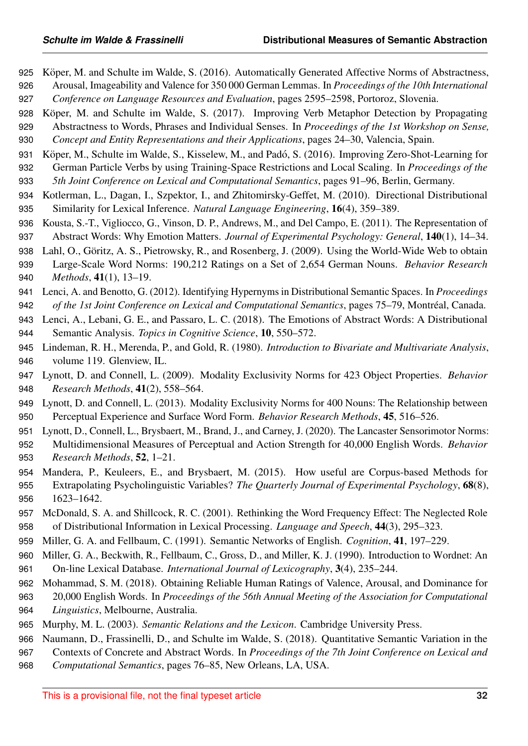Köper, M. and Schulte im Walde, S. (2016). Automatically Generated Affective Norms of Abstractness, Arousal, Imageability and Valence for 350 000 German Lemmas. In *Proceedings of the 10th International Conference on Language Resources and Evaluation*, pages 2595–2598, Portoroz, Slovenia.

Köper, M. and Schulte im Walde, S. (2017). Improving Verb Metaphor Detection by Propagating Abstractness to Words, Phrases and Individual Senses. In *Proceedings of the 1st Workshop on Sense, Concept and Entity Representations and their Applications*, pages 24–30, Valencia, Spain.

Köper, M., Schulte im Walde, S., Kisselew, M., and Padó, S. (2016). Improving Zero-Shot-Learning for German Particle Verbs by using Training-Space Restrictions and Local Scaling. In *Proceedings of the 5th Joint Conference on Lexical and Computational Semantics*, pages 91–96, Berlin, Germany.

Kotlerman, L., Dagan, I., Szpektor, I., and Zhitomirsky-Geffet, M. (2010). Directional Distributional Similarity for Lexical Inference. *Natural Language Engineering*, **16**(4), 359–389.

Kousta, S.-T., Vigliocco, G., Vinson, D. P., Andrews, M., and Del Campo, E. (2011). The Representation of Abstract Words: Why Emotion Matters. *Journal of Experimental Psychology: General*, **140**(1), 14–34.

Lahl, O., Göritz, A. S., Pietrowsky, R., and Rosenberg, J. (2009). Using the World-Wide Web to obtain Large-Scale Word Norms: 190,212 Ratings on a Set of 2,654 German Nouns. *Behavior Research Methods*, **41**(1), 13–19.

Lenci, A. and Benotto, G. (2012). Identifying Hypernyms in Distributional Semantic Spaces. In *Proceedings of the 1st Joint Conference on Lexical and Computational Semantics*, pages 75–79, Montréal, Canada.

Lenci, A., Lebani, G. E., and Passaro, L. C. (2018). The Emotions of Abstract Words: A Distributional Semantic Analysis. *Topics in Cognitive Science*, **10**, 550–572.

Lindeman, R. H., Merenda, P., and Gold, R. (1980). *Introduction to Bivariate and Multivariate Analysis*, volume 119. Glenview, IL.

Lynott, D. and Connell, L. (2009). Modality Exclusivity Norms for 423 Object Properties. *Behavior Research Methods*, **41**(2), 558–564.

Lynott, D. and Connell, L. (2013). Modality Exclusivity Norms for 400 Nouns: The Relationship between Perceptual Experience and Surface Word Form. *Behavior Research Methods*, **45**, 516–526.

Lynott, D., Connell, L., Brysbaert, M., Brand, J., and Carney, J. (2020). The Lancaster Sensorimotor Norms: Multidimensional Measures of Perceptual and Action Strength for 40,000 English Words. *Behavior Research Methods*, **52**, 1–21.

Mandera, P., Keuleers, E., and Brysbaert, M. (2015). How useful are Corpus-based Methods for Extrapolating Psycholinguistic Variables? *The Quarterly Journal of Experimental Psychology*, **68**(8), 1623–1642.

McDonald, S. A. and Shillcock, R. C. (2001). Rethinking the Word Frequency Effect: The Neglected Role of Distributional Information in Lexical Processing. *Language and Speech*, **44**(3), 295–323.

Miller, G. A. and Fellbaum, C. (1991). Semantic Networks of English. *Cognition*, **41**, 197–229.

Miller, G. A., Beckwith, R., Fellbaum, C., Gross, D., and Miller, K. J. (1990). Introduction to Wordnet: An On-line Lexical Database. *International Journal of Lexicography*, **3**(4), 235–244.

Mohammad, S. M. (2018). Obtaining Reliable Human Ratings of Valence, Arousal, and Dominance for 20,000 English Words. In *Proceedings of the 56th Annual Meeting of the Association for Computational Linguistics*, Melbourne, Australia.

Murphy, M. L. (2003). *Semantic Relations and the Lexicon*. Cambridge University Press.

Naumann, D., Frassinelli, D., and Schulte im Walde, S. (2018). Quantitative Semantic Variation in the Contexts of Concrete and Abstract Words. In *Proceedings of the 7th Joint Conference on Lexical and Computational Semantics*, pages 76–85, New Orleans, LA, USA.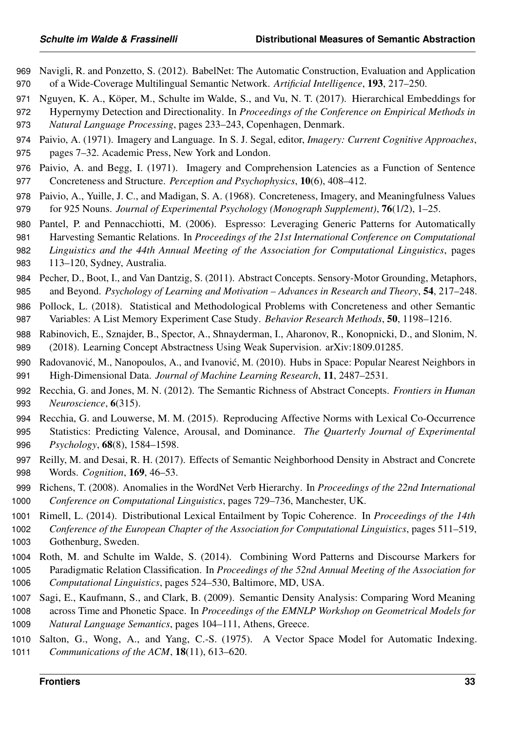Navigli, R. and Ponzetto, S. (2012). BabelNet: The Automatic Construction, Evaluation and Application of a Wide-Coverage Multilingual Semantic Network. *Artificial Intelligence*, **193**, 217–250.

Nguyen, K. A., Köper, M., Schulte im Walde, S., and Vu, N. T. (2017). Hierarchical Embeddings for Hypernymy Detection and Directionality. In *Proceedings of the Conference on Empirical Methods in Natural Language Processing*, pages 233–243, Copenhagen, Denmark.

Paivio, A. (1971). Imagery and Language. In S. J. Segal, editor, *Imagery: Current Cognitive Approaches*, pages 7–32. Academic Press, New York and London.

Paivio, A. and Begg, I. (1971). Imagery and Comprehension Latencies as a Function of Sentence Concreteness and Structure. *Perception and Psychophysics*, **10**(6), 408–412.

Paivio, A., Yuille, J. C., and Madigan, S. A. (1968). Concreteness, Imagery, and Meaningfulness Values for 925 Nouns. *Journal of Experimental Psychology (Monograph Supplement)*, **76**(1/2), 1–25.

Pantel, P. and Pennacchiotti, M. (2006). Espresso: Leveraging Generic Patterns for Automatically Harvesting Semantic Relations. In *Proceedings of the 21st International Conference on Computational Linguistics and the 44th Annual Meeting of the Association for Computational Linguistics*, pages 113–120, Sydney, Australia.

Pecher, D., Boot, I., and Van Dantzig, S. (2011). Abstract Concepts. Sensory-Motor Grounding, Metaphors, and Beyond. *Psychology of Learning and Motivation – Advances in Research and Theory*, **54**, 217–248.

Pollock, L. (2018). Statistical and Methodological Problems with Concreteness and other Semantic Variables: A List Memory Experiment Case Study. *Behavior Research Methods*, **50**, 1198–1216.

Rabinovich, E., Sznajder, B., Spector, A., Shnayderman, I., Aharonov, R., Konopnicki, D., and Slonim, N. (2018). Learning Concept Abstractness Using Weak Supervision. arXiv:1809.01285.

Radovanović, M., Nanopoulos, A., and Ivanović, M. (2010). Hubs in Space: Popular Nearest Neighbors in High-Dimensional Data. *Journal of Machine Learning Research*, **11**, 2487–2531.

Recchia, G. and Jones, M. N. (2012). The Semantic Richness of Abstract Concepts. *Frontiers in Human Neuroscience*, **6**(315).

Recchia, G. and Louwerse, M. M. (2015). Reproducing Affective Norms with Lexical Co-Occurrence Statistics: Predicting Valence, Arousal, and Dominance. *The Quarterly Journal of Experimental Psychology*, **68**(8), 1584–1598.

Reilly, M. and Desai, R. H. (2017). Effects of Semantic Neighborhood Density in Abstract and Concrete Words. *Cognition*, **169**, 46–53.

Richens, T. (2008). Anomalies in the WordNet Verb Hierarchy. In *Proceedings of the 22nd International Conference on Computational Linguistics*, pages 729–736, Manchester, UK.

Rimell, L. (2014). Distributional Lexical Entailment by Topic Coherence. In *Proceedings of the 14th Conference of the European Chapter of the Association for Computational Linguistics*, pages 511–519, Gothenburg, Sweden.

Roth, M. and Schulte im Walde, S. (2014). Combining Word Patterns and Discourse Markers for Paradigmatic Relation Classification. In *Proceedings of the 52nd Annual Meeting of the Association for Computational Linguistics*, pages 524–530, Baltimore, MD, USA.

Sagi, E., Kaufmann, S., and Clark, B. (2009). Semantic Density Analysis: Comparing Word Meaning across Time and Phonetic Space. In *Proceedings of the EMNLP Workshop on Geometrical Models for Natural Language Semantics*, pages 104–111, Athens, Greece.

Salton, G., Wong, A., and Yang, C.-S. (1975). A Vector Space Model for Automatic Indexing. *Communications of the ACM*, **18**(11), 613–620.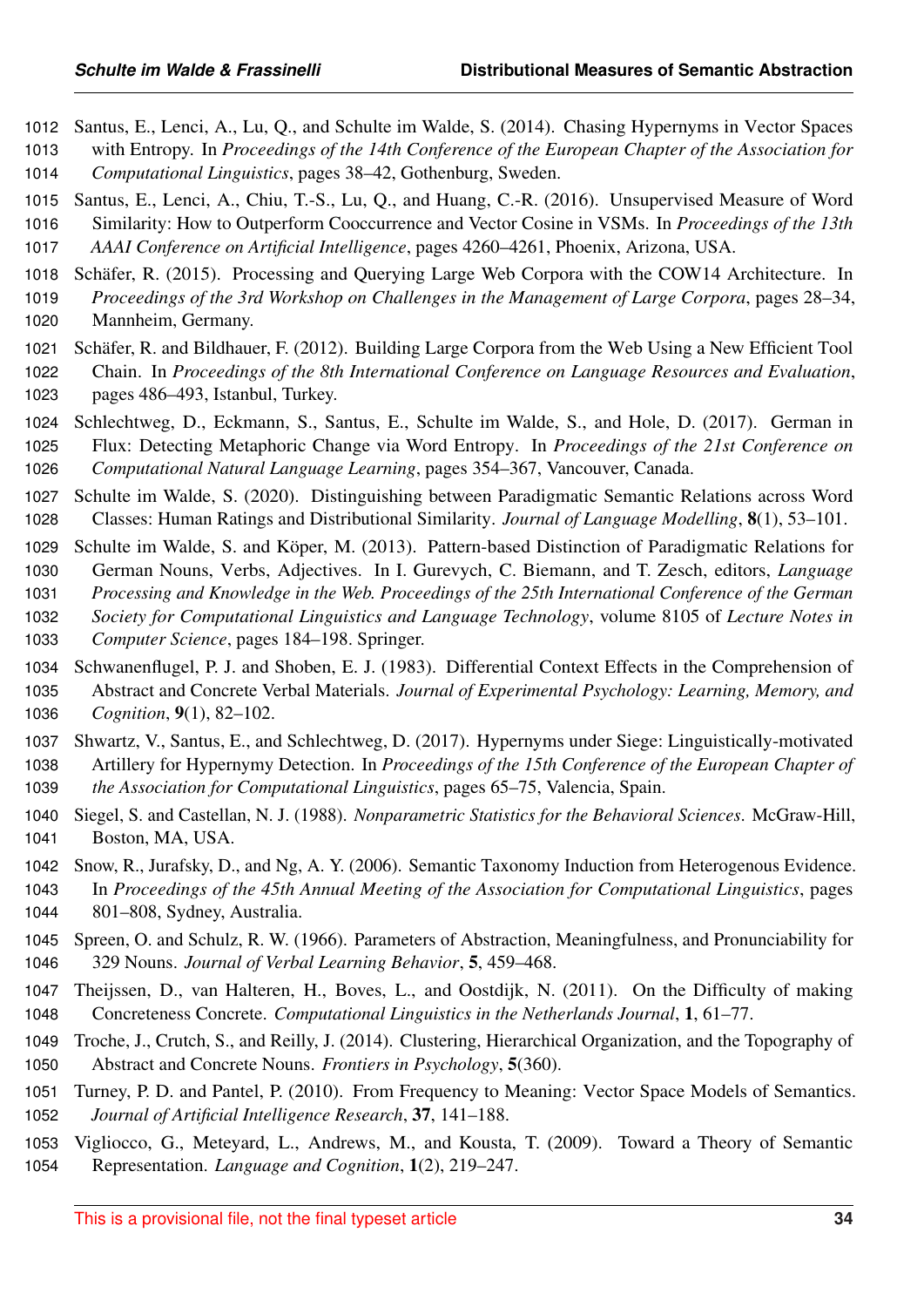Santus, E., Lenci, A., Lu, Q., and Schulte im Walde, S. (2014). Chasing Hypernyms in Vector Spaces with Entropy. In *Proceedings of the 14th Conference of the European Chapter of the Association for Computational Linguistics*, pages 38–42, Gothenburg, Sweden.

Santus, E., Lenci, A., Chiu, T.-S., Lu, Q., and Huang, C.-R. (2016). Unsupervised Measure of Word Similarity: How to Outperform Cooccurrence and Vector Cosine in VSMs. In *Proceedings of the 13th AAAI Conference on Artificial Intelligence*, pages 4260–4261, Phoenix, Arizona, USA.

Schäfer, R. (2015). Processing and Querying Large Web Corpora with the COW14 Architecture. In *Proceedings of the 3rd Workshop on Challenges in the Management of Large Corpora*, pages 28–34, Mannheim, Germany.

Schäfer, R. and Bildhauer, F. (2012). Building Large Corpora from the Web Using a New Efficient Tool Chain. In *Proceedings of the 8th International Conference on Language Resources and Evaluation*, pages 486–493, Istanbul, Turkey.

Schlechtweg, D., Eckmann, S., Santus, E., Schulte im Walde, S., and Hole, D. (2017). German in Flux: Detecting Metaphoric Change via Word Entropy. In *Proceedings of the 21st Conference on Computational Natural Language Learning*, pages 354–367, Vancouver, Canada.

Schulte im Walde, S. (2020). Distinguishing between Paradigmatic Semantic Relations across Word Classes: Human Ratings and Distributional Similarity. *Journal of Language Modelling*, **8**(1), 53–101.

Schulte im Walde, S. and Köper, M. (2013). Pattern-based Distinction of Paradigmatic Relations for German Nouns, Verbs, Adjectives. In I. Gurevych, C. Biemann, and T. Zesch, editors, *Language Processing and Knowledge in the Web. Proceedings of the 25th International Conference of the German Society for Computational Linguistics and Language Technology*, volume 8105 of *Lecture Notes in Computer Science*, pages 184–198. Springer.

Schwanenflugel, P. J. and Shoben, E. J. (1983). Differential Context Effects in the Comprehension of Abstract and Concrete Verbal Materials. *Journal of Experimental Psychology: Learning, Memory, and Cognition*, **9**(1), 82–102.

Shwartz, V., Santus, E., and Schlechtweg, D. (2017). Hypernyms under Siege: Linguistically-motivated Artillery for Hypernymy Detection. In *Proceedings of the 15th Conference of the European Chapter of the Association for Computational Linguistics*, pages 65–75, Valencia, Spain.

Siegel, S. and Castellan, N. J. (1988). *Nonparametric Statistics for the Behavioral Sciences*. McGraw-Hill, Boston, MA, USA.

Snow, R., Jurafsky, D., and Ng, A. Y. (2006). Semantic Taxonomy Induction from Heterogenous Evidence. In *Proceedings of the 45th Annual Meeting of the Association for Computational Linguistics*, pages 801–808, Sydney, Australia.

Spreen, O. and Schulz, R. W. (1966). Parameters of Abstraction, Meaningfulness, and Pronunciability for 329 Nouns. *Journal of Verbal Learning Behavior*, **5**, 459–468.

Theijssen, D., van Halteren, H., Boves, L., and Oostdijk, N. (2011). On the Difficulty of making Concreteness Concrete. *Computational Linguistics in the Netherlands Journal*, **1**, 61–77.

Troche, J., Crutch, S., and Reilly, J. (2014). Clustering, Hierarchical Organization, and the Topography of Abstract and Concrete Nouns. *Frontiers in Psychology*, **5**(360).

Turney, P. D. and Pantel, P. (2010). From Frequency to Meaning: Vector Space Models of Semantics. *Journal of Artificial Intelligence Research*, **37**, 141–188.

Vigliocco, G., Meteyard, L., Andrews, M., and Kousta, T. (2009). Toward a Theory of Semantic Representation. *Language and Cognition*, **1**(2), 219–247.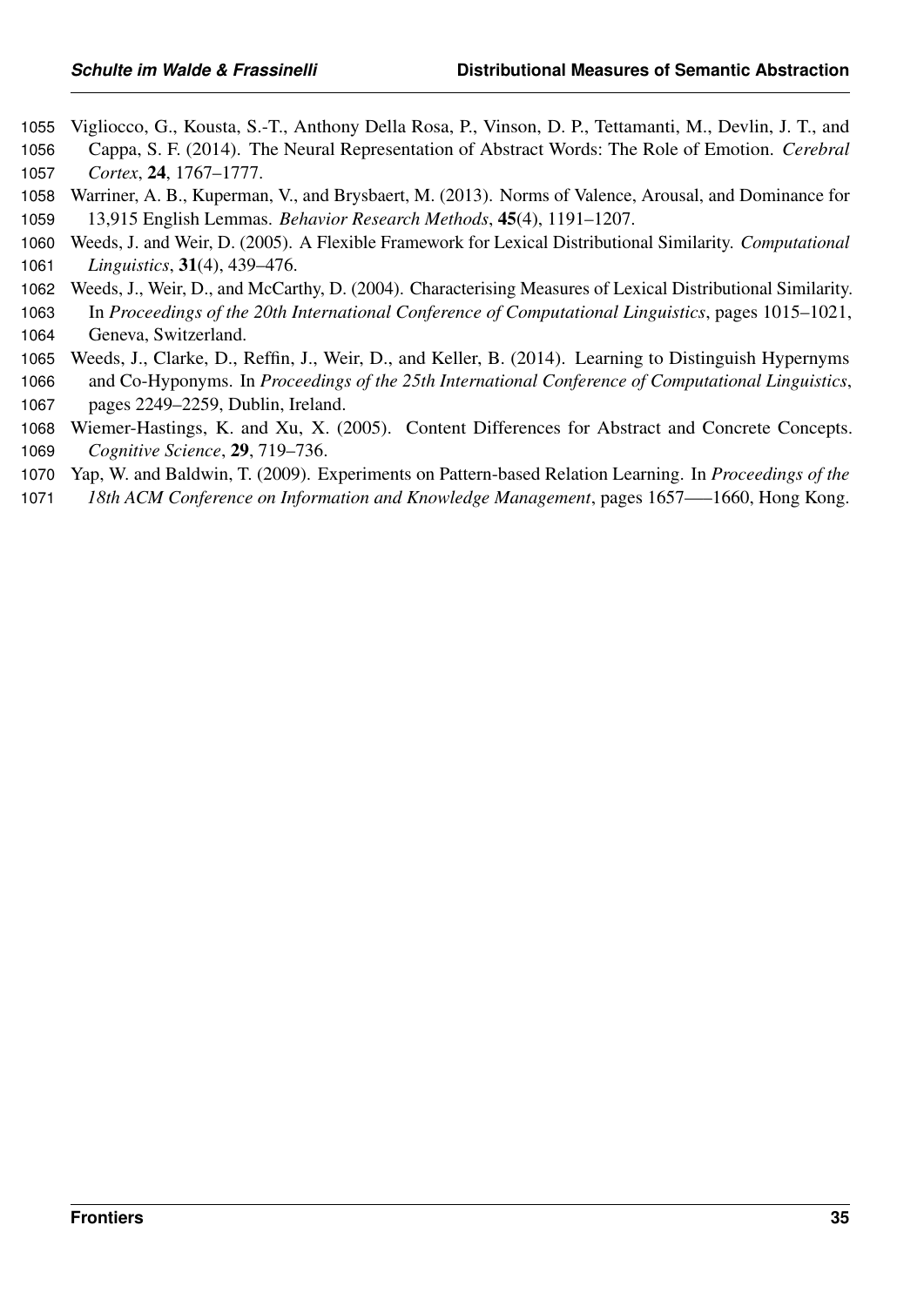Vigliocco, G., Kousta, S.-T., Anthony Della Rosa, P., Vinson, D. P., Tettamanti, M., Devlin, J. T., and Cappa, S. F. (2014). The Neural Representation of Abstract Words: The Role of Emotion. *Cerebral Cortex*, **24**, 1767–1777.

Warriner, A. B., Kuperman, V., and Brysbaert, M. (2013). Norms of Valence, Arousal, and Dominance for 13,915 English Lemmas. *Behavior Research Methods*, **45**(4), 1191–1207.

Weeds, J. and Weir, D. (2005). A Flexible Framework for Lexical Distributional Similarity. *Computational Linguistics*, **31**(4), 439–476.

Weeds, J., Weir, D., and McCarthy, D. (2004). Characterising Measures of Lexical Distributional Similarity. In *Proceedings of the 20th International Conference of Computational Linguistics*, pages 1015–1021, Geneva, Switzerland.

Weeds, J., Clarke, D., Reffin, J., Weir, D., and Keller, B. (2014). Learning to Distinguish Hypernyms and Co-Hyponyms. In *Proceedings of the 25th International Conference of Computational Linguistics*, pages 2249–2259, Dublin, Ireland.

Wiemer-Hastings, K. and Xu, X. (2005). Content Differences for Abstract and Concrete Concepts. *Cognitive Science*, **29**, 719–736.

Yap, W. and Baldwin, T. (2009). Experiments on Pattern-based Relation Learning. In *Proceedings of the 18th ACM Conference on Information and Knowledge Management*, pages 1657—–1660, Hong Kong.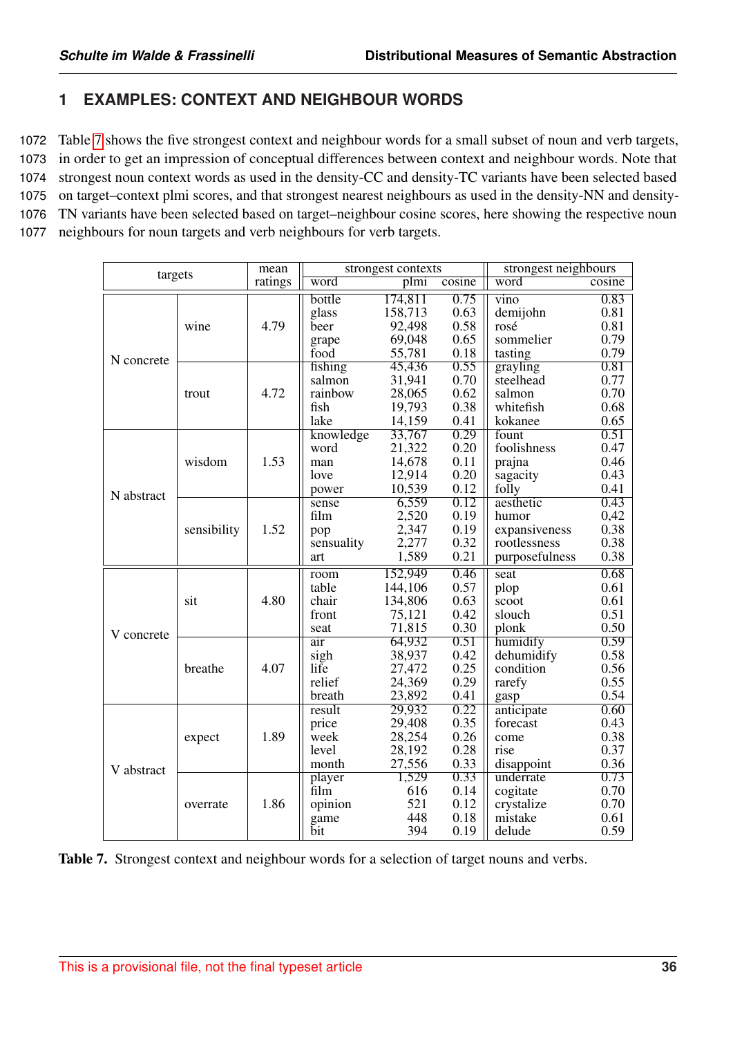# 1 EXAMPLES: CONTEXT AND NEIGHBOUR WORDS

Table 7 shows the five strongest context and neighbour words for a small subset of noun and verb targets, in order to get an impression of conceptual differences between context and neighbour words. Note that strongest noun context words as used in the density-CC and density-TC variants have been selected based on target–context plmi scores, and that strongest nearest neighbours as used in the density-NN and density-TN variants have been selected based on target–neighbour cosine scores, here showing the respective noun neighbours for noun targets and verb neighbours for verb targets.

| targets | | mean ratings | strongest contexts | | | strongest neighbours | |
|---|---|---|---|---|---|---|---|
| | | | word | plmi | cosine | word | cosine |
| N concrete | wine | 4.79 | bottle | 174,811 | 0.75 | vino | 0.83 |
| | | | glass | 158,713 | 0.63 | demijohn | 0.81 |
| | | | beer | 92,498 | 0.58 | rosé | 0.81 |
| | | | grape | 69,048 | 0.65 | sommelier | 0.79 |
| | | | food | 55,781 | 0.18 | tasting | 0.79 |
| | trout | 4.72 | fishing | 45,436 | 0.55 | grayling | 0.81 |
| | | | salmon | 31,941 | 0.70 | steelhead | 0.77 |
| | | | rainbow | 28,065 | 0.62 | salmon | 0.70 |
| | | | fish | 19,793 | 0.38 | whitefish | 0.68 |
| | | | lake | 14,159 | 0.41 | kokanee | 0.65 |
| N abstract | wisdom | 1.53 | knowledge | 33,767 | 0.29 | fount | 0.51 |
| | | | word | 21,322 | 0.20 | foolishness | 0.47 |
| | | | man | 14,678 | 0.11 | prajna | 0.46 |
| | | | love | 12,914 | 0.20 | sagacity | 0.43 |
| | | | power | 10,539 | 0.12 | folly | 0.41 |
| | sensibility | 1.52 | sense | 6,559 | 0.12 | aesthetic | 0.43 |
| | | | film | 2,520 | 0.19 | humor | 0,42 |
| | | | pop | 2,347 | 0.19 | expansiveness | 0.38 |
| | | | sensuality | 2,277 | 0.32 | rootlessness | 0.38 |
| | | | art | 1,589 | 0.21 | purposefulness | 0.38 |
| V concrete | sit | 4.80 | room | 152,949 | 0.46 | seat | 0.68 |
| | | | table | 144,106 | 0.57 | plop | 0.61 |
| | | | chair | 134,806 | 0.63 | scoot | 0.61 |
| | | | front | 75,121 | 0.42 | slouch | 0.51 |
| | | | seat | 71,815 | 0.30 | plonk | 0.50 |
| | breathe | 4.07 | air | 64,932 | 0.51 | humidify | 0.59 |
| | | | sigh | 38,937 | 0.42 | dehumidify | 0.58 |
| | | | life | 27,472 | 0.25 | condition | 0.56 |
| | | | relief | 24,369 | 0.29 | rarefy | 0.55 |
| | | | breath | 23,892 | 0.41 | gasp | 0.54 |
| V abstract | expect | 1.89 | result | 29,932 | 0.22 | anticipate | 0.60 |
| | | | price | 29,408 | 0.35 | forecast | 0.43 |
| | | | week | 28,254 | 0.26 | come | 0.38 |
| | | | level | 28,192 | 0.28 | rise | 0.37 |
| | | | month | 27,556 | 0.33 | disappoint | 0.36 |
| | overrate | 1.86 | player | 1,529 | 0.33 | underrate | 0.73 |
| | | | film | 616 | 0.14 | cogitate | 0.70 |
| | | | opinion | 521 | 0.12 | crystalize | 0.70 |
| | | | game | 448 | 0.18 | mistake | 0.61 |
| | | | bit | 394 | 0.19 | delude | 0.59 |

**Table 7.** Strongest context and neighbour words for a selection of target nouns and verbs.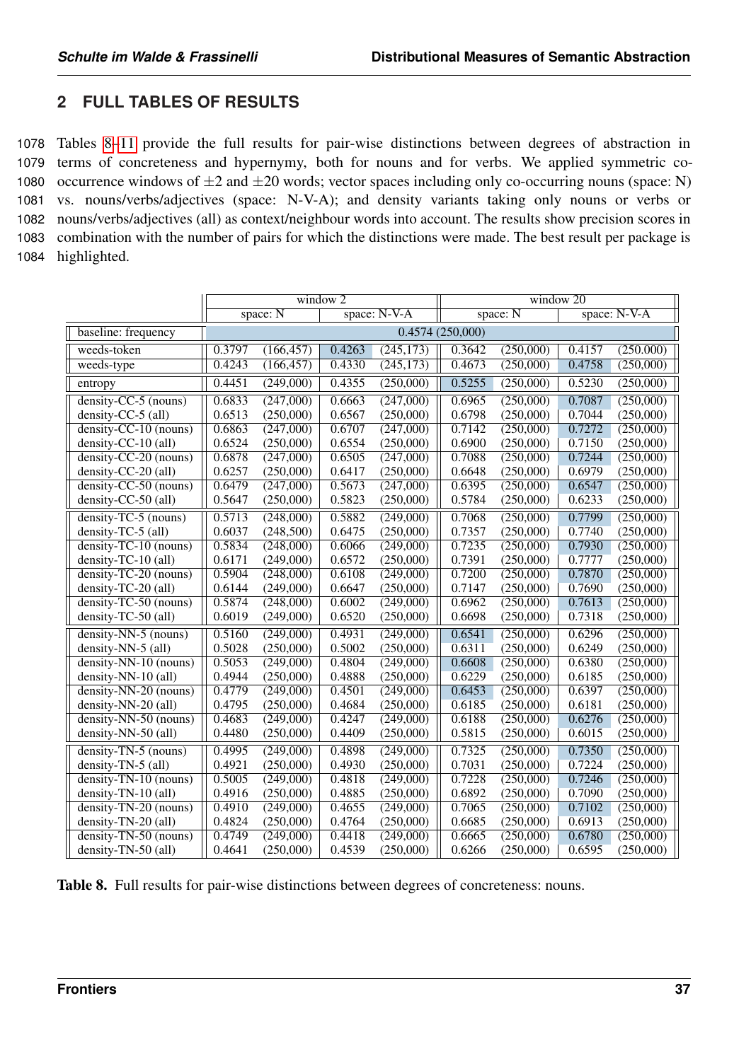## 2 FULL TABLES OF RESULTS

Tables 8–11 provide the full results for pair-wise distinctions between degrees of abstraction in terms of concreteness and hypernymy, both for nouns and for verbs. We applied symmetric co-occurrence windows of ±2 and ±20 words; vector spaces including only co-occurring nouns (space: N) vs. nouns/verbs/adjectives (space: N-V-A); and density variants taking only nouns or verbs or nouns/verbs/adjectives (all) as context/neighbour words into account. The results show precision scores in combination with the number of pairs for which the distinctions were made. The best result per package is highlighted.

| | window 2 | | | | window 20 | | | |
|---|---|---|---|---|---|---|---|---|
| | space: N | | space: N-V-A | | space: N | | space: N-V-A | |
| baseline: frequency | 0.4574 (250,000) | | | | | | | |
| weeds-token | 0.3797 | (166,457) | **0.4263** | (245,173) | 0.3642 | (250,000) | 0.4157 | (250.000) |
| weeds-type | 0.4243 | (166,457) | 0.4330 | (245,173) | 0.4673 | (250,000) | **0.4758** | (250,000) |
| entropy | 0.4451 | (249,000) | 0.4355 | (250,000) | **0.5255** | (250,000) | 0.5230 | (250,000) |
| density-CC-5 (nouns) | 0.6833 | (247,000) | 0.6663 | (247,000) | 0.6965 | (250,000) | **0.7087** | (250,000) |
| density-CC-5 (all) | 0.6513 | (250,000) | 0.6567 | (250,000) | 0.6798 | (250,000) | 0.7044 | (250,000) |
| density-CC-10 (nouns) | 0.6863 | (247,000) | 0.6707 | (247,000) | 0.7142 | (250,000) | **0.7272** | (250,000) |
| density-CC-10 (all) | 0.6524 | (250,000) | 0.6554 | (250,000) | 0.6900 | (250,000) | 0.7150 | (250,000) |
| density-CC-20 (nouns) | 0.6878 | (247,000) | 0.6505 | (247,000) | 0.7088 | (250,000) | **0.7244** | (250,000) |
| density-CC-20 (all) | 0.6257 | (250,000) | 0.6417 | (250,000) | 0.6648 | (250,000) | 0.6979 | (250,000) |
| density-CC-50 (nouns) | 0.6479 | (247,000) | 0.5673 | (247,000) | 0.6395 | (250,000) | **0.6547** | (250,000) |
| density-CC-50 (all) | 0.5647 | (250,000) | 0.5823 | (250,000) | 0.5784 | (250,000) | 0.6233 | (250,000) |
| density-TC-5 (nouns) | 0.5713 | (248,000) | 0.5882 | (249,000) | 0.7068 | (250,000) | **0.7799** | (250,000) |
| density-TC-5 (all) | 0.6037 | (248,500) | 0.6475 | (250,000) | 0.7357 | (250,000) | 0.7740 | (250,000) |
| density-TC-10 (nouns) | 0.5834 | (248,000) | 0.6066 | (249,000) | 0.7235 | (250,000) | **0.7930** | (250,000) |
| density-TC-10 (all) | 0.6171 | (249,000) | 0.6572 | (250,000) | 0.7391 | (250,000) | 0.7777 | (250,000) |
| density-TC-20 (nouns) | 0.5904 | (248,000) | 0.6108 | (249,000) | 0.7200 | (250,000) | **0.7870** | (250,000) |
| density-TC-20 (all) | 0.6144 | (249,000) | 0.6647 | (250,000) | 0.7147 | (250,000) | 0.7690 | (250,000) |
| density-TC-50 (nouns) | 0.5874 | (248,000) | 0.6002 | (249,000) | 0.6962 | (250,000) | **0.7613** | (250,000) |
| density-TC-50 (all) | 0.6019 | (249,000) | 0.6520 | (250,000) | 0.6698 | (250,000) | 0.7318 | (250,000) |
| density-NN-5 (nouns) | 0.5160 | (249,000) | 0.4931 | (249,000) | **0.6541** | (250,000) | 0.6296 | (250,000) |
| density-NN-5 (all) | 0.5028 | (250,000) | 0.5002 | (250,000) | 0.6311 | (250,000) | 0.6249 | (250,000) |
| density-NN-10 (nouns) | 0.5053 | (249,000) | 0.4804 | (249,000) | **0.6608** | (250,000) | 0.6380 | (250,000) |
| density-NN-10 (all) | 0.4944 | (250,000) | 0.4888 | (250,000) | 0.6229 | (250,000) | 0.6185 | (250,000) |
| density-NN-20 (nouns) | 0.4779 | (249,000) | 0.4501 | (249,000) | **0.6453** | (250,000) | 0.6397 | (250,000) |
| density-NN-20 (all) | 0.4795 | (250,000) | 0.4684 | (250,000) | 0.6185 | (250,000) | 0.6181 | (250,000) |
| density-NN-50 (nouns) | 0.4683 | (249,000) | 0.4247 | (249,000) | 0.6188 | (250,000) | **0.6276** | (250,000) |
| density-NN-50 (all) | 0.4480 | (250,000) | 0.4409 | (250,000) | 0.5815 | (250,000) | 0.6015 | (250,000) |
| density-TN-5 (nouns) | 0.4995 | (249,000) | 0.4898 | (249,000) | 0.7325 | (250,000) | **0.7350** | (250,000) |
| density-TN-5 (all) | 0.4921 | (250,000) | 0.4930 | (250,000) | 0.7031 | (250,000) | 0.7224 | (250,000) |
| density-TN-10 (nouns) | 0.5005 | (249,000) | 0.4818 | (249,000) | 0.7228 | (250,000) | **0.7246** | (250,000) |
| density-TN-10 (all) | 0.4916 | (250,000) | 0.4885 | (250,000) | 0.6892 | (250,000) | 0.7090 | (250,000) |
| density-TN-20 (nouns) | 0.4910 | (249,000) | 0.4655 | (249,000) | 0.7065 | (250,000) | **0.7102** | (250,000) |
| density-TN-20 (all) | 0.4824 | (250,000) | 0.4764 | (250,000) | 0.6685 | (250,000) | 0.6913 | (250,000) |
| density-TN-50 (nouns) | 0.4749 | (249,000) | 0.4418 | (249,000) | 0.6665 | (250,000) | **0.6780** | (250,000) |
| density-TN-50 (all) | 0.4641 | (250,000) | 0.4539 | (250,000) | 0.6266 | (250,000) | 0.6595 | (250,000) |

**Table 8.** Full results for pair-wise distinctions between degrees of concreteness: nouns.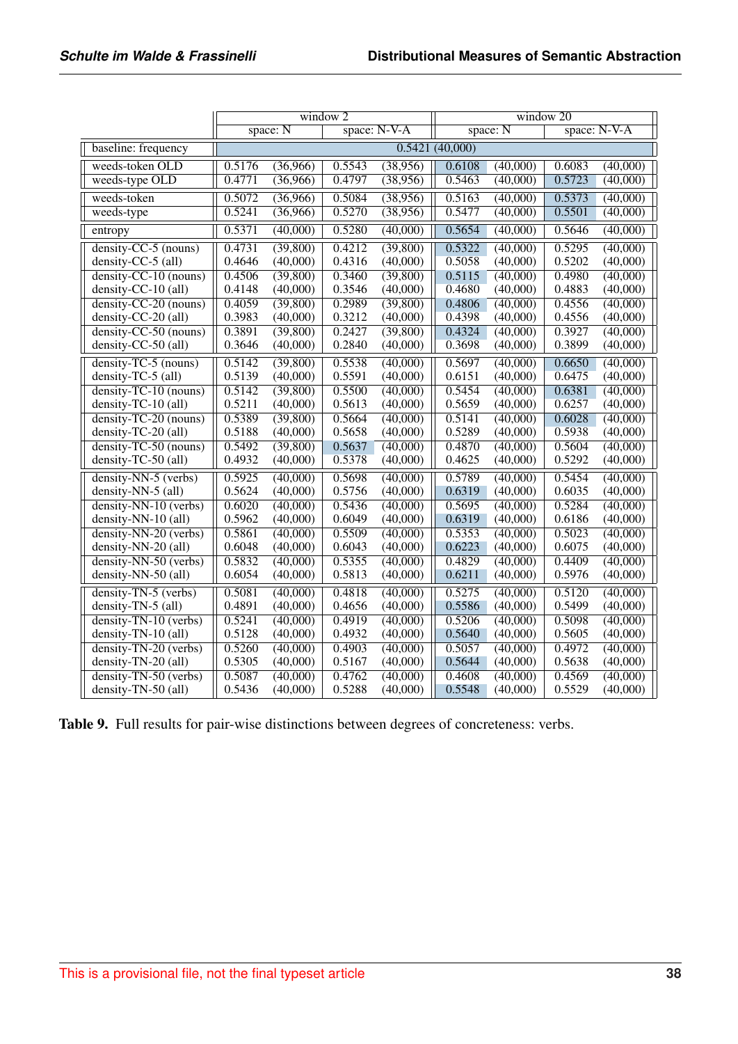| | window 2 | | | | window 20 | | | |
|---|---|---|---|---|---|---|---|---|
| | space: N | | space: N-V-A | | space: N | | space: N-V-A | |
| baseline: frequency | 0.5421 (40,000) | | | | | | | |
| weeds-token OLD | 0.5176 | (36,966) | 0.5543 | (38,956) | 0.6108 | (40,000) | 0.6083 | (40,000) |
| weeds-type OLD | 0.4771 | (36,966) | 0.4797 | (38,956) | 0.5463 | (40,000) | 0.5723 | (40,000) |
| weeds-token | 0.5072 | (36,966) | 0.5084 | (38,956) | 0.5163 | (40,000) | 0.5373 | (40,000) |
| weeds-type | 0.5241 | (36,966) | 0.5270 | (38,956) | 0.5477 | (40,000) | 0.5501 | (40,000) |
| entropy | 0.5371 | (40,000) | 0.5280 | (40,000) | 0.5654 | (40,000) | 0.5646 | (40,000) |
| density-CC-5 (nouns) | 0.4731 | (39,800) | 0.4212 | (39,800) | 0.5322 | (40,000) | 0.5295 | (40,000) |
| density-CC-5 (all) | 0.4646 | (40,000) | 0.4316 | (40,000) | 0.5058 | (40,000) | 0.5202 | (40,000) |
| density-CC-10 (nouns) | 0.4506 | (39,800) | 0.3460 | (39,800) | 0.5115 | (40,000) | 0.4980 | (40,000) |
| density-CC-10 (all) | 0.4148 | (40,000) | 0.3546 | (40,000) | 0.4680 | (40,000) | 0.4883 | (40,000) |
| density-CC-20 (nouns) | 0.4059 | (39,800) | 0.2989 | (39,800) | 0.4806 | (40,000) | 0.4556 | (40,000) |
| density-CC-20 (all) | 0.3983 | (40,000) | 0.3212 | (40,000) | 0.4398 | (40,000) | 0.4556 | (40,000) |
| density-CC-50 (nouns) | 0.3891 | (39,800) | 0.2427 | (39,800) | 0.4324 | (40,000) | 0.3927 | (40,000) |
| density-CC-50 (all) | 0.3646 | (40,000) | 0.2840 | (40,000) | 0.3698 | (40,000) | 0.3899 | (40,000) |
| density-TC-5 (nouns) | 0.5142 | (39,800) | 0.5538 | (40,000) | 0.5697 | (40,000) | 0.6650 | (40,000) |
| density-TC-5 (all) | 0.5139 | (40,000) | 0.5591 | (40,000) | 0.6151 | (40,000) | 0.6475 | (40,000) |
| density-TC-10 (nouns) | 0.5142 | (39,800) | 0.5500 | (40,000) | 0.5454 | (40,000) | 0.6381 | (40,000) |
| density-TC-10 (all) | 0.5211 | (40,000) | 0.5613 | (40,000) | 0.5659 | (40,000) | 0.6257 | (40,000) |
| density-TC-20 (nouns) | 0.5389 | (39,800) | 0.5664 | (40,000) | 0.5141 | (40,000) | 0.6028 | (40,000) |
| density-TC-20 (all) | 0.5188 | (40,000) | 0.5658 | (40,000) | 0.5289 | (40,000) | 0.5938 | (40,000) |
| density-TC-50 (nouns) | 0.5492 | (39,800) | 0.5637 | (40,000) | 0.4870 | (40,000) | 0.5604 | (40,000) |
| density-TC-50 (all) | 0.4932 | (40,000) | 0.5378 | (40,000) | 0.4625 | (40,000) | 0.5292 | (40,000) |
| density-NN-5 (verbs) | 0.5925 | (40,000) | 0.5698 | (40,000) | 0.5789 | (40,000) | 0.5454 | (40,000) |
| density-NN-5 (all) | 0.5624 | (40,000) | 0.5756 | (40,000) | 0.6319 | (40,000) | 0.6035 | (40,000) |
| density-NN-10 (verbs) | 0.6020 | (40,000) | 0.5436 | (40,000) | 0.5695 | (40,000) | 0.5284 | (40,000) |
| density-NN-10 (all) | 0.5962 | (40,000) | 0.6049 | (40,000) | 0.6319 | (40,000) | 0.6186 | (40,000) |
| density-NN-20 (verbs) | 0.5861 | (40,000) | 0.5509 | (40,000) | 0.5353 | (40,000) | 0.5023 | (40,000) |
| density-NN-20 (all) | 0.6048 | (40,000) | 0.6043 | (40,000) | 0.6223 | (40,000) | 0.6075 | (40,000) |
| density-NN-50 (verbs) | 0.5832 | (40,000) | 0.5355 | (40,000) | 0.4829 | (40,000) | 0.4409 | (40,000) |
| density-NN-50 (all) | 0.6054 | (40,000) | 0.5813 | (40,000) | 0.6211 | (40,000) | 0.5976 | (40,000) |
| density-TN-5 (verbs) | 0.5081 | (40,000) | 0.4818 | (40,000) | 0.5275 | (40,000) | 0.5120 | (40,000) |
| density-TN-5 (all) | 0.4891 | (40,000) | 0.4656 | (40,000) | 0.5586 | (40,000) | 0.5499 | (40,000) |
| density-TN-10 (verbs) | 0.5241 | (40,000) | 0.4919 | (40,000) | 0.5206 | (40,000) | 0.5098 | (40,000) |
| density-TN-10 (all) | 0.5128 | (40,000) | 0.4932 | (40,000) | 0.5640 | (40,000) | 0.5605 | (40,000) |
| density-TN-20 (verbs) | 0.5260 | (40,000) | 0.4903 | (40,000) | 0.5057 | (40,000) | 0.4972 | (40,000) |
| density-TN-20 (all) | 0.5305 | (40,000) | 0.5167 | (40,000) | 0.5644 | (40,000) | 0.5638 | (40,000) |
| density-TN-50 (verbs) | 0.5087 | (40,000) | 0.4762 | (40,000) | 0.4608 | (40,000) | 0.4569 | (40,000) |
| density-TN-50 (all) | 0.5436 | (40,000) | 0.5288 | (40,000) | 0.5548 | (40,000) | 0.5529 | (40,000) |

**Table 9.** Full results for pair-wise distinctions between degrees of concreteness: verbs.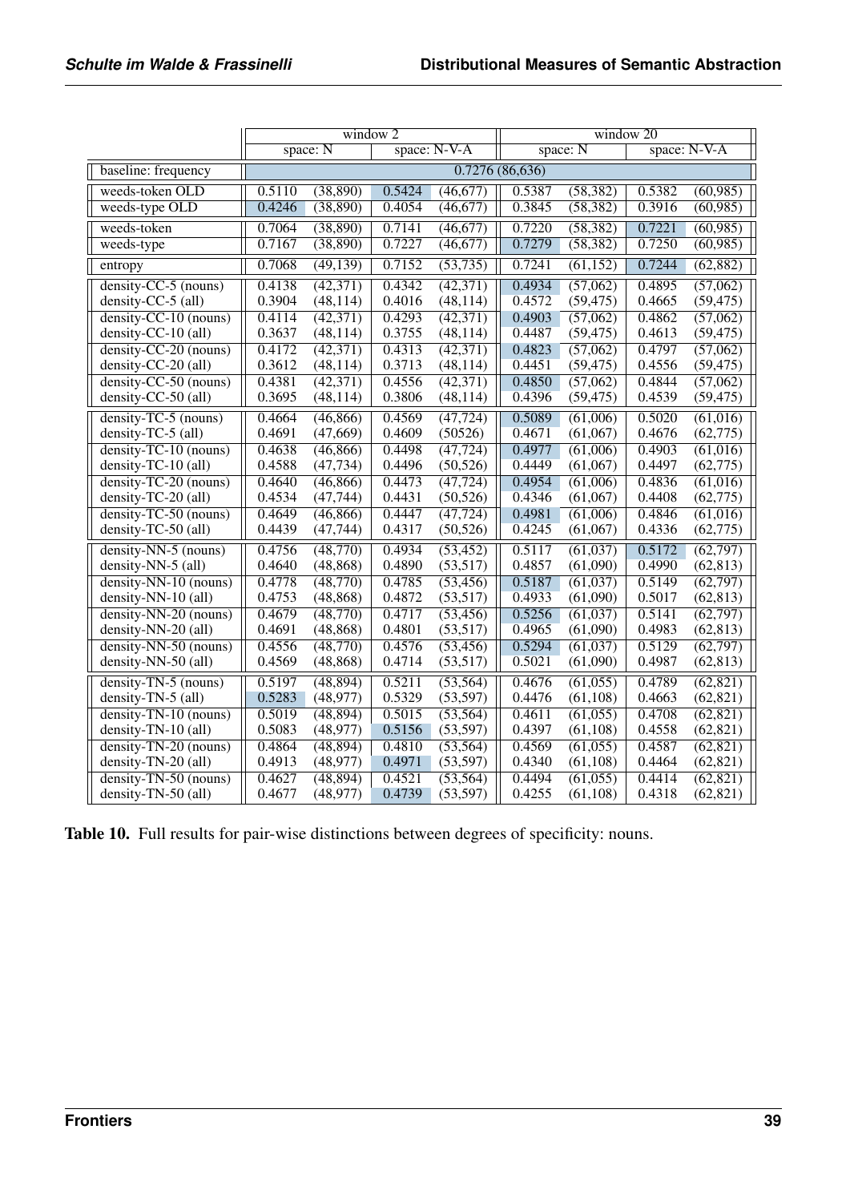| | window 2 | | | | window 20 | | | |
|---|---|---|---|---|---|---|---|---|
| | space: N | | space: N-V-A | | space: N | | space: N-V-A | |
| baseline: frequency | 0.7276 (86,636) | | | | | | | |
| weeds-token OLD | 0.5110 | (38,890) | 0.5424 | (46,677) | 0.5387 | (58,382) | 0.5382 | (60,985) |
| weeds-type OLD | 0.4246 | (38,890) | 0.4054 | (46,677) | 0.3845 | (58,382) | 0.3916 | (60,985) |
| weeds-token | 0.7064 | (38,890) | 0.7141 | (46,677) | 0.7220 | (58,382) | 0.7221 | (60,985) |
| weeds-type | 0.7167 | (38,890) | 0.7227 | (46,677) | 0.7279 | (58,382) | 0.7250 | (60,985) |
| entropy | 0.7068 | (49,139) | 0.7152 | (53,735) | 0.7241 | (61,152) | 0.7244 | (62,882) |
| density-CC-5 (nouns) | 0.4138 | (42,371) | 0.4342 | (42,371) | 0.4934 | (57,062) | 0.4895 | (57,062) |
| density-CC-5 (all) | 0.3904 | (48,114) | 0.4016 | (48,114) | 0.4572 | (59,475) | 0.4665 | (59,475) |
| density-CC-10 (nouns) | 0.4114 | (42,371) | 0.4293 | (42,371) | 0.4903 | (57,062) | 0.4862 | (57,062) |
| density-CC-10 (all) | 0.3637 | (48,114) | 0.3755 | (48,114) | 0.4487 | (59,475) | 0.4613 | (59,475) |
| density-CC-20 (nouns) | 0.4172 | (42,371) | 0.4313 | (42,371) | 0.4823 | (57,062) | 0.4797 | (57,062) |
| density-CC-20 (all) | 0.3612 | (48,114) | 0.3713 | (48,114) | 0.4451 | (59,475) | 0.4556 | (59,475) |
| density-CC-50 (nouns) | 0.4381 | (42,371) | 0.4556 | (42,371) | 0.4850 | (57,062) | 0.4844 | (57,062) |
| density-CC-50 (all) | 0.3695 | (48,114) | 0.3806 | (48,114) | 0.4396 | (59,475) | 0.4539 | (59,475) |
| density-TC-5 (nouns) | 0.4664 | (46,866) | 0.4569 | (47,724) | 0.5089 | (61,006) | 0.5020 | (61,016) |
| density-TC-5 (all) | 0.4691 | (47,669) | 0.4609 | (50526) | 0.4671 | (61,067) | 0.4676 | (62,775) |
| density-TC-10 (nouns) | 0.4638 | (46,866) | 0.4498 | (47,724) | 0.4977 | (61,006) | 0.4903 | (61,016) |
| density-TC-10 (all) | 0.4588 | (47,734) | 0.4496 | (50,526) | 0.4449 | (61,067) | 0.4497 | (62,775) |
| density-TC-20 (nouns) | 0.4640 | (46,866) | 0.4473 | (47,724) | 0.4954 | (61,006) | 0.4836 | (61,016) |
| density-TC-20 (all) | 0.4534 | (47,744) | 0.4431 | (50,526) | 0.4346 | (61,067) | 0.4408 | (62,775) |
| density-TC-50 (nouns) | 0.4649 | (46,866) | 0.4447 | (47,724) | 0.4981 | (61,006) | 0.4846 | (61,016) |
| density-TC-50 (all) | 0.4439 | (47,744) | 0.4317 | (50,526) | 0.4245 | (61,067) | 0.4336 | (62,775) |
| density-NN-5 (nouns) | 0.4756 | (48,770) | 0.4934 | (53,452) | 0.5117 | (61,037) | 0.5172 | (62,797) |
| density-NN-5 (all) | 0.4640 | (48,868) | 0.4890 | (53,517) | 0.4857 | (61,090) | 0.4990 | (62,813) |
| density-NN-10 (nouns) | 0.4778 | (48,770) | 0.4785 | (53,456) | 0.5187 | (61,037) | 0.5149 | (62,797) |
| density-NN-10 (all) | 0.4753 | (48,868) | 0.4872 | (53,517) | 0.4933 | (61,090) | 0.5017 | (62,813) |
| density-NN-20 (nouns) | 0.4679 | (48,770) | 0.4717 | (53,456) | 0.5256 | (61,037) | 0.5141 | (62,797) |
| density-NN-20 (all) | 0.4691 | (48,868) | 0.4801 | (53,517) | 0.4965 | (61,090) | 0.4983 | (62,813) |
| density-NN-50 (nouns) | 0.4556 | (48,770) | 0.4576 | (53,456) | 0.5294 | (61,037) | 0.5129 | (62,797) |
| density-NN-50 (all) | 0.4569 | (48,868) | 0.4714 | (53,517) | 0.5021 | (61,090) | 0.4987 | (62,813) |
| density-TN-5 (nouns) | 0.5197 | (48,894) | 0.5211 | (53,564) | 0.4676 | (61,055) | 0.4789 | (62,821) |
| density-TN-5 (all) | 0.5283 | (48,977) | 0.5329 | (53,597) | 0.4476 | (61,108) | 0.4663 | (62,821) |
| density-TN-10 (nouns) | 0.5019 | (48,894) | 0.5015 | (53,564) | 0.4611 | (61,055) | 0.4708 | (62,821) |
| density-TN-10 (all) | 0.5083 | (48,977) | 0.5156 | (53,597) | 0.4397 | (61,108) | 0.4558 | (62,821) |
| density-TN-20 (nouns) | 0.4864 | (48,894) | 0.4810 | (53,564) | 0.4569 | (61,055) | 0.4587 | (62,821) |
| density-TN-20 (all) | 0.4913 | (48,977) | 0.4971 | (53,597) | 0.4340 | (61,108) | 0.4464 | (62,821) |
| density-TN-50 (nouns) | 0.4627 | (48,894) | 0.4521 | (53,564) | 0.4494 | (61,055) | 0.4414 | (62,821) |
| density-TN-50 (all) | 0.4677 | (48,977) | 0.4739 | (53,597) | 0.4255 | (61,108) | 0.4318 | (62,821) |

**Table 10.** Full results for pair-wise distinctions between degrees of specificity: nouns.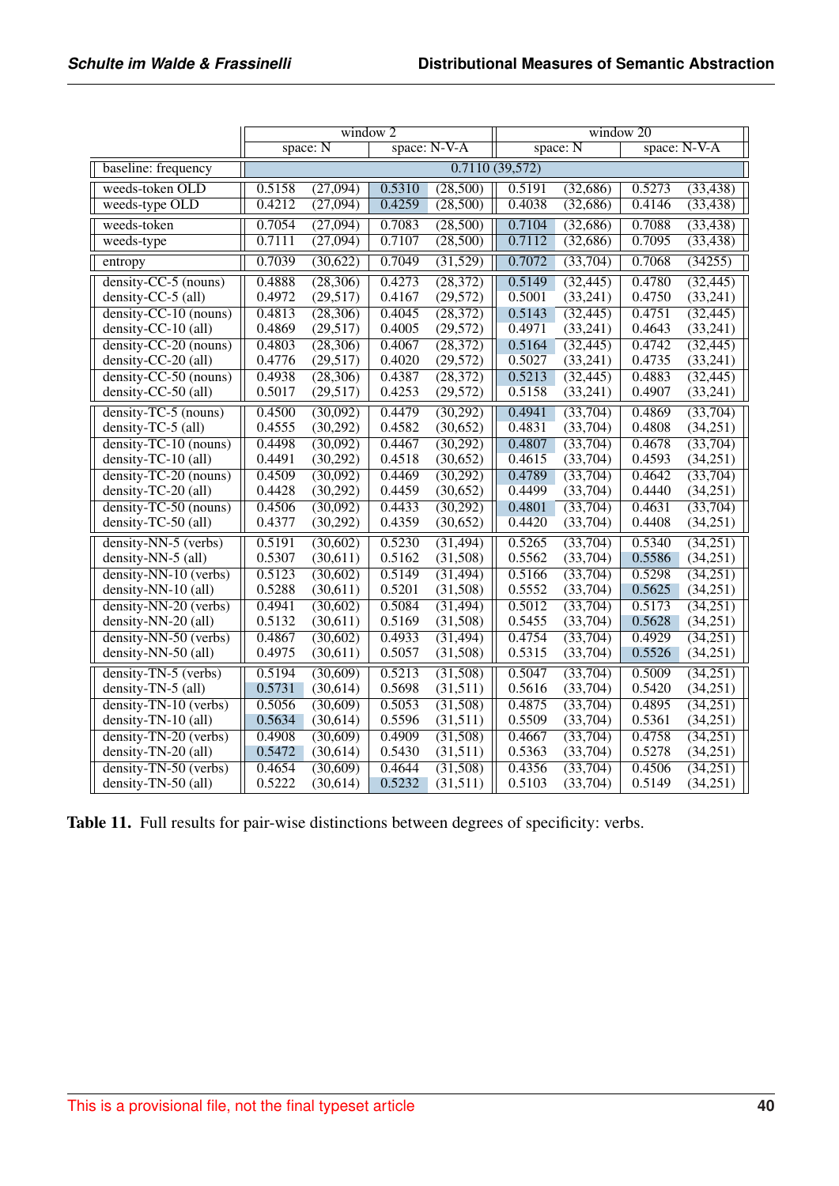| | window 2 | | | | window 20 | | | |
|---|---|---|---|---|---|---|---|---|
| | space: N | | space: N-V-A | | space: N | | space: N-V-A | |
| baseline: frequency | 0.7110 (39,572) | | | | | | | |
| weeds-token OLD | 0.5158 | (27,094) | 0.5310 | (28,500) | 0.5191 | (32,686) | 0.5273 | (33,438) |
| weeds-type OLD | 0.4212 | (27,094) | 0.4259 | (28,500) | 0.4038 | (32,686) | 0.4146 | (33,438) |
| weeds-token | 0.7054 | (27,094) | 0.7083 | (28,500) | 0.7104 | (32,686) | 0.7088 | (33,438) |
| weeds-type | 0.7111 | (27,094) | 0.7107 | (28,500) | 0.7112 | (32,686) | 0.7095 | (33,438) |
| entropy | 0.7039 | (30,622) | 0.7049 | (31,529) | 0.7072 | (33,704) | 0.7068 | (34255) |
| density-CC-5 (nouns) | 0.4888 | (28,306) | 0.4273 | (28,372) | 0.5149 | (32,445) | 0.4780 | (32,445) |
| density-CC-5 (all) | 0.4972 | (29,517) | 0.4167 | (29,572) | 0.5001 | (33,241) | 0.4750 | (33,241) |
| density-CC-10 (nouns) | 0.4813 | (28,306) | 0.4045 | (28,372) | 0.5143 | (32,445) | 0.4751 | (32,445) |
| density-CC-10 (all) | 0.4869 | (29,517) | 0.4005 | (29,572) | 0.4971 | (33,241) | 0.4643 | (33,241) |
| density-CC-20 (nouns) | 0.4803 | (28,306) | 0.4067 | (28,372) | 0.5164 | (32,445) | 0.4742 | (32,445) |
| density-CC-20 (all) | 0.4776 | (29,517) | 0.4020 | (29,572) | 0.5027 | (33,241) | 0.4735 | (33,241) |
| density-CC-50 (nouns) | 0.4938 | (28,306) | 0.4387 | (28,372) | 0.5213 | (32,445) | 0.4883 | (32,445) |
| density-CC-50 (all) | 0.5017 | (29,517) | 0.4253 | (29,572) | 0.5158 | (33,241) | 0.4907 | (33,241) |
| density-TC-5 (nouns) | 0.4500 | (30,092) | 0.4479 | (30,292) | 0.4941 | (33,704) | 0.4869 | (33,704) |
| density-TC-5 (all) | 0.4555 | (30,292) | 0.4582 | (30,652) | 0.4831 | (33,704) | 0.4808 | (34,251) |
| density-TC-10 (nouns) | 0.4498 | (30,092) | 0.4467 | (30,292) | 0.4807 | (33,704) | 0.4678 | (33,704) |
| density-TC-10 (all) | 0.4491 | (30,292) | 0.4518 | (30,652) | 0.4615 | (33,704) | 0.4593 | (34,251) |
| density-TC-20 (nouns) | 0.4509 | (30,092) | 0.4469 | (30,292) | 0.4789 | (33,704) | 0.4642 | (33,704) |
| density-TC-20 (all) | 0.4428 | (30,292) | 0.4459 | (30,652) | 0.4499 | (33,704) | 0.4440 | (34,251) |
| density-TC-50 (nouns) | 0.4506 | (30,092) | 0.4433 | (30,292) | 0.4801 | (33,704) | 0.4631 | (33,704) |
| density-TC-50 (all) | 0.4377 | (30,292) | 0.4359 | (30,652) | 0.4420 | (33,704) | 0.4408 | (34,251) |
| density-NN-5 (verbs) | 0.5191 | (30,602) | 0.5230 | (31,494) | 0.5265 | (33,704) | 0.5340 | (34,251) |
| density-NN-5 (all) | 0.5307 | (30,611) | 0.5162 | (31,508) | 0.5562 | (33,704) | 0.5586 | (34,251) |
| density-NN-10 (verbs) | 0.5123 | (30,602) | 0.5149 | (31,494) | 0.5166 | (33,704) | 0.5298 | (34,251) |
| density-NN-10 (all) | 0.5288 | (30,611) | 0.5201 | (31,508) | 0.5552 | (33,704) | 0.5625 | (34,251) |
| density-NN-20 (verbs) | 0.4941 | (30,602) | 0.5084 | (31,494) | 0.5012 | (33,704) | 0.5173 | (34,251) |
| density-NN-20 (all) | 0.5132 | (30,611) | 0.5169 | (31,508) | 0.5455 | (33,704) | 0.5628 | (34,251) |
| density-NN-50 (verbs) | 0.4867 | (30,602) | 0.4933 | (31,494) | 0.4754 | (33,704) | 0.4929 | (34,251) |
| density-NN-50 (all) | 0.4975 | (30,611) | 0.5057 | (31,508) | 0.5315 | (33,704) | 0.5526 | (34,251) |
| density-TN-5 (verbs) | 0.5194 | (30,609) | 0.5213 | (31,508) | 0.5047 | (33,704) | 0.5009 | (34,251) |
| density-TN-5 (all) | 0.5731 | (30,614) | 0.5698 | (31,511) | 0.5616 | (33,704) | 0.5420 | (34,251) |
| density-TN-10 (verbs) | 0.5056 | (30,609) | 0.5053 | (31,508) | 0.4875 | (33,704) | 0.4895 | (34,251) |
| density-TN-10 (all) | 0.5634 | (30,614) | 0.5596 | (31,511) | 0.5509 | (33,704) | 0.5361 | (34,251) |
| density-TN-20 (verbs) | 0.4908 | (30,609) | 0.4909 | (31,508) | 0.4667 | (33,704) | 0.4758 | (34,251) |
| density-TN-20 (all) | 0.5472 | (30,614) | 0.5430 | (31,511) | 0.5363 | (33,704) | 0.5278 | (34,251) |
| density-TN-50 (verbs) | 0.4654 | (30,609) | 0.4644 | (31,508) | 0.4356 | (33,704) | 0.4506 | (34,251) |
| density-TN-50 (all) | 0.5222 | (30,614) | 0.5232 | (31,511) | 0.5103 | (33,704) | 0.5149 | (34,251) |

**Table 11.** Full results for pair-wise distinctions between degrees of specificity: verbs.